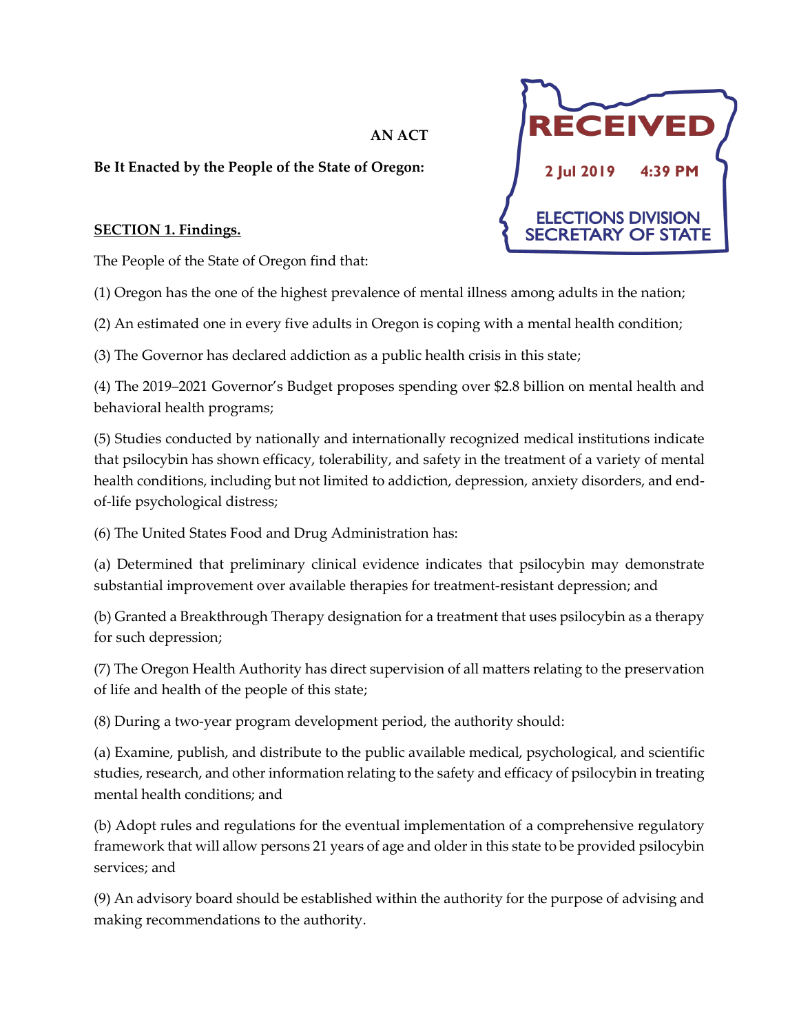**AN ACT**

RECEIVED

2 Jul 2019 4:39 PM

ELECTIONS DIVISION SECRETARY OF STATE

**Be It Enacted by the People of the State of Oregon:**

**SECTION 1. Findings.**

The People of the State of Oregon find that:

(1) Oregon has the one of the highest prevalence of mental illness among adults in the nation;

(2) An estimated one in every five adults in Oregon is coping with a mental health condition;

(3) The Governor has declared addiction as a public health crisis in this state;

(4) The 2019–2021 Governor's Budget proposes spending over $2.8 billion on mental health and behavioral health programs;

(5) Studies conducted by nationally and internationally recognized medical institutions indicate that psilocybin has shown efficacy, tolerability, and safety in the treatment of a variety of mental health conditions, including but not limited to addiction, depression, anxiety disorders, and end-of-life psychological distress;

(6) The United States Food and Drug Administration has:

(a) Determined that preliminary clinical evidence indicates that psilocybin may demonstrate substantial improvement over available therapies for treatment-resistant depression; and

(b) Granted a Breakthrough Therapy designation for a treatment that uses psilocybin as a therapy for such depression;

(7) The Oregon Health Authority has direct supervision of all matters relating to the preservation of life and health of the people of this state;

(8) During a two-year program development period, the authority should:

(a) Examine, publish, and distribute to the public available medical, psychological, and scientific studies, research, and other information relating to the safety and efficacy of psilocybin in treating mental health conditions; and

(b) Adopt rules and regulations for the eventual implementation of a comprehensive regulatory framework that will allow persons 21 years of age and older in this state to be provided psilocybin services; and

(9) An advisory board should be established within the authority for the purpose of advising and making recommendations to the authority.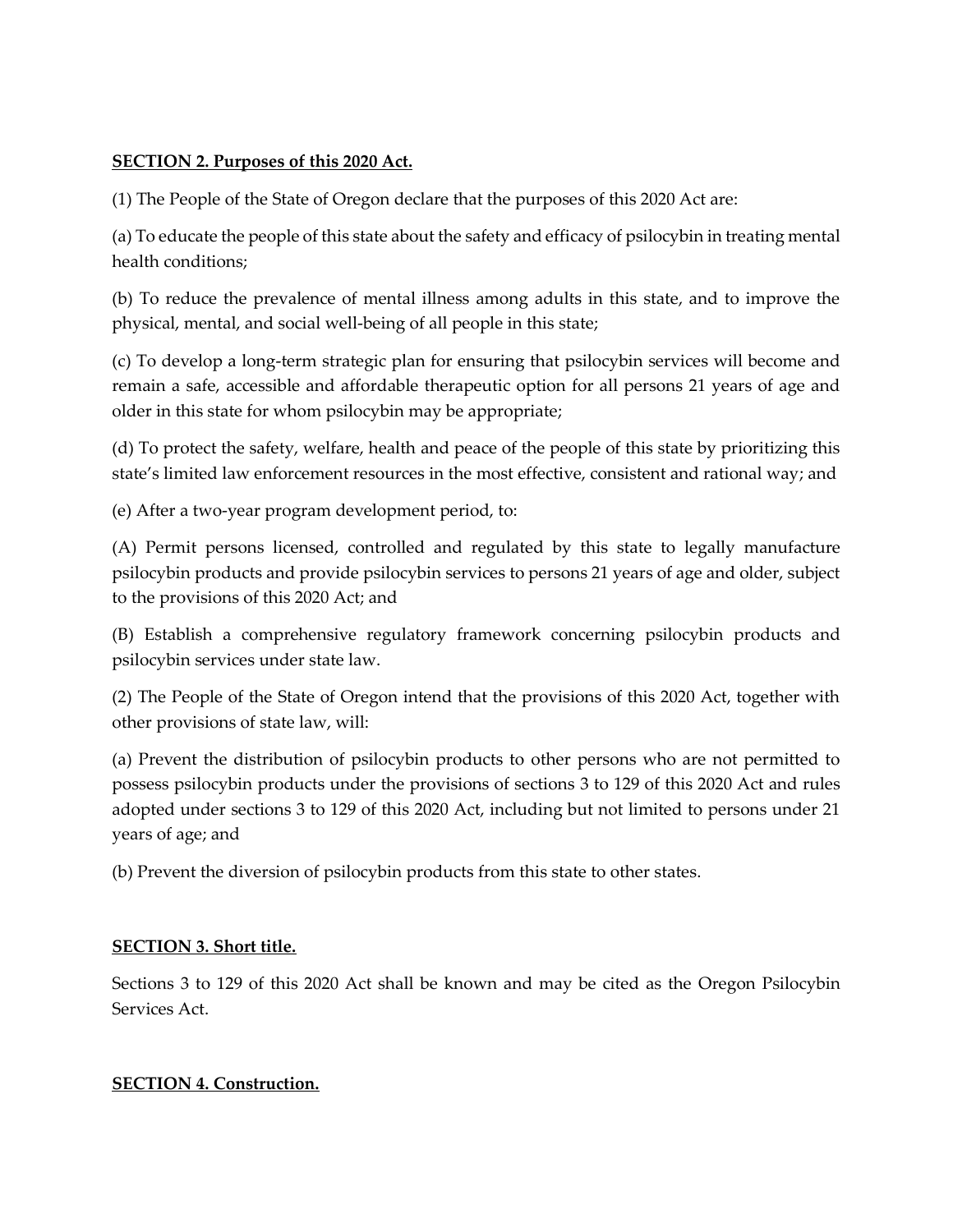**SECTION 2. Purposes of this 2020 Act.**

(1) The People of the State of Oregon declare that the purposes of this 2020 Act are:

(a) To educate the people of this state about the safety and efficacy of psilocybin in treating mental health conditions;

(b) To reduce the prevalence of mental illness among adults in this state, and to improve the physical, mental, and social well-being of all people in this state;

(c) To develop a long-term strategic plan for ensuring that psilocybin services will become and remain a safe, accessible and affordable therapeutic option for all persons 21 years of age and older in this state for whom psilocybin may be appropriate;

(d) To protect the safety, welfare, health and peace of the people of this state by prioritizing this state's limited law enforcement resources in the most effective, consistent and rational way; and

(e) After a two-year program development period, to:

(A) Permit persons licensed, controlled and regulated by this state to legally manufacture psilocybin products and provide psilocybin services to persons 21 years of age and older, subject to the provisions of this 2020 Act; and

(B) Establish a comprehensive regulatory framework concerning psilocybin products and psilocybin services under state law.

(2) The People of the State of Oregon intend that the provisions of this 2020 Act, together with other provisions of state law, will:

(a) Prevent the distribution of psilocybin products to other persons who are not permitted to possess psilocybin products under the provisions of sections 3 to 129 of this 2020 Act and rules adopted under sections 3 to 129 of this 2020 Act, including but not limited to persons under 21 years of age; and

(b) Prevent the diversion of psilocybin products from this state to other states.

**SECTION 3. Short title.**

Sections 3 to 129 of this 2020 Act shall be known and may be cited as the Oregon Psilocybin Services Act.

**SECTION 4. Construction.**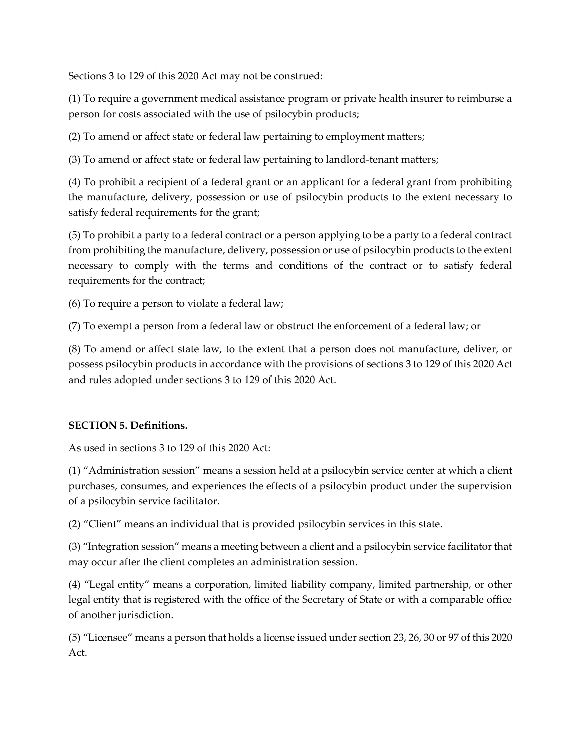Sections 3 to 129 of this 2020 Act may not be construed:

(1) To require a government medical assistance program or private health insurer to reimburse a person for costs associated with the use of psilocybin products;

(2) To amend or affect state or federal law pertaining to employment matters;

(3) To amend or affect state or federal law pertaining to landlord-tenant matters;

(4) To prohibit a recipient of a federal grant or an applicant for a federal grant from prohibiting the manufacture, delivery, possession or use of psilocybin products to the extent necessary to satisfy federal requirements for the grant;

(5) To prohibit a party to a federal contract or a person applying to be a party to a federal contract from prohibiting the manufacture, delivery, possession or use of psilocybin products to the extent necessary to comply with the terms and conditions of the contract or to satisfy federal requirements for the contract;

(6) To require a person to violate a federal law;

(7) To exempt a person from a federal law or obstruct the enforcement of a federal law; or

(8) To amend or affect state law, to the extent that a person does not manufacture, deliver, or possess psilocybin products in accordance with the provisions of sections 3 to 129 of this 2020 Act and rules adopted under sections 3 to 129 of this 2020 Act.

**SECTION 5. Definitions.**

As used in sections 3 to 129 of this 2020 Act:

(1) "Administration session" means a session held at a psilocybin service center at which a client purchases, consumes, and experiences the effects of a psilocybin product under the supervision of a psilocybin service facilitator.

(2) "Client" means an individual that is provided psilocybin services in this state.

(3) "Integration session" means a meeting between a client and a psilocybin service facilitator that may occur after the client completes an administration session.

(4) "Legal entity" means a corporation, limited liability company, limited partnership, or other legal entity that is registered with the office of the Secretary of State or with a comparable office of another jurisdiction.

(5) "Licensee" means a person that holds a license issued under section 23, 26, 30 or 97 of this 2020 Act.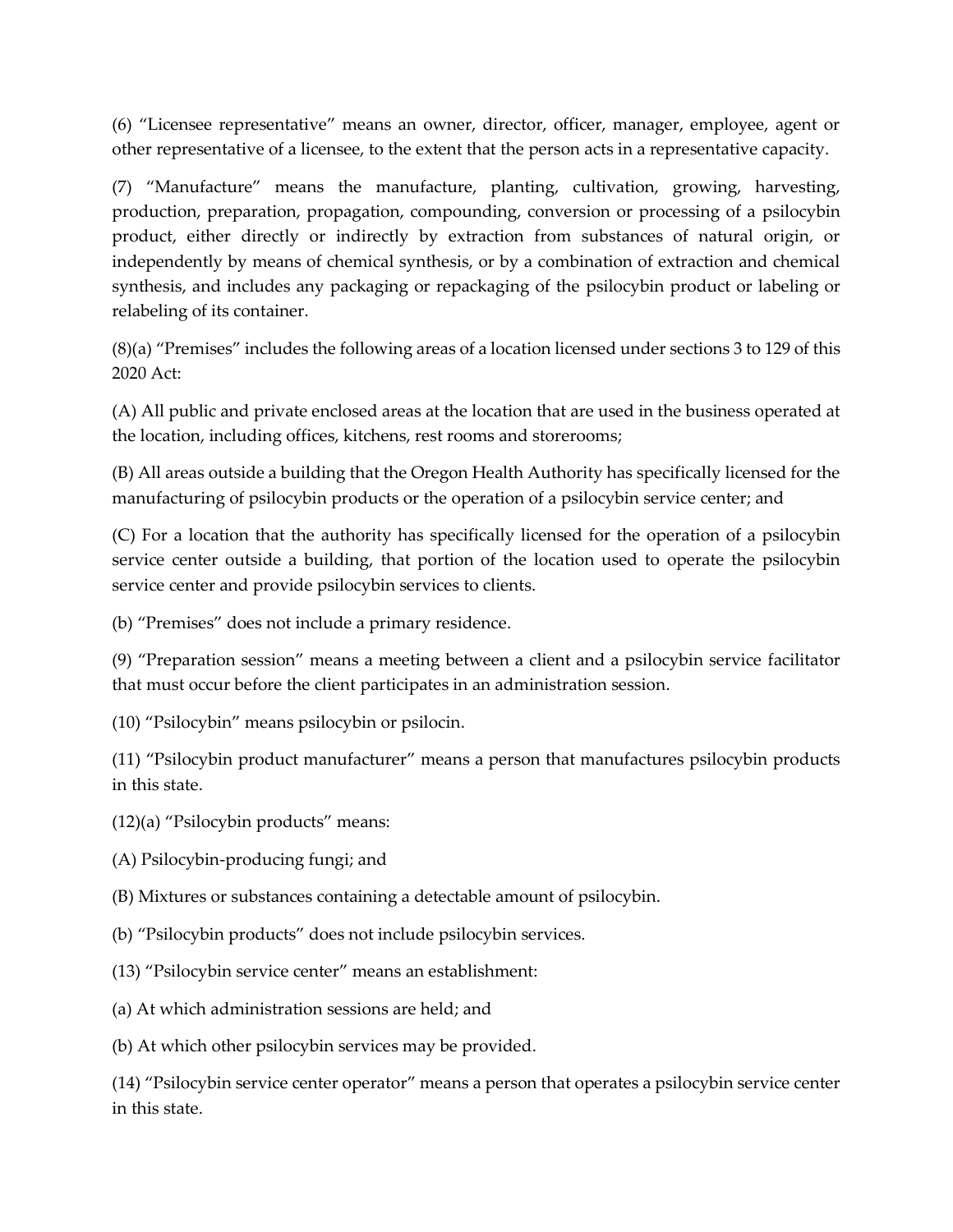(6) "Licensee representative" means an owner, director, officer, manager, employee, agent or other representative of a licensee, to the extent that the person acts in a representative capacity.

(7) "Manufacture" means the manufacture, planting, cultivation, growing, harvesting, production, preparation, propagation, compounding, conversion or processing of a psilocybin product, either directly or indirectly by extraction from substances of natural origin, or independently by means of chemical synthesis, or by a combination of extraction and chemical synthesis, and includes any packaging or repackaging of the psilocybin product or labeling or relabeling of its container.

(8)(a) "Premises" includes the following areas of a location licensed under sections 3 to 129 of this 2020 Act:

(A) All public and private enclosed areas at the location that are used in the business operated at the location, including offices, kitchens, rest rooms and storerooms;

(B) All areas outside a building that the Oregon Health Authority has specifically licensed for the manufacturing of psilocybin products or the operation of a psilocybin service center; and

(C) For a location that the authority has specifically licensed for the operation of a psilocybin service center outside a building, that portion of the location used to operate the psilocybin service center and provide psilocybin services to clients.

(b) "Premises" does not include a primary residence.

(9) "Preparation session" means a meeting between a client and a psilocybin service facilitator that must occur before the client participates in an administration session.

(10) "Psilocybin" means psilocybin or psilocin.

(11) "Psilocybin product manufacturer" means a person that manufactures psilocybin products in this state.

(12)(a) "Psilocybin products" means:

(A) Psilocybin-producing fungi; and

(B) Mixtures or substances containing a detectable amount of psilocybin.

(b) "Psilocybin products" does not include psilocybin services.

(13) "Psilocybin service center" means an establishment:

(a) At which administration sessions are held; and

(b) At which other psilocybin services may be provided.

(14) "Psilocybin service center operator" means a person that operates a psilocybin service center in this state.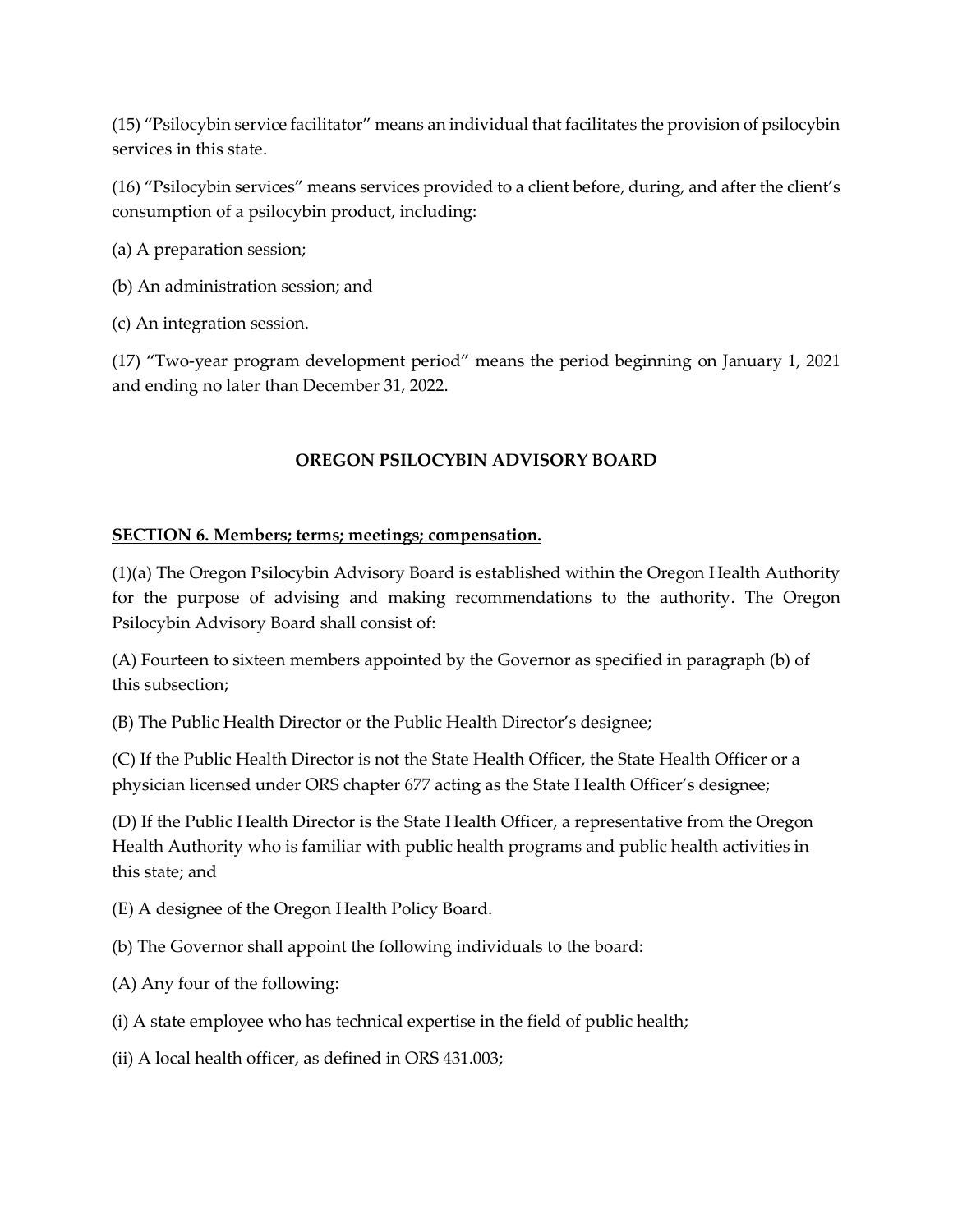(15) "Psilocybin service facilitator" means an individual that facilitates the provision of psilocybin services in this state.

(16) "Psilocybin services" means services provided to a client before, during, and after the client's consumption of a psilocybin product, including:

(a) A preparation session;

(b) An administration session; and

(c) An integration session.

(17) "Two-year program development period" means the period beginning on January 1, 2021 and ending no later than December 31, 2022.

## OREGON PSILOCYBIN ADVISORY BOARD

**SECTION 6. Members; terms; meetings; compensation.**

(1)(a) The Oregon Psilocybin Advisory Board is established within the Oregon Health Authority for the purpose of advising and making recommendations to the authority. The Oregon Psilocybin Advisory Board shall consist of:

(A) Fourteen to sixteen members appointed by the Governor as specified in paragraph (b) of this subsection;

(B) The Public Health Director or the Public Health Director's designee;

(C) If the Public Health Director is not the State Health Officer, the State Health Officer or a physician licensed under ORS chapter 677 acting as the State Health Officer's designee;

(D) If the Public Health Director is the State Health Officer, a representative from the Oregon Health Authority who is familiar with public health programs and public health activities in this state; and

(E) A designee of the Oregon Health Policy Board.

(b) The Governor shall appoint the following individuals to the board:

(A) Any four of the following:

(i) A state employee who has technical expertise in the field of public health;

(ii) A local health officer, as defined in ORS 431.003;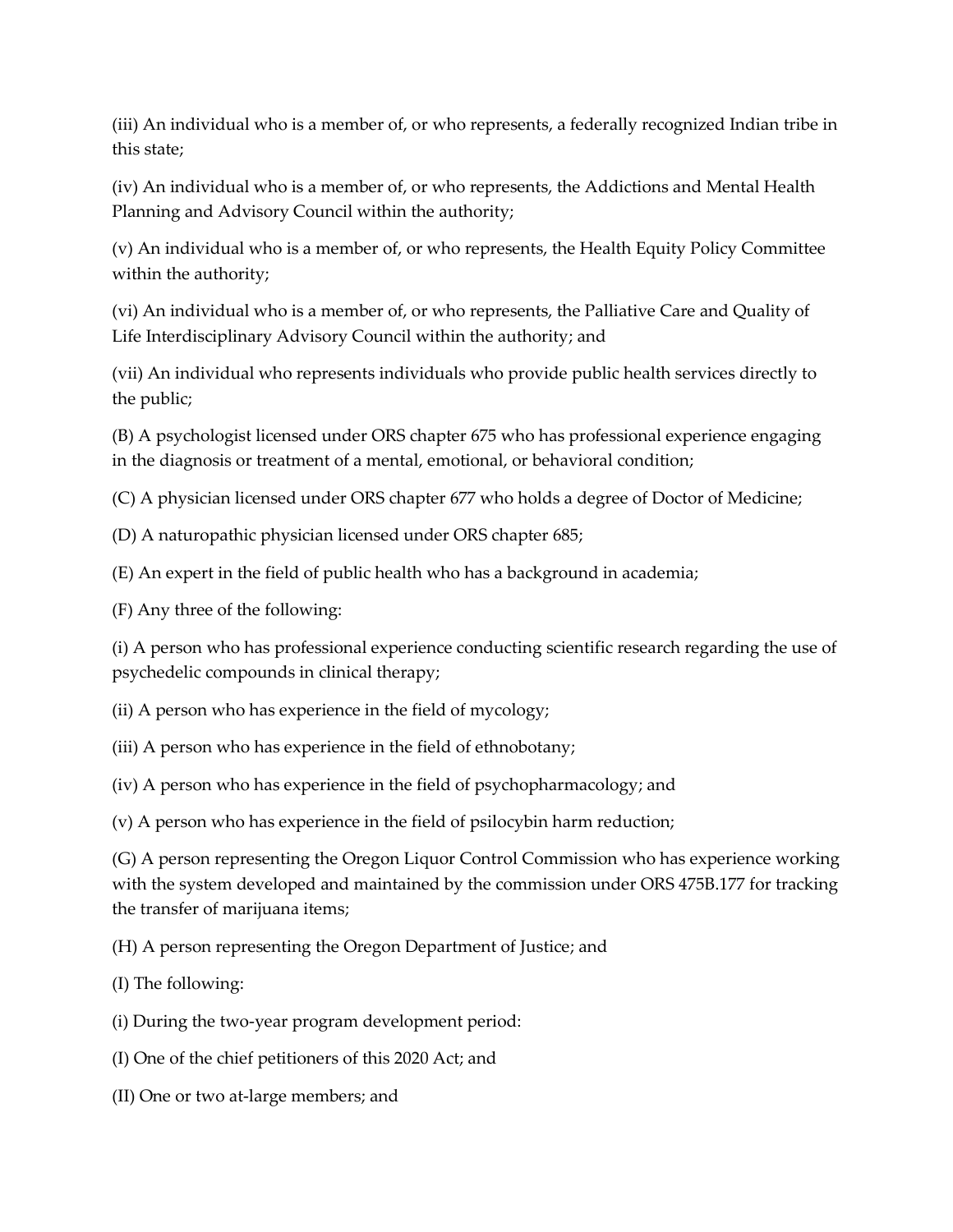(iii) An individual who is a member of, or who represents, a federally recognized Indian tribe in this state;

(iv) An individual who is a member of, or who represents, the Addictions and Mental Health Planning and Advisory Council within the authority;

(v) An individual who is a member of, or who represents, the Health Equity Policy Committee within the authority;

(vi) An individual who is a member of, or who represents, the Palliative Care and Quality of Life Interdisciplinary Advisory Council within the authority; and

(vii) An individual who represents individuals who provide public health services directly to the public;

(B) A psychologist licensed under ORS chapter 675 who has professional experience engaging in the diagnosis or treatment of a mental, emotional, or behavioral condition;

(C) A physician licensed under ORS chapter 677 who holds a degree of Doctor of Medicine;

(D) A naturopathic physician licensed under ORS chapter 685;

(E) An expert in the field of public health who has a background in academia;

(F) Any three of the following:

(i) A person who has professional experience conducting scientific research regarding the use of psychedelic compounds in clinical therapy;

(ii) A person who has experience in the field of mycology;

(iii) A person who has experience in the field of ethnobotany;

(iv) A person who has experience in the field of psychopharmacology; and

(v) A person who has experience in the field of psilocybin harm reduction;

(G) A person representing the Oregon Liquor Control Commission who has experience working with the system developed and maintained by the commission under ORS 475B.177 for tracking the transfer of marijuana items;

(H) A person representing the Oregon Department of Justice; and

(I) The following:

(i) During the two-year program development period:

(I) One of the chief petitioners of this 2020 Act; and

(II) One or two at-large members; and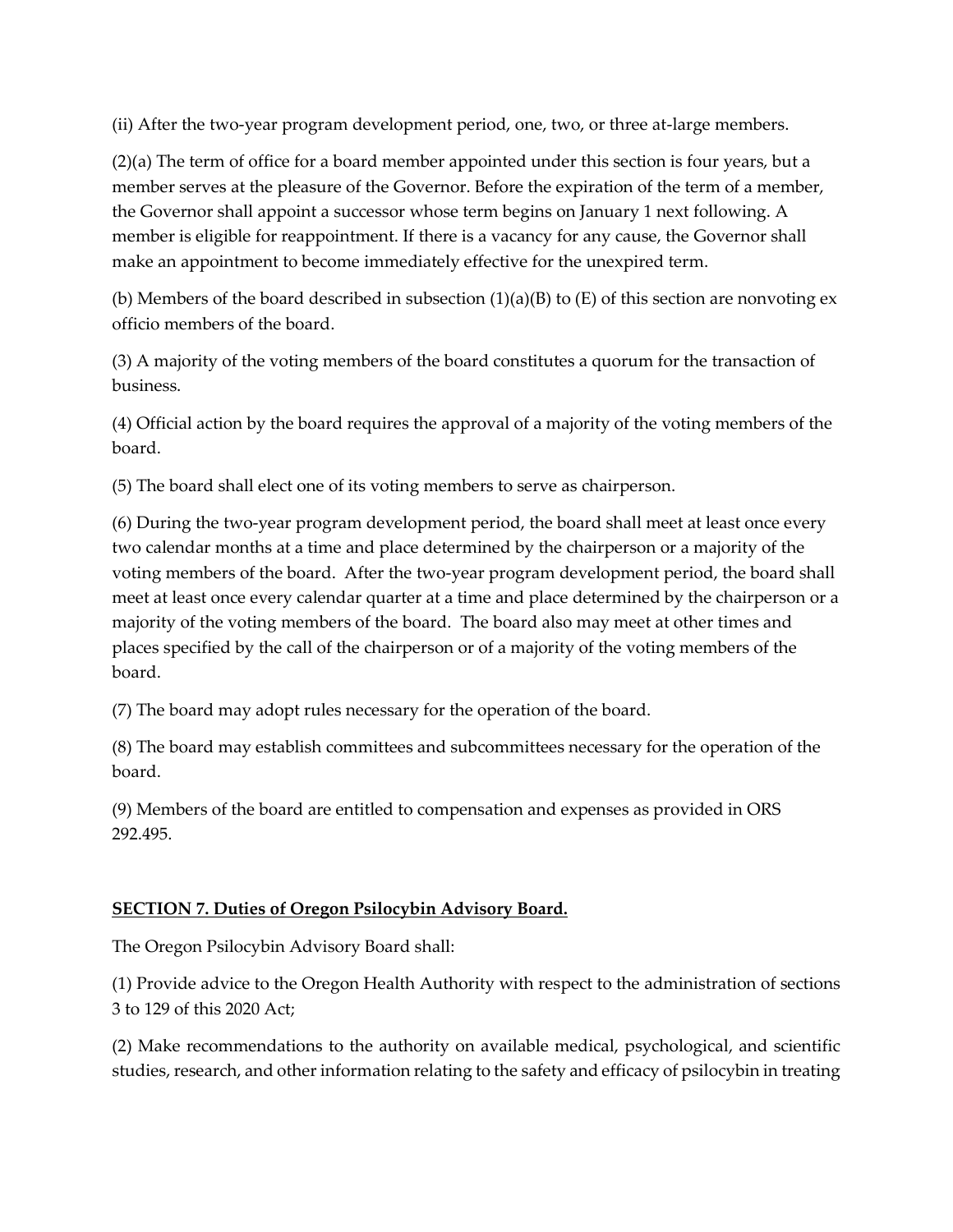(ii) After the two-year program development period, one, two, or three at-large members.

(2)(a) The term of office for a board member appointed under this section is four years, but a member serves at the pleasure of the Governor. Before the expiration of the term of a member, the Governor shall appoint a successor whose term begins on January 1 next following. A member is eligible for reappointment. If there is a vacancy for any cause, the Governor shall make an appointment to become immediately effective for the unexpired term.

(b) Members of the board described in subsection (1)(a)(B) to (E) of this section are nonvoting ex officio members of the board.

(3) A majority of the voting members of the board constitutes a quorum for the transaction of business.

(4) Official action by the board requires the approval of a majority of the voting members of the board.

(5) The board shall elect one of its voting members to serve as chairperson.

(6) During the two-year program development period, the board shall meet at least once every two calendar months at a time and place determined by the chairperson or a majority of the voting members of the board. After the two-year program development period, the board shall meet at least once every calendar quarter at a time and place determined by the chairperson or a majority of the voting members of the board. The board also may meet at other times and places specified by the call of the chairperson or of a majority of the voting members of the board.

(7) The board may adopt rules necessary for the operation of the board.

(8) The board may establish committees and subcommittees necessary for the operation of the board.

(9) Members of the board are entitled to compensation and expenses as provided in ORS 292.495.

**SECTION 7. Duties of Oregon Psilocybin Advisory Board.**

The Oregon Psilocybin Advisory Board shall:

(1) Provide advice to the Oregon Health Authority with respect to the administration of sections 3 to 129 of this 2020 Act;

(2) Make recommendations to the authority on available medical, psychological, and scientific studies, research, and other information relating to the safety and efficacy of psilocybin in treating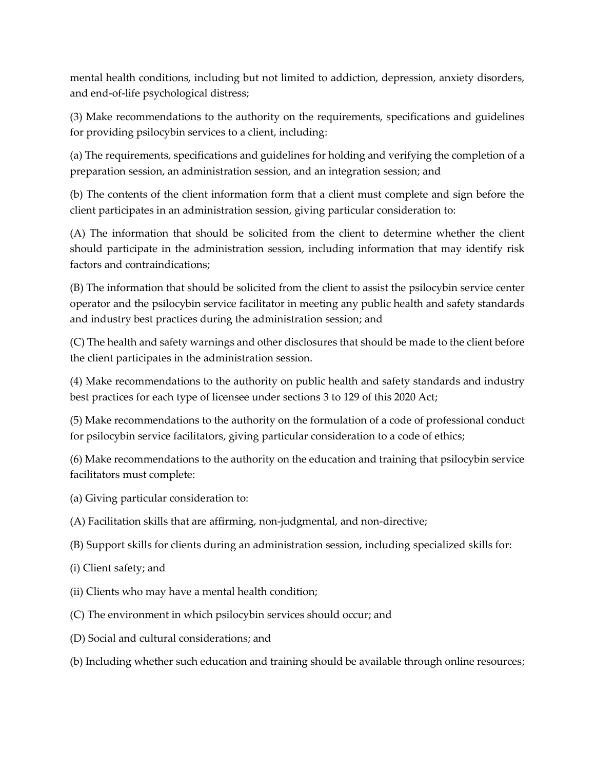mental health conditions, including but not limited to addiction, depression, anxiety disorders, and end-of-life psychological distress;

(3) Make recommendations to the authority on the requirements, specifications and guidelines for providing psilocybin services to a client, including:

(a) The requirements, specifications and guidelines for holding and verifying the completion of a preparation session, an administration session, and an integration session; and

(b) The contents of the client information form that a client must complete and sign before the client participates in an administration session, giving particular consideration to:

(A) The information that should be solicited from the client to determine whether the client should participate in the administration session, including information that may identify risk factors and contraindications;

(B) The information that should be solicited from the client to assist the psilocybin service center operator and the psilocybin service facilitator in meeting any public health and safety standards and industry best practices during the administration session; and

(C) The health and safety warnings and other disclosures that should be made to the client before the client participates in the administration session.

(4) Make recommendations to the authority on public health and safety standards and industry best practices for each type of licensee under sections 3 to 129 of this 2020 Act;

(5) Make recommendations to the authority on the formulation of a code of professional conduct for psilocybin service facilitators, giving particular consideration to a code of ethics;

(6) Make recommendations to the authority on the education and training that psilocybin service facilitators must complete:

(a) Giving particular consideration to:

(A) Facilitation skills that are affirming, non-judgmental, and non-directive;

(B) Support skills for clients during an administration session, including specialized skills for:

(i) Client safety; and

(ii) Clients who may have a mental health condition;

(C) The environment in which psilocybin services should occur; and

(D) Social and cultural considerations; and

(b) Including whether such education and training should be available through online resources;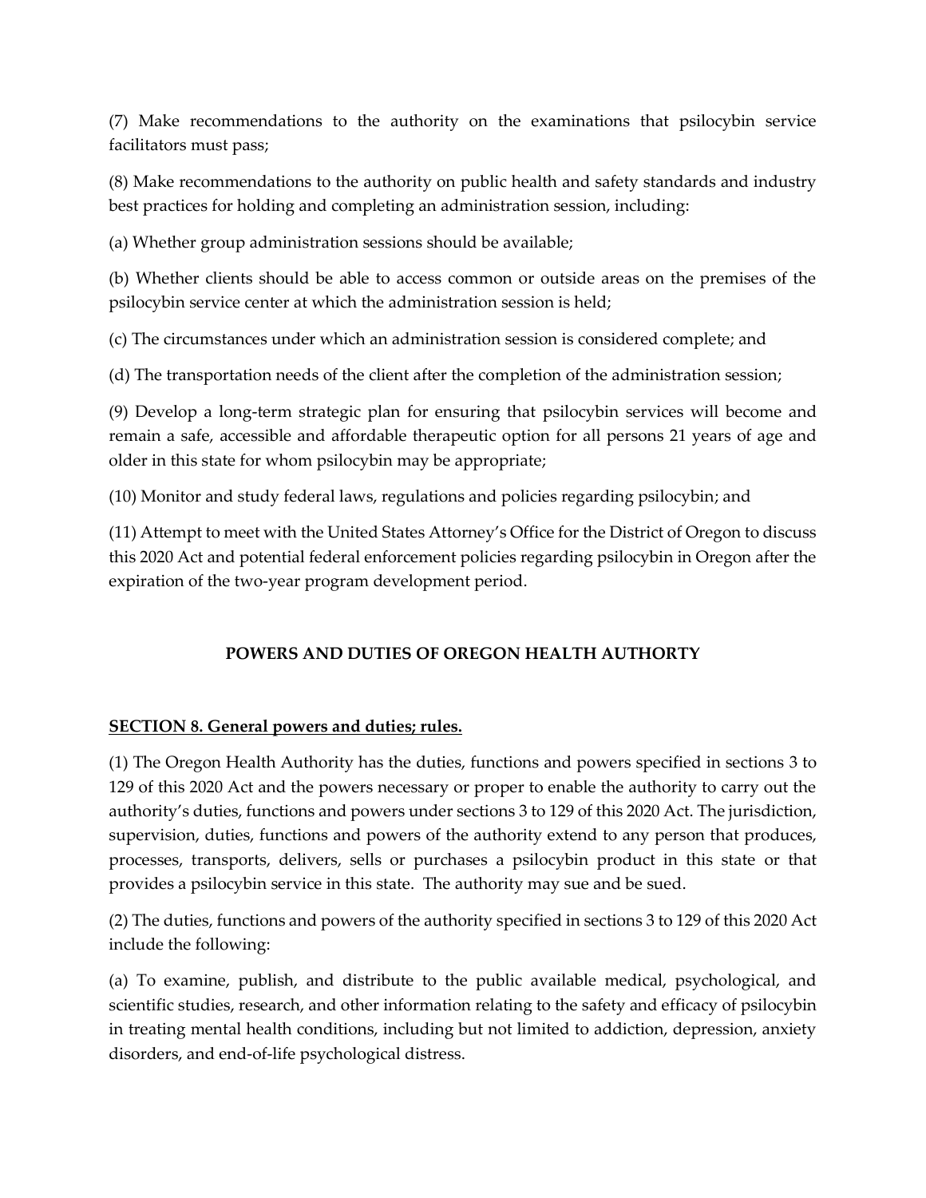(7) Make recommendations to the authority on the examinations that psilocybin service facilitators must pass;

(8) Make recommendations to the authority on public health and safety standards and industry best practices for holding and completing an administration session, including:

(a) Whether group administration sessions should be available;

(b) Whether clients should be able to access common or outside areas on the premises of the psilocybin service center at which the administration session is held;

(c) The circumstances under which an administration session is considered complete; and

(d) The transportation needs of the client after the completion of the administration session;

(9) Develop a long-term strategic plan for ensuring that psilocybin services will become and remain a safe, accessible and affordable therapeutic option for all persons 21 years of age and older in this state for whom psilocybin may be appropriate;

(10) Monitor and study federal laws, regulations and policies regarding psilocybin; and

(11) Attempt to meet with the United States Attorney's Office for the District of Oregon to discuss this 2020 Act and potential federal enforcement policies regarding psilocybin in Oregon after the expiration of the two-year program development period.

## POWERS AND DUTIES OF OREGON HEALTH AUTHORTY

### SECTION 8. General powers and duties; rules.

(1) The Oregon Health Authority has the duties, functions and powers specified in sections 3 to 129 of this 2020 Act and the powers necessary or proper to enable the authority to carry out the authority's duties, functions and powers under sections 3 to 129 of this 2020 Act. The jurisdiction, supervision, duties, functions and powers of the authority extend to any person that produces, processes, transports, delivers, sells or purchases a psilocybin product in this state or that provides a psilocybin service in this state. The authority may sue and be sued.

(2) The duties, functions and powers of the authority specified in sections 3 to 129 of this 2020 Act include the following:

(a) To examine, publish, and distribute to the public available medical, psychological, and scientific studies, research, and other information relating to the safety and efficacy of psilocybin in treating mental health conditions, including but not limited to addiction, depression, anxiety disorders, and end-of-life psychological distress.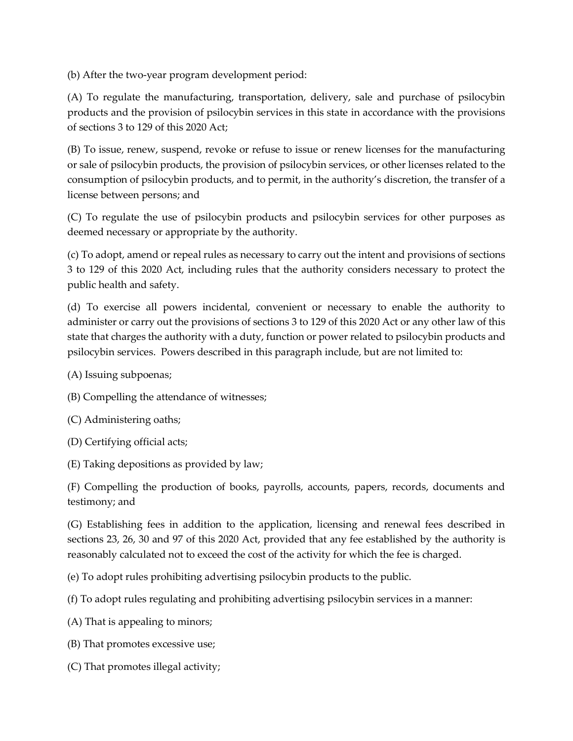(b) After the two-year program development period:

(A) To regulate the manufacturing, transportation, delivery, sale and purchase of psilocybin products and the provision of psilocybin services in this state in accordance with the provisions of sections 3 to 129 of this 2020 Act;

(B) To issue, renew, suspend, revoke or refuse to issue or renew licenses for the manufacturing or sale of psilocybin products, the provision of psilocybin services, or other licenses related to the consumption of psilocybin products, and to permit, in the authority's discretion, the transfer of a license between persons; and

(C) To regulate the use of psilocybin products and psilocybin services for other purposes as deemed necessary or appropriate by the authority.

(c) To adopt, amend or repeal rules as necessary to carry out the intent and provisions of sections 3 to 129 of this 2020 Act, including rules that the authority considers necessary to protect the public health and safety.

(d) To exercise all powers incidental, convenient or necessary to enable the authority to administer or carry out the provisions of sections 3 to 129 of this 2020 Act or any other law of this state that charges the authority with a duty, function or power related to psilocybin products and psilocybin services. Powers described in this paragraph include, but are not limited to:

(A) Issuing subpoenas;

(B) Compelling the attendance of witnesses;

(C) Administering oaths;

(D) Certifying official acts;

(E) Taking depositions as provided by law;

(F) Compelling the production of books, payrolls, accounts, papers, records, documents and testimony; and

(G) Establishing fees in addition to the application, licensing and renewal fees described in sections 23, 26, 30 and 97 of this 2020 Act, provided that any fee established by the authority is reasonably calculated not to exceed the cost of the activity for which the fee is charged.

(e) To adopt rules prohibiting advertising psilocybin products to the public.

(f) To adopt rules regulating and prohibiting advertising psilocybin services in a manner:

(A) That is appealing to minors;

(B) That promotes excessive use;

(C) That promotes illegal activity;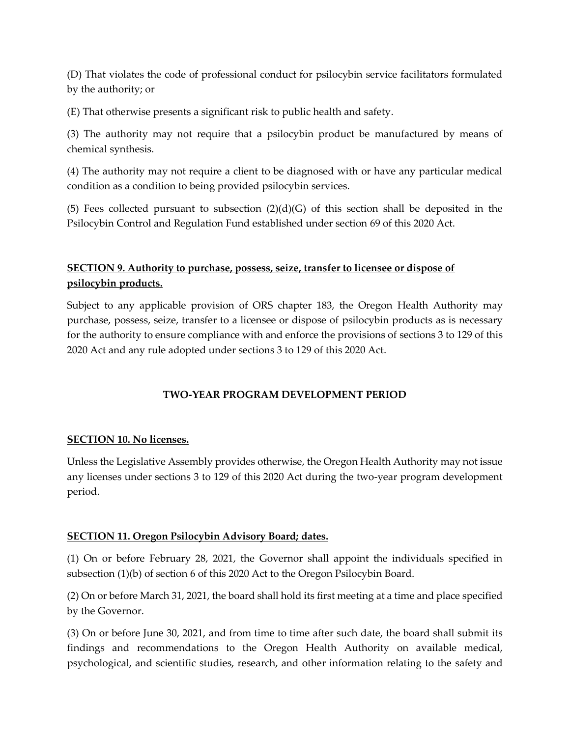(D) That violates the code of professional conduct for psilocybin service facilitators formulated by the authority; or

(E) That otherwise presents a significant risk to public health and safety.

(3) The authority may not require that a psilocybin product be manufactured by means of chemical synthesis.

(4) The authority may not require a client to be diagnosed with or have any particular medical condition as a condition to being provided psilocybin services.

(5) Fees collected pursuant to subsection (2)(d)(G) of this section shall be deposited in the Psilocybin Control and Regulation Fund established under section 69 of this 2020 Act.

**SECTION 9. Authority to purchase, possess, seize, transfer to licensee or dispose of psilocybin products.**

Subject to any applicable provision of ORS chapter 183, the Oregon Health Authority may purchase, possess, seize, transfer to a licensee or dispose of psilocybin products as is necessary for the authority to ensure compliance with and enforce the provisions of sections 3 to 129 of this 2020 Act and any rule adopted under sections 3 to 129 of this 2020 Act.

## TWO-YEAR PROGRAM DEVELOPMENT PERIOD

**SECTION 10. No licenses.**

Unless the Legislative Assembly provides otherwise, the Oregon Health Authority may not issue any licenses under sections 3 to 129 of this 2020 Act during the two-year program development period.

**SECTION 11. Oregon Psilocybin Advisory Board; dates.**

(1) On or before February 28, 2021, the Governor shall appoint the individuals specified in subsection (1)(b) of section 6 of this 2020 Act to the Oregon Psilocybin Board.

(2) On or before March 31, 2021, the board shall hold its first meeting at a time and place specified by the Governor.

(3) On or before June 30, 2021, and from time to time after such date, the board shall submit its findings and recommendations to the Oregon Health Authority on available medical, psychological, and scientific studies, research, and other information relating to the safety and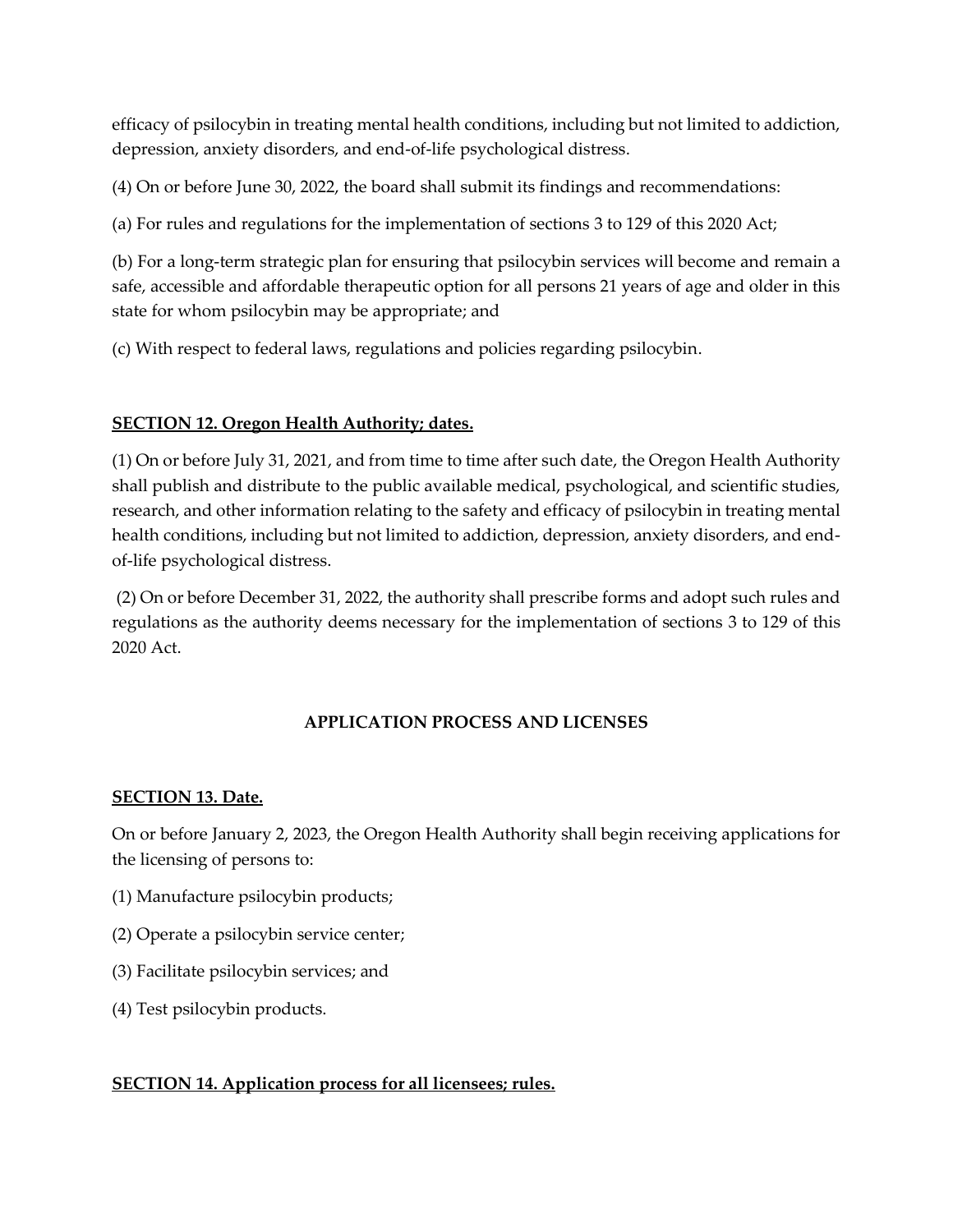efficacy of psilocybin in treating mental health conditions, including but not limited to addiction, depression, anxiety disorders, and end-of-life psychological distress.

(4) On or before June 30, 2022, the board shall submit its findings and recommendations:

(a) For rules and regulations for the implementation of sections 3 to 129 of this 2020 Act;

(b) For a long-term strategic plan for ensuring that psilocybin services will become and remain a safe, accessible and affordable therapeutic option for all persons 21 years of age and older in this state for whom psilocybin may be appropriate; and

(c) With respect to federal laws, regulations and policies regarding psilocybin.

**SECTION 12. Oregon Health Authority; dates.**

(1) On or before July 31, 2021, and from time to time after such date, the Oregon Health Authority shall publish and distribute to the public available medical, psychological, and scientific studies, research, and other information relating to the safety and efficacy of psilocybin in treating mental health conditions, including but not limited to addiction, depression, anxiety disorders, and end-of-life psychological distress.

(2) On or before December 31, 2022, the authority shall prescribe forms and adopt such rules and regulations as the authority deems necessary for the implementation of sections 3 to 129 of this 2020 Act.

## APPLICATION PROCESS AND LICENSES

**SECTION 13. Date.**

On or before January 2, 2023, the Oregon Health Authority shall begin receiving applications for the licensing of persons to:

(1) Manufacture psilocybin products;

(2) Operate a psilocybin service center;

(3) Facilitate psilocybin services; and

(4) Test psilocybin products.

**SECTION 14. Application process for all licensees; rules.**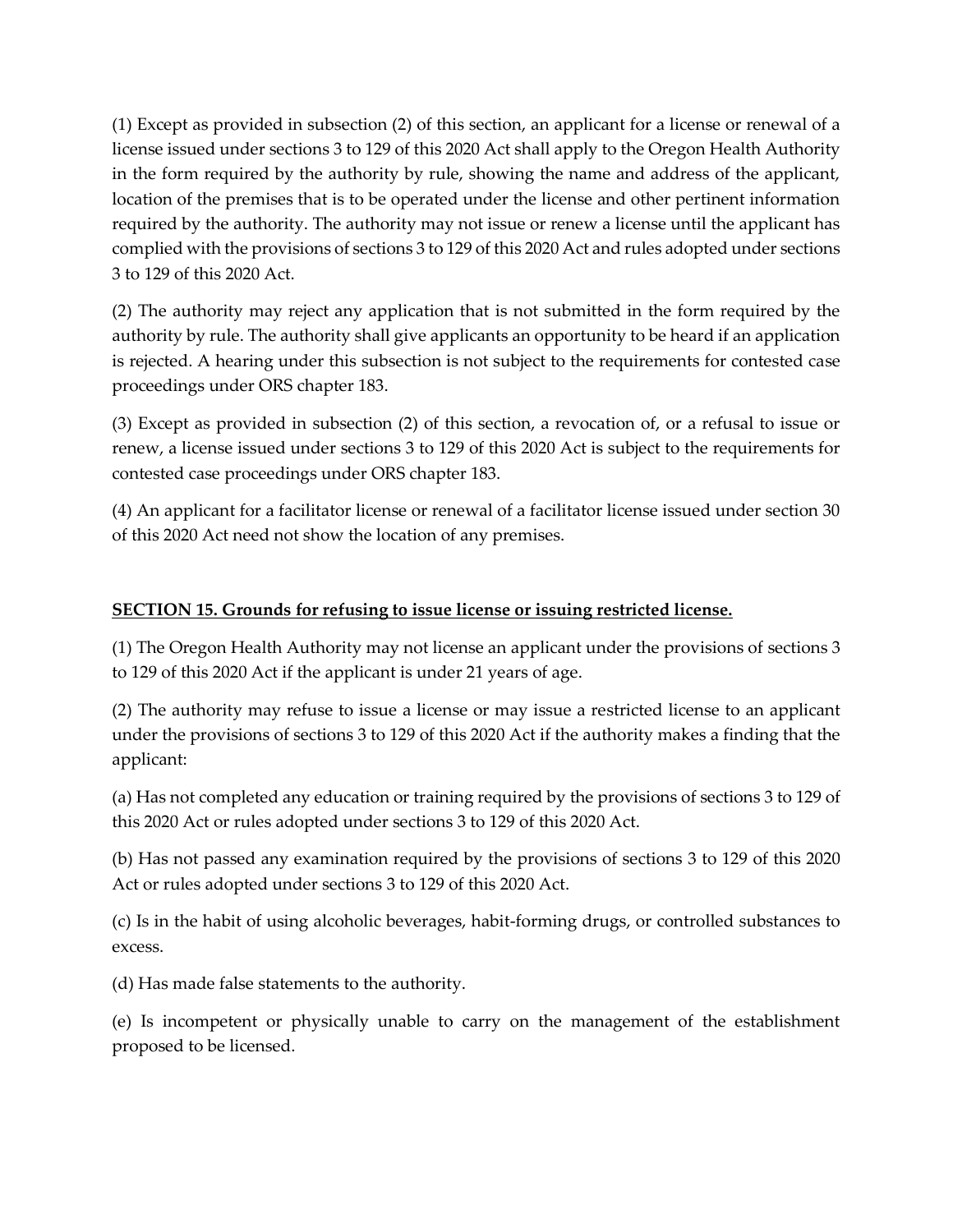(1) Except as provided in subsection (2) of this section, an applicant for a license or renewal of a license issued under sections 3 to 129 of this 2020 Act shall apply to the Oregon Health Authority in the form required by the authority by rule, showing the name and address of the applicant, location of the premises that is to be operated under the license and other pertinent information required by the authority. The authority may not issue or renew a license until the applicant has complied with the provisions of sections 3 to 129 of this 2020 Act and rules adopted under sections 3 to 129 of this 2020 Act.

(2) The authority may reject any application that is not submitted in the form required by the authority by rule. The authority shall give applicants an opportunity to be heard if an application is rejected. A hearing under this subsection is not subject to the requirements for contested case proceedings under ORS chapter 183.

(3) Except as provided in subsection (2) of this section, a revocation of, or a refusal to issue or renew, a license issued under sections 3 to 129 of this 2020 Act is subject to the requirements for contested case proceedings under ORS chapter 183.

(4) An applicant for a facilitator license or renewal of a facilitator license issued under section 30 of this 2020 Act need not show the location of any premises.

**SECTION 15. Grounds for refusing to issue license or issuing restricted license.**

(1) The Oregon Health Authority may not license an applicant under the provisions of sections 3 to 129 of this 2020 Act if the applicant is under 21 years of age.

(2) The authority may refuse to issue a license or may issue a restricted license to an applicant under the provisions of sections 3 to 129 of this 2020 Act if the authority makes a finding that the applicant:

(a) Has not completed any education or training required by the provisions of sections 3 to 129 of this 2020 Act or rules adopted under sections 3 to 129 of this 2020 Act.

(b) Has not passed any examination required by the provisions of sections 3 to 129 of this 2020 Act or rules adopted under sections 3 to 129 of this 2020 Act.

(c) Is in the habit of using alcoholic beverages, habit-forming drugs, or controlled substances to excess.

(d) Has made false statements to the authority.

(e) Is incompetent or physically unable to carry on the management of the establishment proposed to be licensed.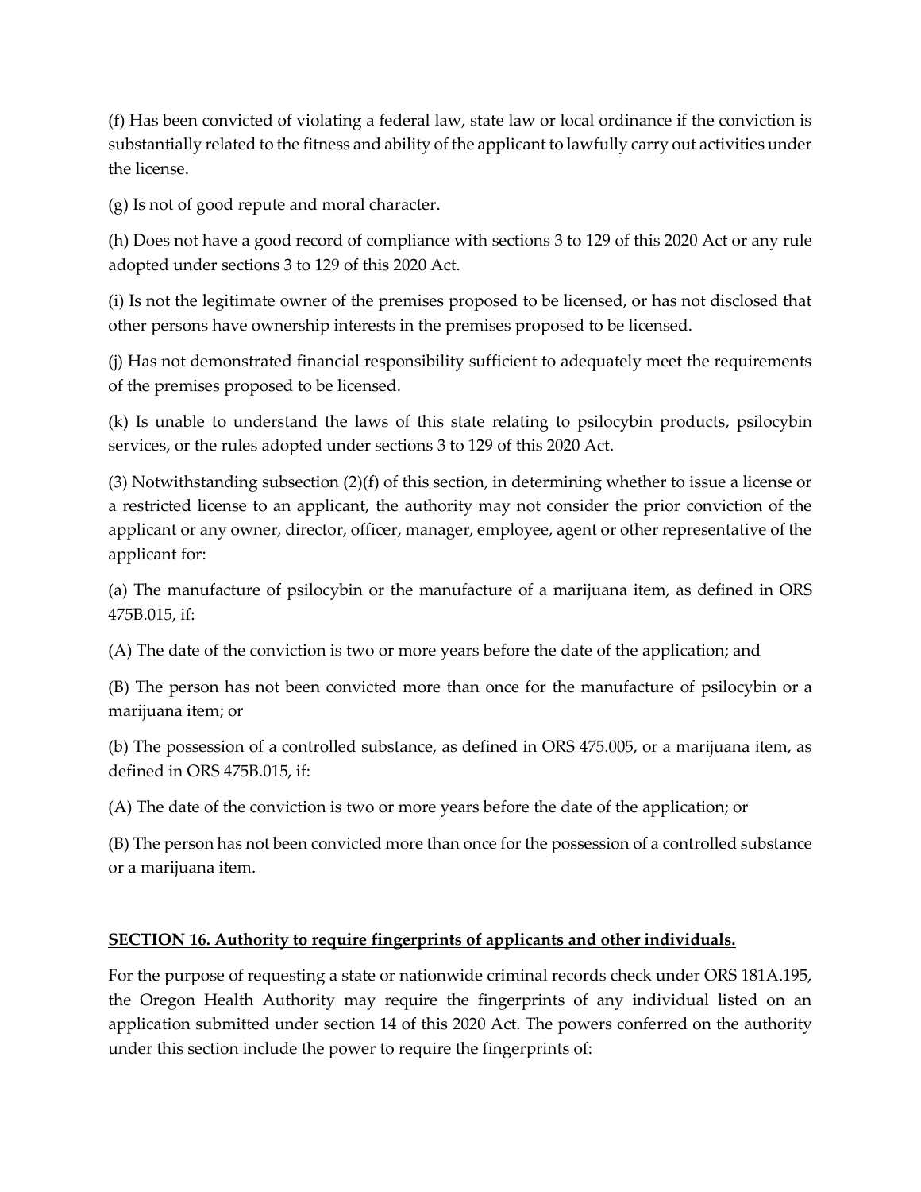(f) Has been convicted of violating a federal law, state law or local ordinance if the conviction is substantially related to the fitness and ability of the applicant to lawfully carry out activities under the license.

(g) Is not of good repute and moral character.

(h) Does not have a good record of compliance with sections 3 to 129 of this 2020 Act or any rule adopted under sections 3 to 129 of this 2020 Act.

(i) Is not the legitimate owner of the premises proposed to be licensed, or has not disclosed that other persons have ownership interests in the premises proposed to be licensed.

(j) Has not demonstrated financial responsibility sufficient to adequately meet the requirements of the premises proposed to be licensed.

(k) Is unable to understand the laws of this state relating to psilocybin products, psilocybin services, or the rules adopted under sections 3 to 129 of this 2020 Act.

(3) Notwithstanding subsection (2)(f) of this section, in determining whether to issue a license or a restricted license to an applicant, the authority may not consider the prior conviction of the applicant or any owner, director, officer, manager, employee, agent or other representative of the applicant for:

(a) The manufacture of psilocybin or the manufacture of a marijuana item, as defined in ORS 475B.015, if:

(A) The date of the conviction is two or more years before the date of the application; and

(B) The person has not been convicted more than once for the manufacture of psilocybin or a marijuana item; or

(b) The possession of a controlled substance, as defined in ORS 475.005, or a marijuana item, as defined in ORS 475B.015, if:

(A) The date of the conviction is two or more years before the date of the application; or

(B) The person has not been convicted more than once for the possession of a controlled substance or a marijuana item.

## **SECTION 16. Authority to require fingerprints of applicants and other individuals.**

For the purpose of requesting a state or nationwide criminal records check under ORS 181A.195, the Oregon Health Authority may require the fingerprints of any individual listed on an application submitted under section 14 of this 2020 Act. The powers conferred on the authority under this section include the power to require the fingerprints of: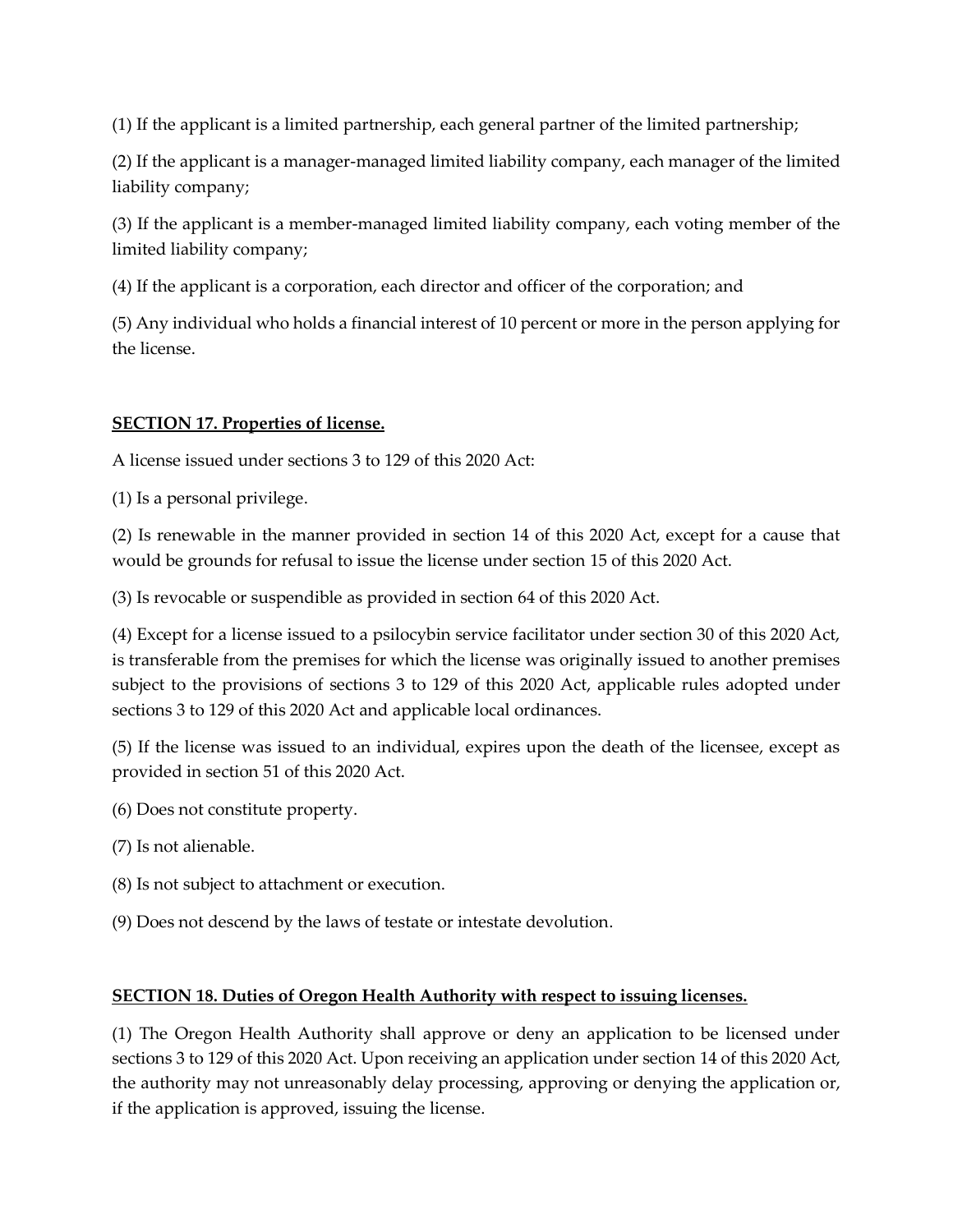(1) If the applicant is a limited partnership, each general partner of the limited partnership;

(2) If the applicant is a manager-managed limited liability company, each manager of the limited liability company;

(3) If the applicant is a member-managed limited liability company, each voting member of the limited liability company;

(4) If the applicant is a corporation, each director and officer of the corporation; and

(5) Any individual who holds a financial interest of 10 percent or more in the person applying for the license.

**SECTION 17. Properties of license.**

A license issued under sections 3 to 129 of this 2020 Act:

(1) Is a personal privilege.

(2) Is renewable in the manner provided in section 14 of this 2020 Act, except for a cause that would be grounds for refusal to issue the license under section 15 of this 2020 Act.

(3) Is revocable or suspendible as provided in section 64 of this 2020 Act.

(4) Except for a license issued to a psilocybin service facilitator under section 30 of this 2020 Act, is transferable from the premises for which the license was originally issued to another premises subject to the provisions of sections 3 to 129 of this 2020 Act, applicable rules adopted under sections 3 to 129 of this 2020 Act and applicable local ordinances.

(5) If the license was issued to an individual, expires upon the death of the licensee, except as provided in section 51 of this 2020 Act.

(6) Does not constitute property.

(7) Is not alienable.

(8) Is not subject to attachment or execution.

(9) Does not descend by the laws of testate or intestate devolution.

**SECTION 18. Duties of Oregon Health Authority with respect to issuing licenses.**

(1) The Oregon Health Authority shall approve or deny an application to be licensed under sections 3 to 129 of this 2020 Act. Upon receiving an application under section 14 of this 2020 Act, the authority may not unreasonably delay processing, approving or denying the application or, if the application is approved, issuing the license.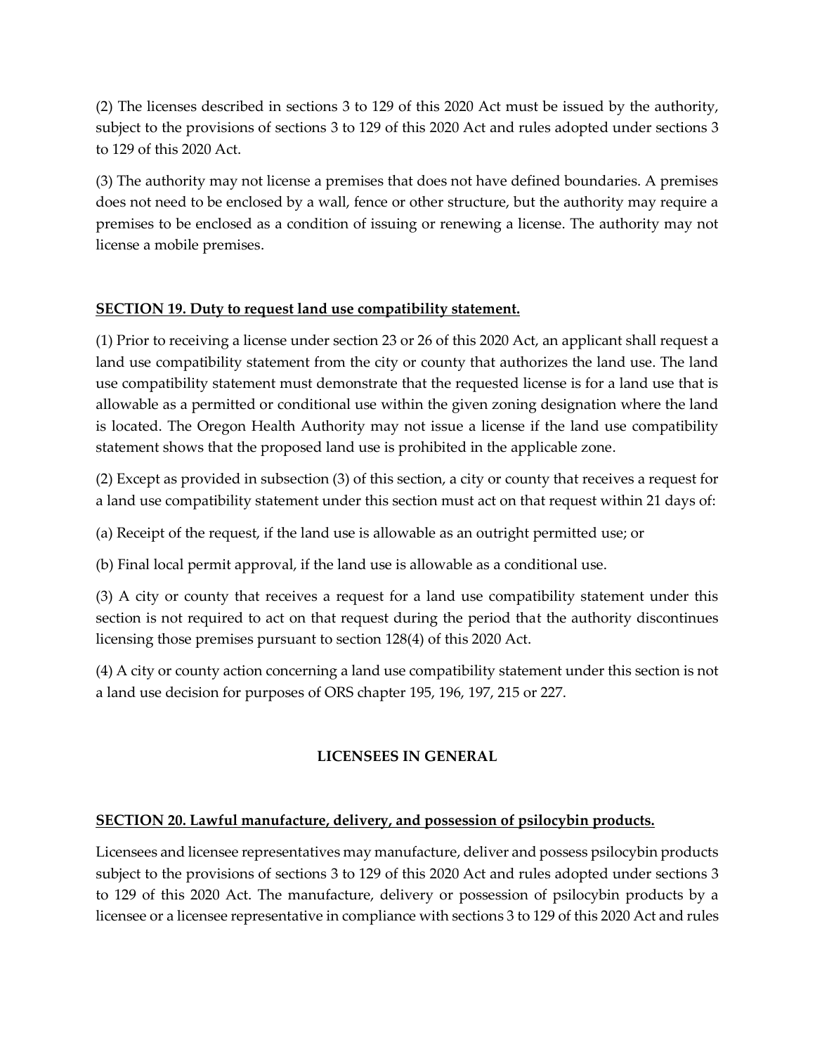(2) The licenses described in sections 3 to 129 of this 2020 Act must be issued by the authority, subject to the provisions of sections 3 to 129 of this 2020 Act and rules adopted under sections 3 to 129 of this 2020 Act.

(3) The authority may not license a premises that does not have defined boundaries. A premises does not need to be enclosed by a wall, fence or other structure, but the authority may require a premises to be enclosed as a condition of issuing or renewing a license. The authority may not license a mobile premises.

**SECTION 19. Duty to request land use compatibility statement.**

(1) Prior to receiving a license under section 23 or 26 of this 2020 Act, an applicant shall request a land use compatibility statement from the city or county that authorizes the land use. The land use compatibility statement must demonstrate that the requested license is for a land use that is allowable as a permitted or conditional use within the given zoning designation where the land is located. The Oregon Health Authority may not issue a license if the land use compatibility statement shows that the proposed land use is prohibited in the applicable zone.

(2) Except as provided in subsection (3) of this section, a city or county that receives a request for a land use compatibility statement under this section must act on that request within 21 days of:

(a) Receipt of the request, if the land use is allowable as an outright permitted use; or

(b) Final local permit approval, if the land use is allowable as a conditional use.

(3) A city or county that receives a request for a land use compatibility statement under this section is not required to act on that request during the period that the authority discontinues licensing those premises pursuant to section 128(4) of this 2020 Act.

(4) A city or county action concerning a land use compatibility statement under this section is not a land use decision for purposes of ORS chapter 195, 196, 197, 215 or 227.

## LICENSEES IN GENERAL

**SECTION 20. Lawful manufacture, delivery, and possession of psilocybin products.**

Licensees and licensee representatives may manufacture, deliver and possess psilocybin products subject to the provisions of sections 3 to 129 of this 2020 Act and rules adopted under sections 3 to 129 of this 2020 Act. The manufacture, delivery or possession of psilocybin products by a licensee or a licensee representative in compliance with sections 3 to 129 of this 2020 Act and rules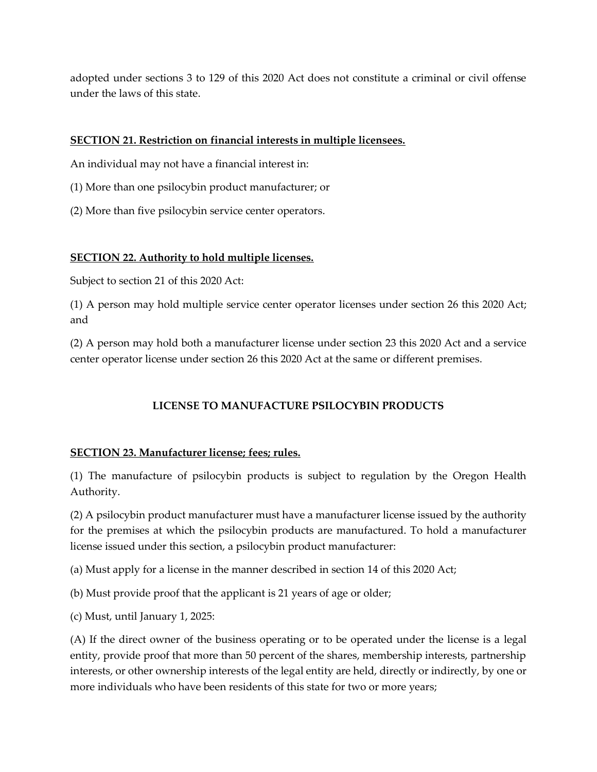adopted under sections 3 to 129 of this 2020 Act does not constitute a criminal or civil offense under the laws of this state.

**SECTION 21. Restriction on financial interests in multiple licensees.**

An individual may not have a financial interest in:

(1) More than one psilocybin product manufacturer; or

(2) More than five psilocybin service center operators.

**SECTION 22. Authority to hold multiple licenses.**

Subject to section 21 of this 2020 Act:

(1) A person may hold multiple service center operator licenses under section 26 this 2020 Act; and

(2) A person may hold both a manufacturer license under section 23 this 2020 Act and a service center operator license under section 26 this 2020 Act at the same or different premises.

## LICENSE TO MANUFACTURE PSILOCYBIN PRODUCTS

**SECTION 23. Manufacturer license; fees; rules.**

(1) The manufacture of psilocybin products is subject to regulation by the Oregon Health Authority.

(2) A psilocybin product manufacturer must have a manufacturer license issued by the authority for the premises at which the psilocybin products are manufactured. To hold a manufacturer license issued under this section, a psilocybin product manufacturer:

(a) Must apply for a license in the manner described in section 14 of this 2020 Act;

(b) Must provide proof that the applicant is 21 years of age or older;

(c) Must, until January 1, 2025:

(A) If the direct owner of the business operating or to be operated under the license is a legal entity, provide proof that more than 50 percent of the shares, membership interests, partnership interests, or other ownership interests of the legal entity are held, directly or indirectly, by one or more individuals who have been residents of this state for two or more years;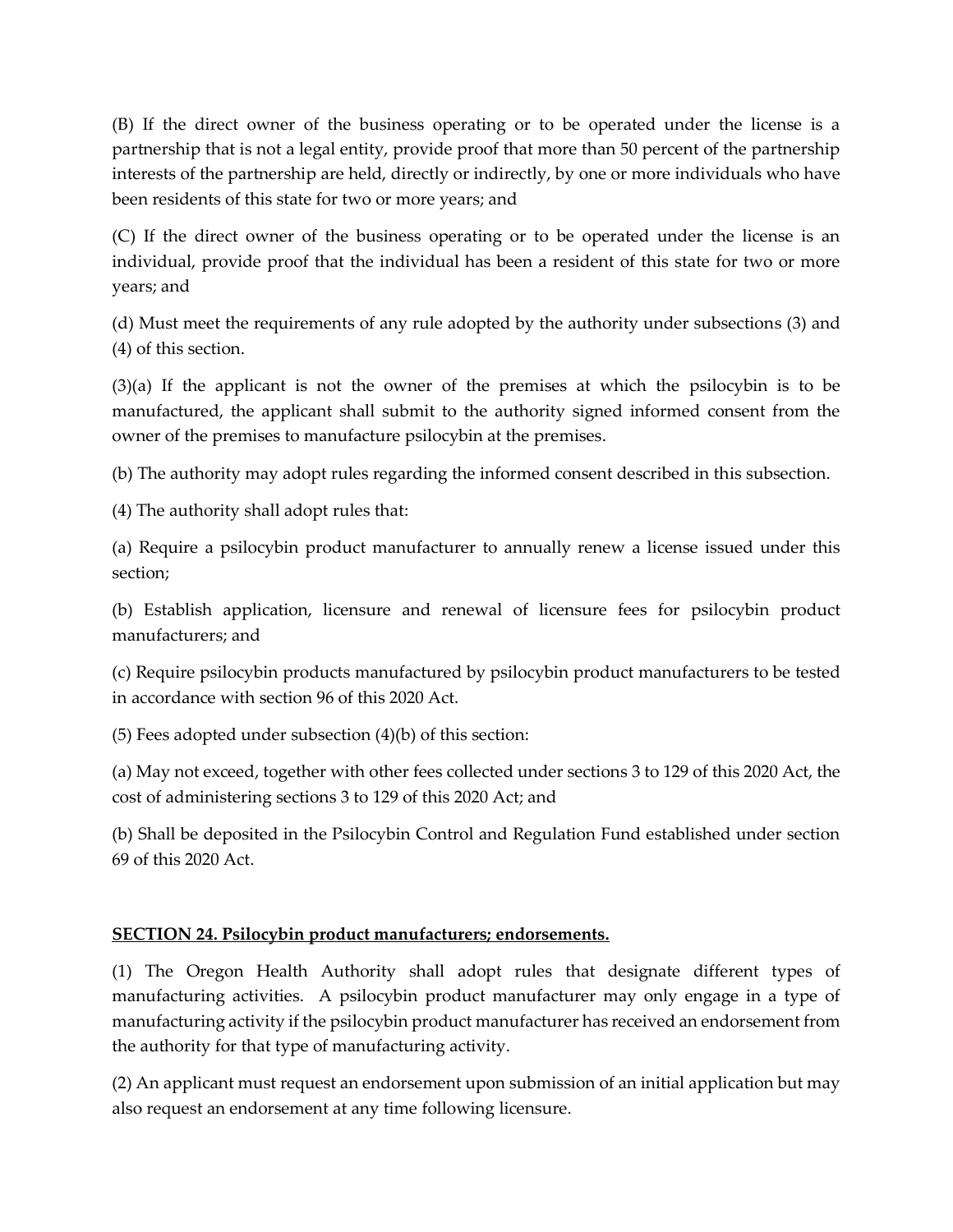(B) If the direct owner of the business operating or to be operated under the license is a partnership that is not a legal entity, provide proof that more than 50 percent of the partnership interests of the partnership are held, directly or indirectly, by one or more individuals who have been residents of this state for two or more years; and

(C) If the direct owner of the business operating or to be operated under the license is an individual, provide proof that the individual has been a resident of this state for two or more years; and

(d) Must meet the requirements of any rule adopted by the authority under subsections (3) and (4) of this section.

(3)(a) If the applicant is not the owner of the premises at which the psilocybin is to be manufactured, the applicant shall submit to the authority signed informed consent from the owner of the premises to manufacture psilocybin at the premises.

(b) The authority may adopt rules regarding the informed consent described in this subsection.

(4) The authority shall adopt rules that:

(a) Require a psilocybin product manufacturer to annually renew a license issued under this section;

(b) Establish application, licensure and renewal of licensure fees for psilocybin product manufacturers; and

(c) Require psilocybin products manufactured by psilocybin product manufacturers to be tested in accordance with section 96 of this 2020 Act.

(5) Fees adopted under subsection (4)(b) of this section:

(a) May not exceed, together with other fees collected under sections 3 to 129 of this 2020 Act, the cost of administering sections 3 to 129 of this 2020 Act; and

(b) Shall be deposited in the Psilocybin Control and Regulation Fund established under section 69 of this 2020 Act.

**SECTION 24. Psilocybin product manufacturers; endorsements.**

(1) The Oregon Health Authority shall adopt rules that designate different types of manufacturing activities. A psilocybin product manufacturer may only engage in a type of manufacturing activity if the psilocybin product manufacturer has received an endorsement from the authority for that type of manufacturing activity.

(2) An applicant must request an endorsement upon submission of an initial application but may also request an endorsement at any time following licensure.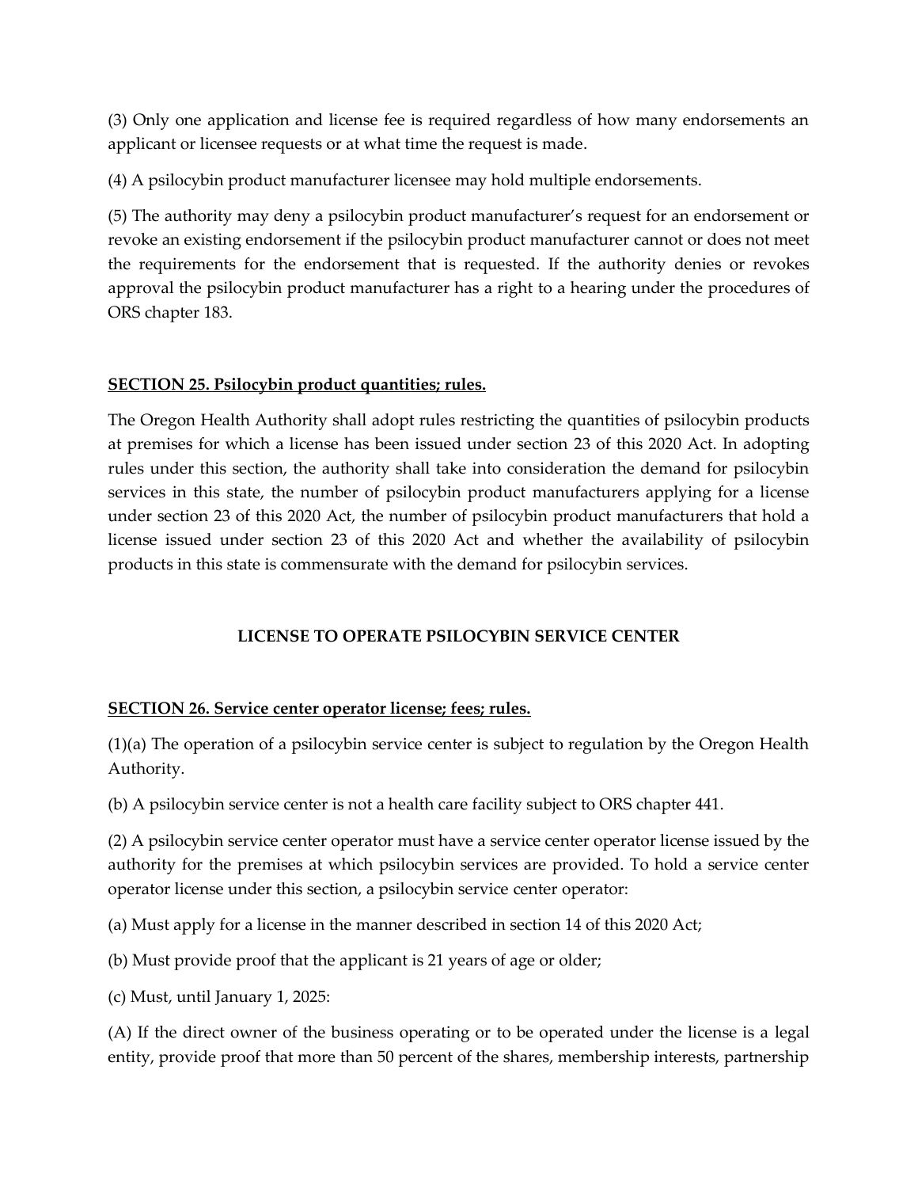(3) Only one application and license fee is required regardless of how many endorsements an applicant or licensee requests or at what time the request is made.

(4) A psilocybin product manufacturer licensee may hold multiple endorsements.

(5) The authority may deny a psilocybin product manufacturer's request for an endorsement or revoke an existing endorsement if the psilocybin product manufacturer cannot or does not meet the requirements for the endorsement that is requested. If the authority denies or revokes approval the psilocybin product manufacturer has a right to a hearing under the procedures of ORS chapter 183.

**SECTION 25. Psilocybin product quantities; rules.**

The Oregon Health Authority shall adopt rules restricting the quantities of psilocybin products at premises for which a license has been issued under section 23 of this 2020 Act. In adopting rules under this section, the authority shall take into consideration the demand for psilocybin services in this state, the number of psilocybin product manufacturers applying for a license under section 23 of this 2020 Act, the number of psilocybin product manufacturers that hold a license issued under section 23 of this 2020 Act and whether the availability of psilocybin products in this state is commensurate with the demand for psilocybin services.

## LICENSE TO OPERATE PSILOCYBIN SERVICE CENTER

**SECTION 26. Service center operator license; fees; rules.**

(1)(a) The operation of a psilocybin service center is subject to regulation by the Oregon Health Authority.

(b) A psilocybin service center is not a health care facility subject to ORS chapter 441.

(2) A psilocybin service center operator must have a service center operator license issued by the authority for the premises at which psilocybin services are provided. To hold a service center operator license under this section, a psilocybin service center operator:

(a) Must apply for a license in the manner described in section 14 of this 2020 Act;

(b) Must provide proof that the applicant is 21 years of age or older;

(c) Must, until January 1, 2025:

(A) If the direct owner of the business operating or to be operated under the license is a legal entity, provide proof that more than 50 percent of the shares, membership interests, partnership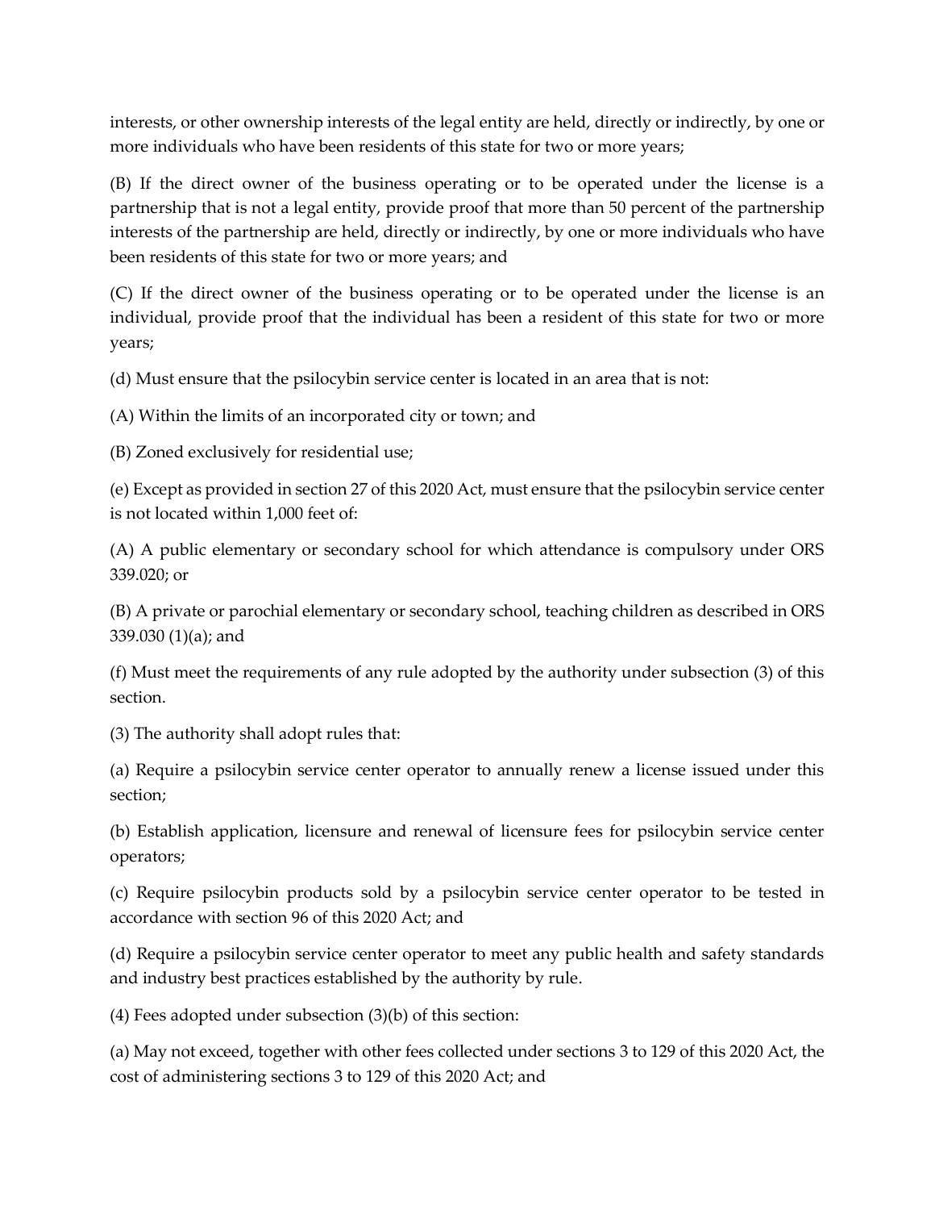interests, or other ownership interests of the legal entity are held, directly or indirectly, by one or more individuals who have been residents of this state for two or more years;

(B) If the direct owner of the business operating or to be operated under the license is a partnership that is not a legal entity, provide proof that more than 50 percent of the partnership interests of the partnership are held, directly or indirectly, by one or more individuals who have been residents of this state for two or more years; and

(C) If the direct owner of the business operating or to be operated under the license is an individual, provide proof that the individual has been a resident of this state for two or more years;

(d) Must ensure that the psilocybin service center is located in an area that is not:

(A) Within the limits of an incorporated city or town; and

(B) Zoned exclusively for residential use;

(e) Except as provided in section 27 of this 2020 Act, must ensure that the psilocybin service center is not located within 1,000 feet of:

(A) A public elementary or secondary school for which attendance is compulsory under ORS 339.020; or

(B) A private or parochial elementary or secondary school, teaching children as described in ORS 339.030 (1)(a); and

(f) Must meet the requirements of any rule adopted by the authority under subsection (3) of this section.

(3) The authority shall adopt rules that:

(a) Require a psilocybin service center operator to annually renew a license issued under this section;

(b) Establish application, licensure and renewal of licensure fees for psilocybin service center operators;

(c) Require psilocybin products sold by a psilocybin service center operator to be tested in accordance with section 96 of this 2020 Act; and

(d) Require a psilocybin service center operator to meet any public health and safety standards and industry best practices established by the authority by rule.

(4) Fees adopted under subsection (3)(b) of this section:

(a) May not exceed, together with other fees collected under sections 3 to 129 of this 2020 Act, the cost of administering sections 3 to 129 of this 2020 Act; and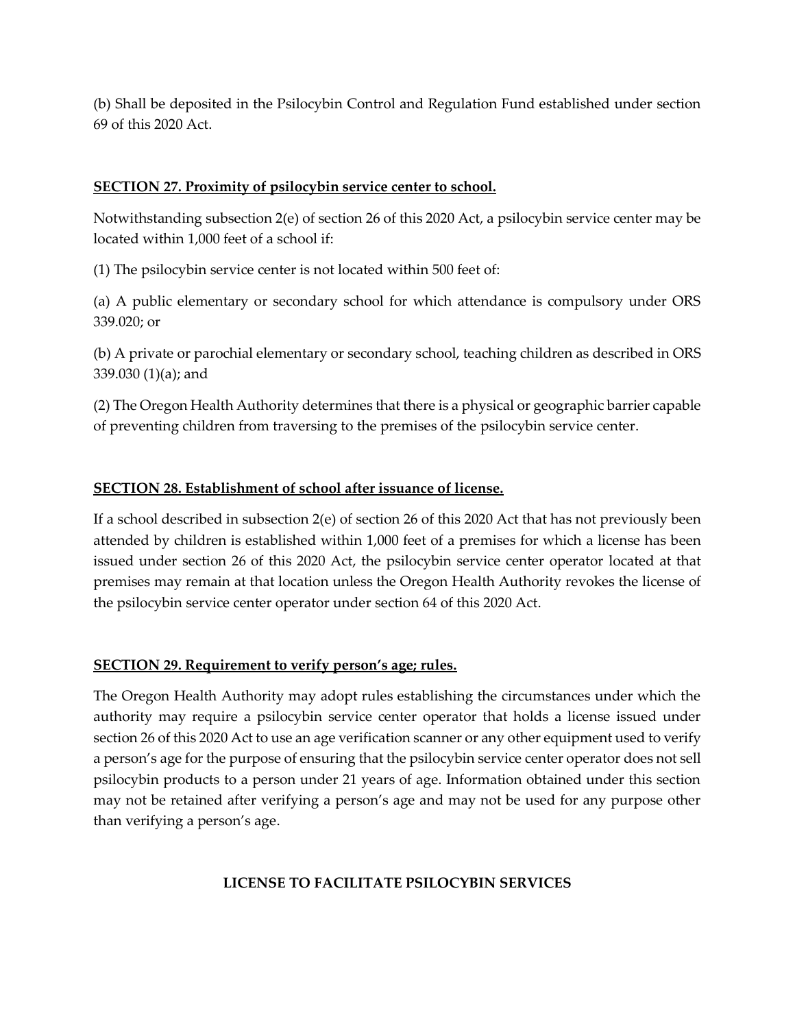(b) Shall be deposited in the Psilocybin Control and Regulation Fund established under section 69 of this 2020 Act.

### **SECTION 27. Proximity of psilocybin service center to school.**

Notwithstanding subsection 2(e) of section 26 of this 2020 Act, a psilocybin service center may be located within 1,000 feet of a school if:

(1) The psilocybin service center is not located within 500 feet of:

(a) A public elementary or secondary school for which attendance is compulsory under ORS 339.020; or

(b) A private or parochial elementary or secondary school, teaching children as described in ORS 339.030 (1)(a); and

(2) The Oregon Health Authority determines that there is a physical or geographic barrier capable of preventing children from traversing to the premises of the psilocybin service center.

### **SECTION 28. Establishment of school after issuance of license.**

If a school described in subsection 2(e) of section 26 of this 2020 Act that has not previously been attended by children is established within 1,000 feet of a premises for which a license has been issued under section 26 of this 2020 Act, the psilocybin service center operator located at that premises may remain at that location unless the Oregon Health Authority revokes the license of the psilocybin service center operator under section 64 of this 2020 Act.

### **SECTION 29. Requirement to verify person's age; rules.**

The Oregon Health Authority may adopt rules establishing the circumstances under which the authority may require a psilocybin service center operator that holds a license issued under section 26 of this 2020 Act to use an age verification scanner or any other equipment used to verify a person's age for the purpose of ensuring that the psilocybin service center operator does not sell psilocybin products to a person under 21 years of age. Information obtained under this section may not be retained after verifying a person's age and may not be used for any purpose other than verifying a person's age.

## LICENSE TO FACILITATE PSILOCYBIN SERVICES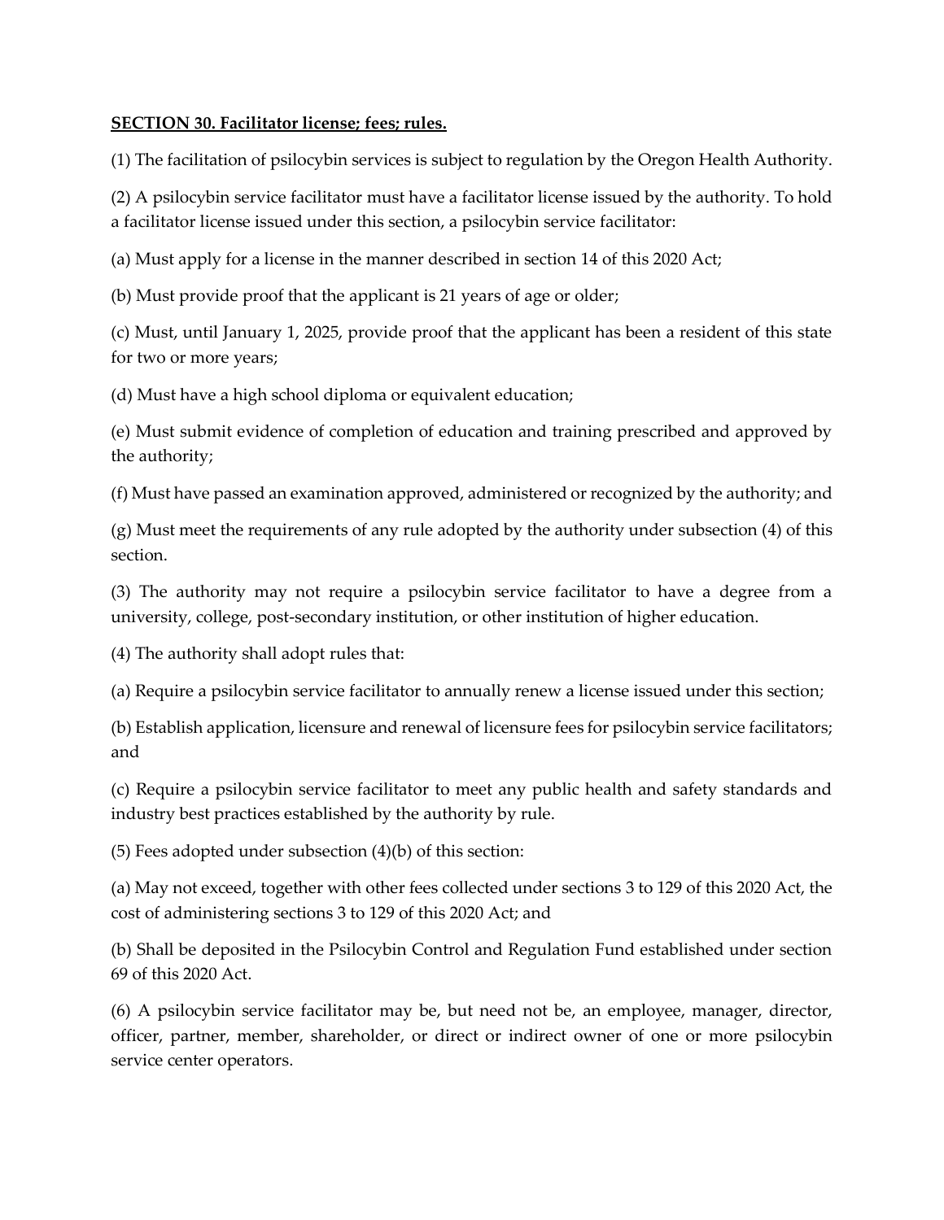**SECTION 30. Facilitator license; fees; rules.**

(1) The facilitation of psilocybin services is subject to regulation by the Oregon Health Authority.

(2) A psilocybin service facilitator must have a facilitator license issued by the authority. To hold a facilitator license issued under this section, a psilocybin service facilitator:

(a) Must apply for a license in the manner described in section 14 of this 2020 Act;

(b) Must provide proof that the applicant is 21 years of age or older;

(c) Must, until January 1, 2025, provide proof that the applicant has been a resident of this state for two or more years;

(d) Must have a high school diploma or equivalent education;

(e) Must submit evidence of completion of education and training prescribed and approved by the authority;

(f) Must have passed an examination approved, administered or recognized by the authority; and

(g) Must meet the requirements of any rule adopted by the authority under subsection (4) of this section.

(3) The authority may not require a psilocybin service facilitator to have a degree from a university, college, post-secondary institution, or other institution of higher education.

(4) The authority shall adopt rules that:

(a) Require a psilocybin service facilitator to annually renew a license issued under this section;

(b) Establish application, licensure and renewal of licensure fees for psilocybin service facilitators; and

(c) Require a psilocybin service facilitator to meet any public health and safety standards and industry best practices established by the authority by rule.

(5) Fees adopted under subsection (4)(b) of this section:

(a) May not exceed, together with other fees collected under sections 3 to 129 of this 2020 Act, the cost of administering sections 3 to 129 of this 2020 Act; and

(b) Shall be deposited in the Psilocybin Control and Regulation Fund established under section 69 of this 2020 Act.

(6) A psilocybin service facilitator may be, but need not be, an employee, manager, director, officer, partner, member, shareholder, or direct or indirect owner of one or more psilocybin service center operators.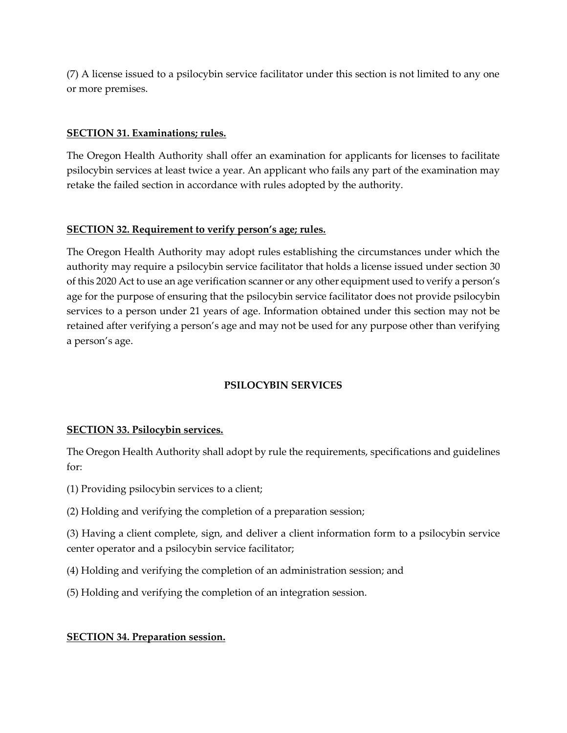(7) A license issued to a psilocybin service facilitator under this section is not limited to any one or more premises.

**SECTION 31. Examinations; rules.**

The Oregon Health Authority shall offer an examination for applicants for licenses to facilitate psilocybin services at least twice a year. An applicant who fails any part of the examination may retake the failed section in accordance with rules adopted by the authority.

**SECTION 32. Requirement to verify person's age; rules.**

The Oregon Health Authority may adopt rules establishing the circumstances under which the authority may require a psilocybin service facilitator that holds a license issued under section 30 of this 2020 Act to use an age verification scanner or any other equipment used to verify a person's age for the purpose of ensuring that the psilocybin service facilitator does not provide psilocybin services to a person under 21 years of age. Information obtained under this section may not be retained after verifying a person's age and may not be used for any purpose other than verifying a person's age.

## PSILOCYBIN SERVICES

**SECTION 33. Psilocybin services.**

The Oregon Health Authority shall adopt by rule the requirements, specifications and guidelines for:

(1) Providing psilocybin services to a client;

(2) Holding and verifying the completion of a preparation session;

(3) Having a client complete, sign, and deliver a client information form to a psilocybin service center operator and a psilocybin service facilitator;

(4) Holding and verifying the completion of an administration session; and

(5) Holding and verifying the completion of an integration session.

**SECTION 34. Preparation session.**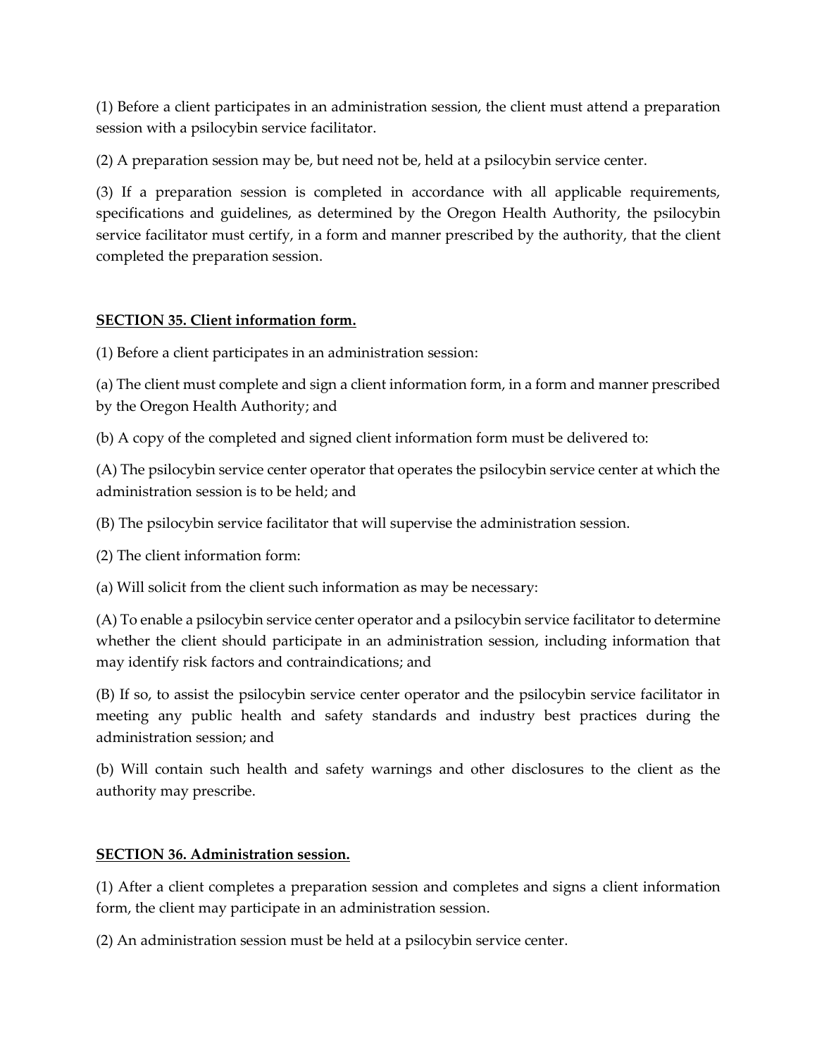(1) Before a client participates in an administration session, the client must attend a preparation session with a psilocybin service facilitator.

(2) A preparation session may be, but need not be, held at a psilocybin service center.

(3) If a preparation session is completed in accordance with all applicable requirements, specifications and guidelines, as determined by the Oregon Health Authority, the psilocybin service facilitator must certify, in a form and manner prescribed by the authority, that the client completed the preparation session.

**SECTION 35. Client information form.**

(1) Before a client participates in an administration session:

(a) The client must complete and sign a client information form, in a form and manner prescribed by the Oregon Health Authority; and

(b) A copy of the completed and signed client information form must be delivered to:

(A) The psilocybin service center operator that operates the psilocybin service center at which the administration session is to be held; and

(B) The psilocybin service facilitator that will supervise the administration session.

(2) The client information form:

(a) Will solicit from the client such information as may be necessary:

(A) To enable a psilocybin service center operator and a psilocybin service facilitator to determine whether the client should participate in an administration session, including information that may identify risk factors and contraindications; and

(B) If so, to assist the psilocybin service center operator and the psilocybin service facilitator in meeting any public health and safety standards and industry best practices during the administration session; and

(b) Will contain such health and safety warnings and other disclosures to the client as the authority may prescribe.

**SECTION 36. Administration session.**

(1) After a client completes a preparation session and completes and signs a client information form, the client may participate in an administration session.

(2) An administration session must be held at a psilocybin service center.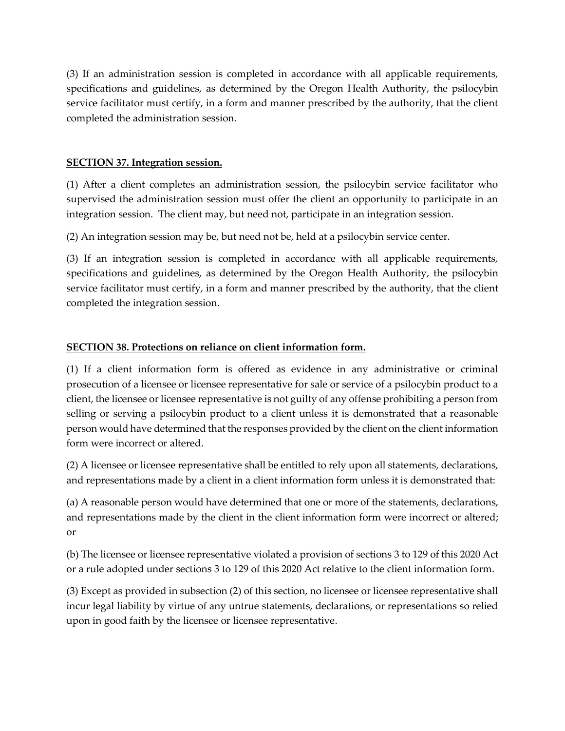(3) If an administration session is completed in accordance with all applicable requirements, specifications and guidelines, as determined by the Oregon Health Authority, the psilocybin service facilitator must certify, in a form and manner prescribed by the authority, that the client completed the administration session.

## SECTION 37. Integration session.

(1) After a client completes an administration session, the psilocybin service facilitator who supervised the administration session must offer the client an opportunity to participate in an integration session. The client may, but need not, participate in an integration session.

(2) An integration session may be, but need not be, held at a psilocybin service center.

(3) If an integration session is completed in accordance with all applicable requirements, specifications and guidelines, as determined by the Oregon Health Authority, the psilocybin service facilitator must certify, in a form and manner prescribed by the authority, that the client completed the integration session.

## SECTION 38. Protections on reliance on client information form.

(1) If a client information form is offered as evidence in any administrative or criminal prosecution of a licensee or licensee representative for sale or service of a psilocybin product to a client, the licensee or licensee representative is not guilty of any offense prohibiting a person from selling or serving a psilocybin product to a client unless it is demonstrated that a reasonable person would have determined that the responses provided by the client on the client information form were incorrect or altered.

(2) A licensee or licensee representative shall be entitled to rely upon all statements, declarations, and representations made by a client in a client information form unless it is demonstrated that:

(a) A reasonable person would have determined that one or more of the statements, declarations, and representations made by the client in the client information form were incorrect or altered; or

(b) The licensee or licensee representative violated a provision of sections 3 to 129 of this 2020 Act or a rule adopted under sections 3 to 129 of this 2020 Act relative to the client information form.

(3) Except as provided in subsection (2) of this section, no licensee or licensee representative shall incur legal liability by virtue of any untrue statements, declarations, or representations so relied upon in good faith by the licensee or licensee representative.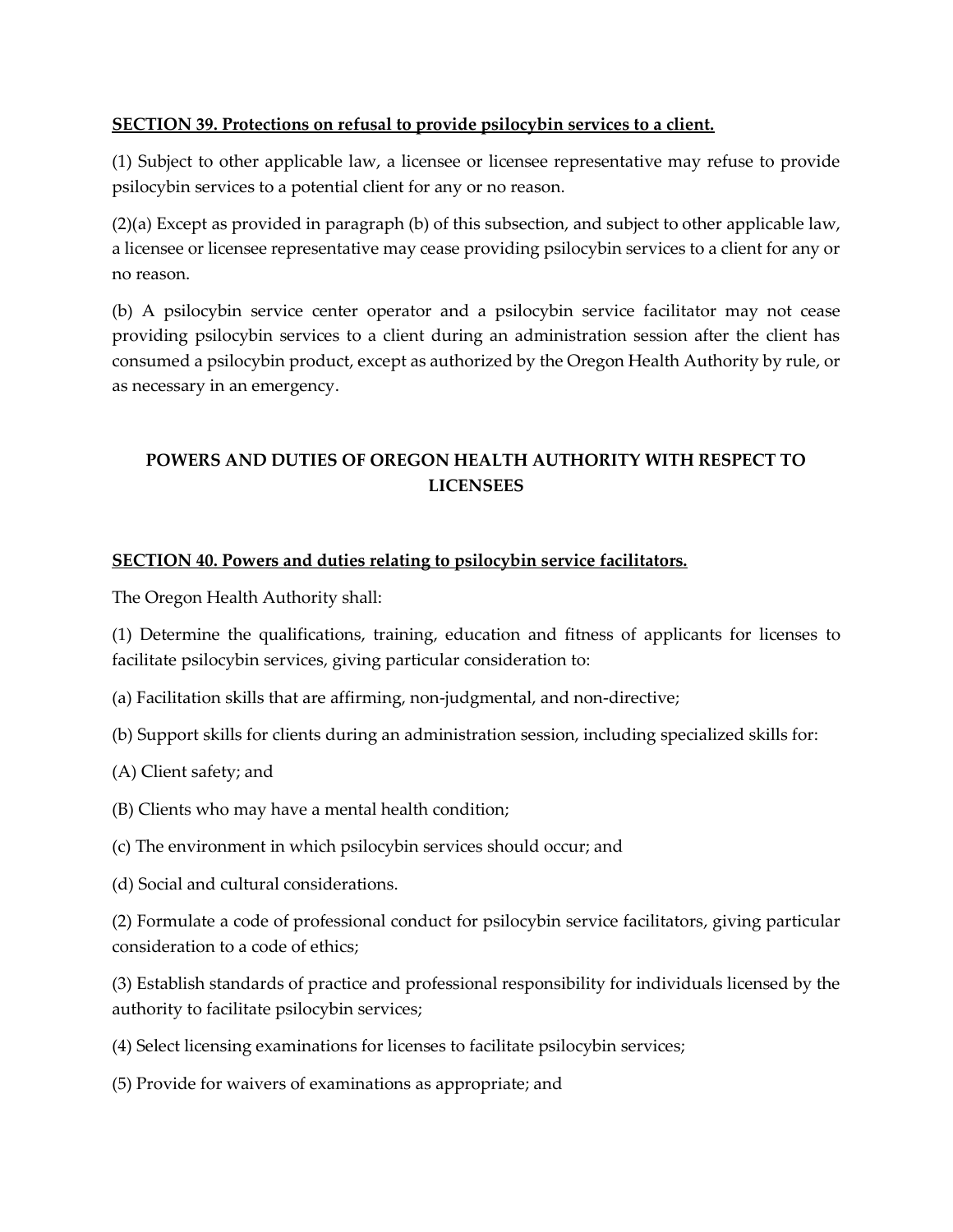**SECTION 39. Protections on refusal to provide psilocybin services to a client.**

(1) Subject to other applicable law, a licensee or licensee representative may refuse to provide psilocybin services to a potential client for any or no reason.

(2)(a) Except as provided in paragraph (b) of this subsection, and subject to other applicable law, a licensee or licensee representative may cease providing psilocybin services to a client for any or no reason.

(b) A psilocybin service center operator and a psilocybin service facilitator may not cease providing psilocybin services to a client during an administration session after the client has consumed a psilocybin product, except as authorized by the Oregon Health Authority by rule, or as necessary in an emergency.

## POWERS AND DUTIES OF OREGON HEALTH AUTHORITY WITH RESPECT TO LICENSEES

**SECTION 40. Powers and duties relating to psilocybin service facilitators.**

The Oregon Health Authority shall:

(1) Determine the qualifications, training, education and fitness of applicants for licenses to facilitate psilocybin services, giving particular consideration to:

(a) Facilitation skills that are affirming, non-judgmental, and non-directive;

(b) Support skills for clients during an administration session, including specialized skills for:

(A) Client safety; and

(B) Clients who may have a mental health condition;

(c) The environment in which psilocybin services should occur; and

(d) Social and cultural considerations.

(2) Formulate a code of professional conduct for psilocybin service facilitators, giving particular consideration to a code of ethics;

(3) Establish standards of practice and professional responsibility for individuals licensed by the authority to facilitate psilocybin services;

(4) Select licensing examinations for licenses to facilitate psilocybin services;

(5) Provide for waivers of examinations as appropriate; and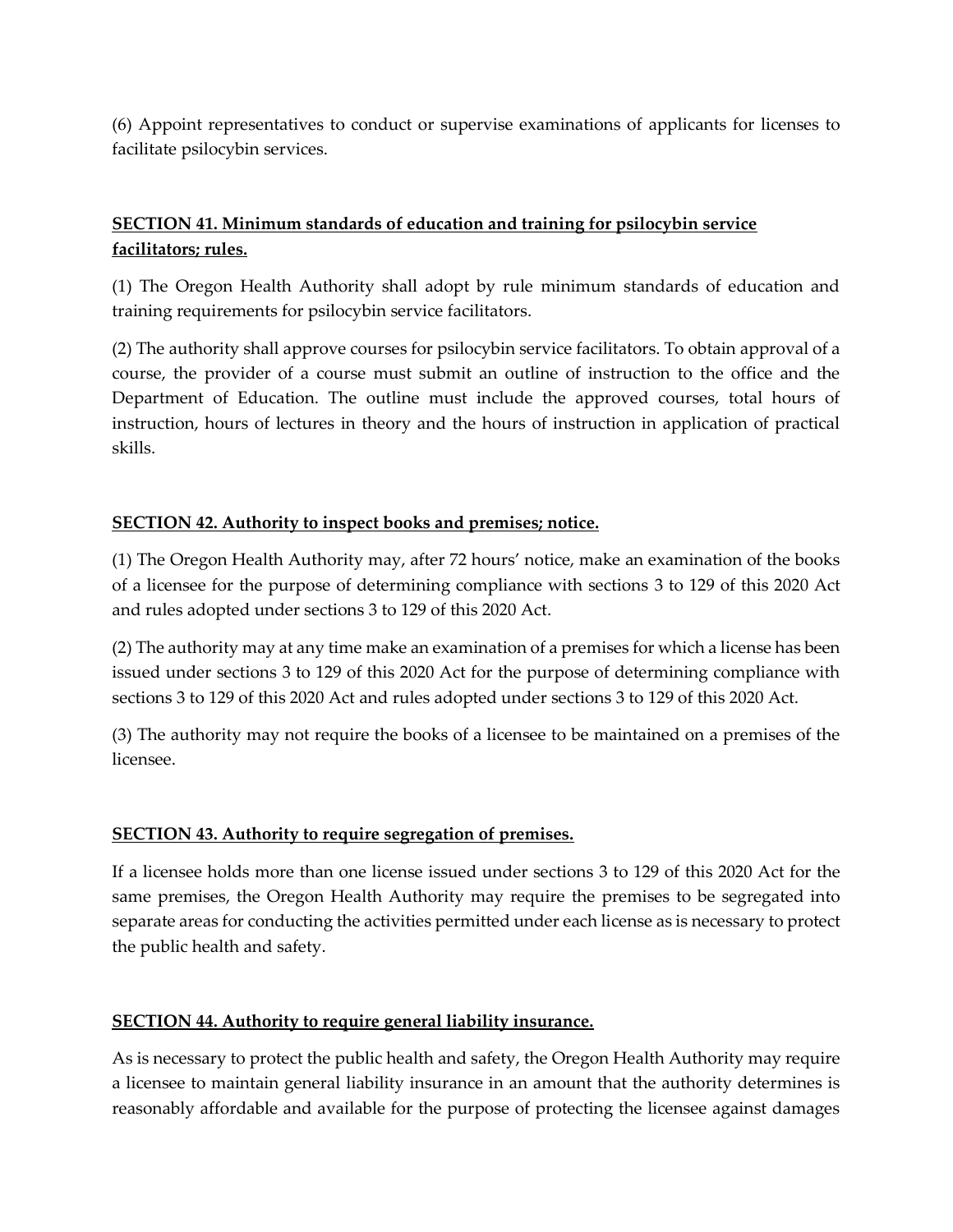(6) Appoint representatives to conduct or supervise examinations of applicants for licenses to facilitate psilocybin services.

## SECTION 41. Minimum standards of education and training for psilocybin service facilitators; rules.

(1) The Oregon Health Authority shall adopt by rule minimum standards of education and training requirements for psilocybin service facilitators.

(2) The authority shall approve courses for psilocybin service facilitators. To obtain approval of a course, the provider of a course must submit an outline of instruction to the office and the Department of Education. The outline must include the approved courses, total hours of instruction, hours of lectures in theory and the hours of instruction in application of practical skills.

## SECTION 42. Authority to inspect books and premises; notice.

(1) The Oregon Health Authority may, after 72 hours' notice, make an examination of the books of a licensee for the purpose of determining compliance with sections 3 to 129 of this 2020 Act and rules adopted under sections 3 to 129 of this 2020 Act.

(2) The authority may at any time make an examination of a premises for which a license has been issued under sections 3 to 129 of this 2020 Act for the purpose of determining compliance with sections 3 to 129 of this 2020 Act and rules adopted under sections 3 to 129 of this 2020 Act.

(3) The authority may not require the books of a licensee to be maintained on a premises of the licensee.

## SECTION 43. Authority to require segregation of premises.

If a licensee holds more than one license issued under sections 3 to 129 of this 2020 Act for the same premises, the Oregon Health Authority may require the premises to be segregated into separate areas for conducting the activities permitted under each license as is necessary to protect the public health and safety.

## SECTION 44. Authority to require general liability insurance.

As is necessary to protect the public health and safety, the Oregon Health Authority may require a licensee to maintain general liability insurance in an amount that the authority determines is reasonably affordable and available for the purpose of protecting the licensee against damages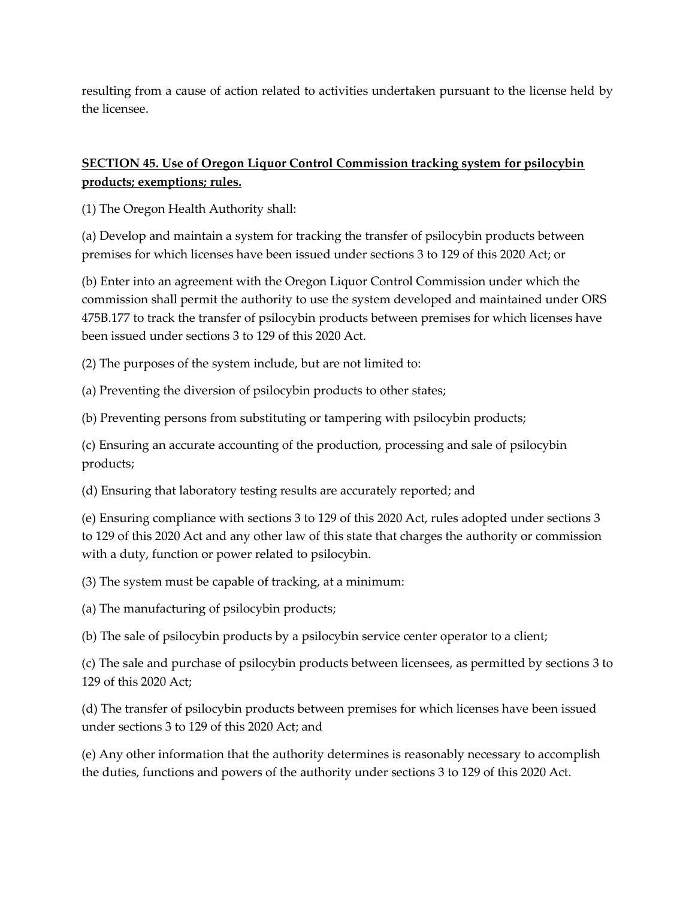resulting from a cause of action related to activities undertaken pursuant to the license held by the licensee.

**SECTION 45. Use of Oregon Liquor Control Commission tracking system for psilocybin products; exemptions; rules.**

(1) The Oregon Health Authority shall:

(a) Develop and maintain a system for tracking the transfer of psilocybin products between premises for which licenses have been issued under sections 3 to 129 of this 2020 Act; or

(b) Enter into an agreement with the Oregon Liquor Control Commission under which the commission shall permit the authority to use the system developed and maintained under ORS 475B.177 to track the transfer of psilocybin products between premises for which licenses have been issued under sections 3 to 129 of this 2020 Act.

(2) The purposes of the system include, but are not limited to:

(a) Preventing the diversion of psilocybin products to other states;

(b) Preventing persons from substituting or tampering with psilocybin products;

(c) Ensuring an accurate accounting of the production, processing and sale of psilocybin products;

(d) Ensuring that laboratory testing results are accurately reported; and

(e) Ensuring compliance with sections 3 to 129 of this 2020 Act, rules adopted under sections 3 to 129 of this 2020 Act and any other law of this state that charges the authority or commission with a duty, function or power related to psilocybin.

(3) The system must be capable of tracking, at a minimum:

(a) The manufacturing of psilocybin products;

(b) The sale of psilocybin products by a psilocybin service center operator to a client;

(c) The sale and purchase of psilocybin products between licensees, as permitted by sections 3 to 129 of this 2020 Act;

(d) The transfer of psilocybin products between premises for which licenses have been issued under sections 3 to 129 of this 2020 Act; and

(e) Any other information that the authority determines is reasonably necessary to accomplish the duties, functions and powers of the authority under sections 3 to 129 of this 2020 Act.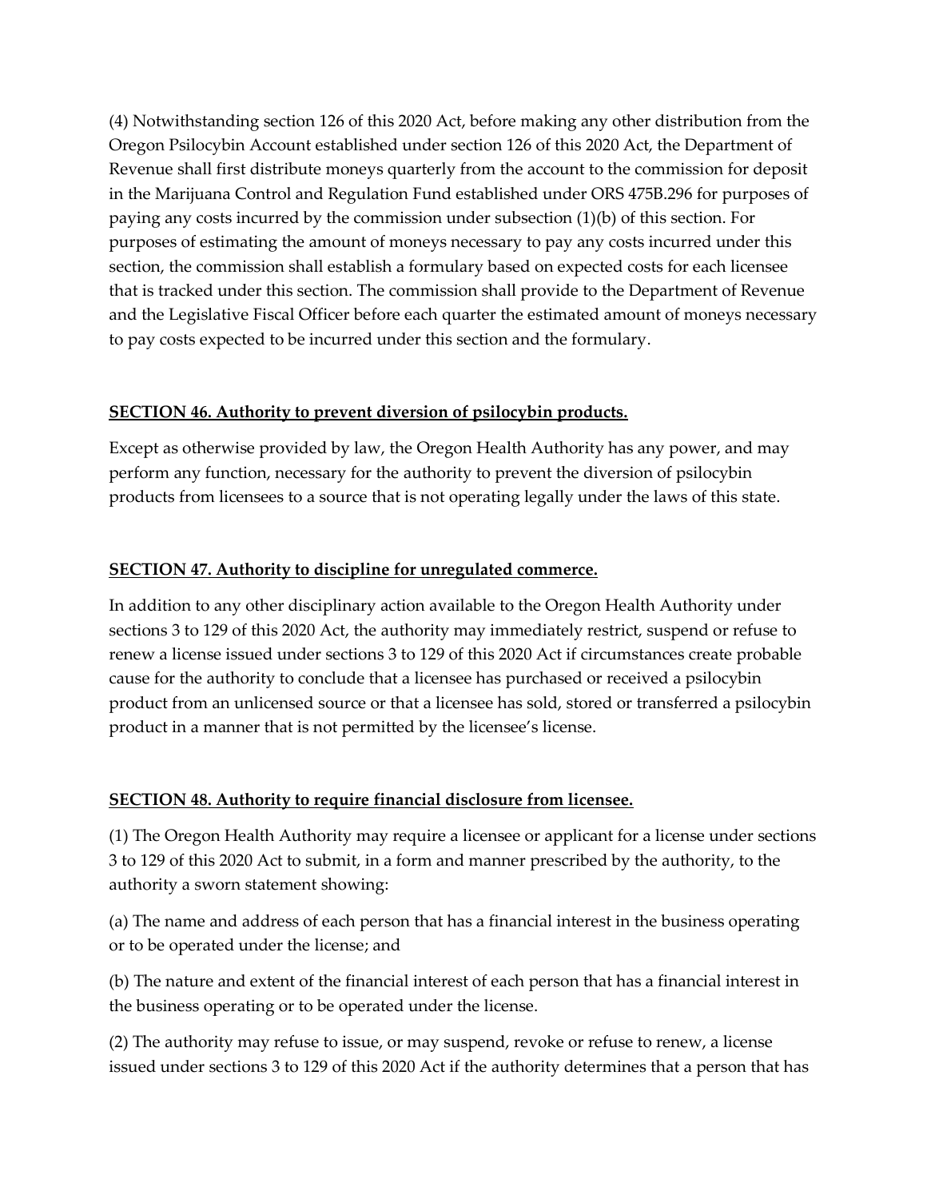(4) Notwithstanding section 126 of this 2020 Act, before making any other distribution from the Oregon Psilocybin Account established under section 126 of this 2020 Act, the Department of Revenue shall first distribute moneys quarterly from the account to the commission for deposit in the Marijuana Control and Regulation Fund established under ORS 475B.296 for purposes of paying any costs incurred by the commission under subsection (1)(b) of this section. For purposes of estimating the amount of moneys necessary to pay any costs incurred under this section, the commission shall establish a formulary based on expected costs for each licensee that is tracked under this section. The commission shall provide to the Department of Revenue and the Legislative Fiscal Officer before each quarter the estimated amount of moneys necessary to pay costs expected to be incurred under this section and the formulary.

**SECTION 46. Authority to prevent diversion of psilocybin products.**

Except as otherwise provided by law, the Oregon Health Authority has any power, and may perform any function, necessary for the authority to prevent the diversion of psilocybin products from licensees to a source that is not operating legally under the laws of this state.

**SECTION 47. Authority to discipline for unregulated commerce.**

In addition to any other disciplinary action available to the Oregon Health Authority under sections 3 to 129 of this 2020 Act, the authority may immediately restrict, suspend or refuse to renew a license issued under sections 3 to 129 of this 2020 Act if circumstances create probable cause for the authority to conclude that a licensee has purchased or received a psilocybin product from an unlicensed source or that a licensee has sold, stored or transferred a psilocybin product in a manner that is not permitted by the licensee's license.

**SECTION 48. Authority to require financial disclosure from licensee.**

(1) The Oregon Health Authority may require a licensee or applicant for a license under sections 3 to 129 of this 2020 Act to submit, in a form and manner prescribed by the authority, to the authority a sworn statement showing:

(a) The name and address of each person that has a financial interest in the business operating or to be operated under the license; and

(b) The nature and extent of the financial interest of each person that has a financial interest in the business operating or to be operated under the license.

(2) The authority may refuse to issue, or may suspend, revoke or refuse to renew, a license issued under sections 3 to 129 of this 2020 Act if the authority determines that a person that has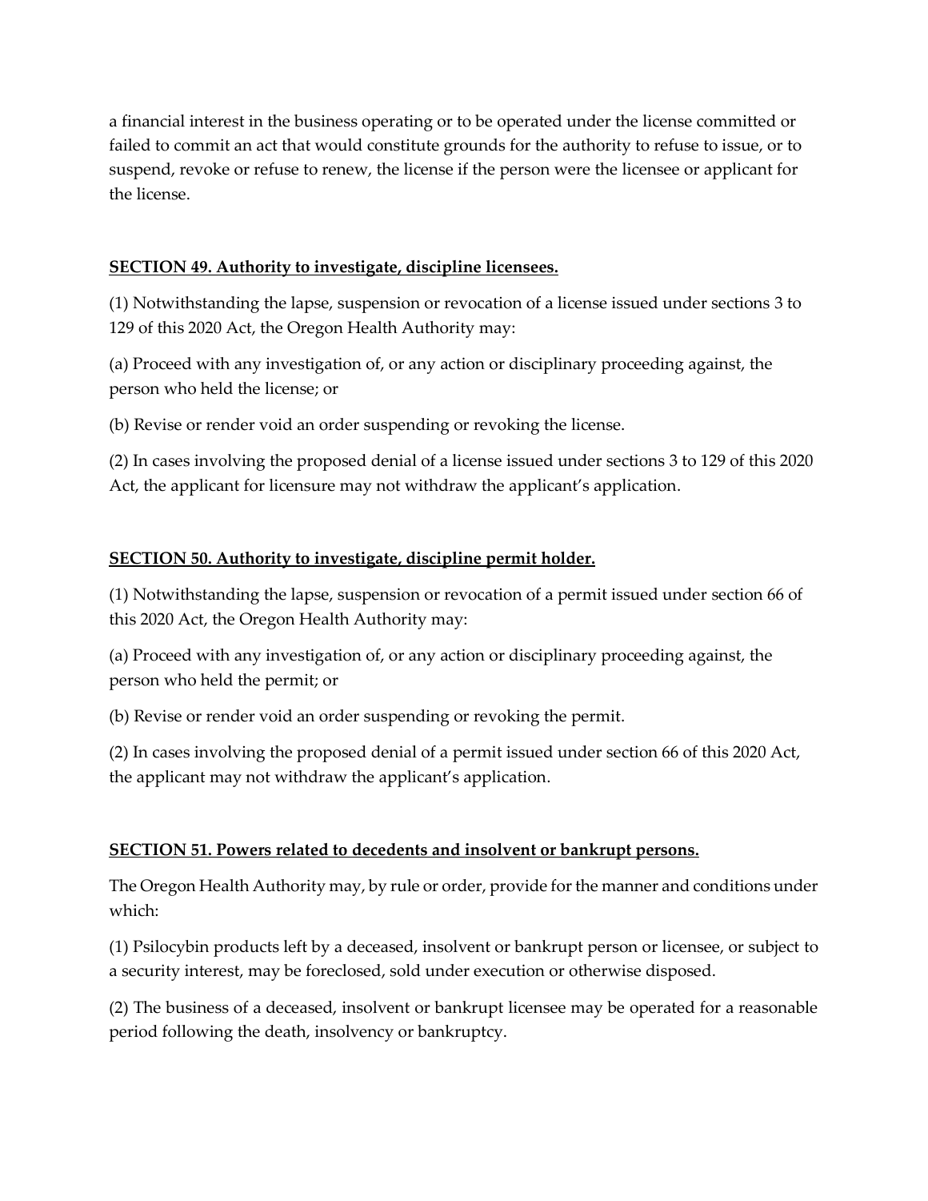a financial interest in the business operating or to be operated under the license committed or failed to commit an act that would constitute grounds for the authority to refuse to issue, or to suspend, revoke or refuse to renew, the license if the person were the licensee or applicant for the license.

**SECTION 49. Authority to investigate, discipline licensees.**

(1) Notwithstanding the lapse, suspension or revocation of a license issued under sections 3 to 129 of this 2020 Act, the Oregon Health Authority may:

(a) Proceed with any investigation of, or any action or disciplinary proceeding against, the person who held the license; or

(b) Revise or render void an order suspending or revoking the license.

(2) In cases involving the proposed denial of a license issued under sections 3 to 129 of this 2020 Act, the applicant for licensure may not withdraw the applicant's application.

**SECTION 50. Authority to investigate, discipline permit holder.**

(1) Notwithstanding the lapse, suspension or revocation of a permit issued under section 66 of this 2020 Act, the Oregon Health Authority may:

(a) Proceed with any investigation of, or any action or disciplinary proceeding against, the person who held the permit; or

(b) Revise or render void an order suspending or revoking the permit.

(2) In cases involving the proposed denial of a permit issued under section 66 of this 2020 Act, the applicant may not withdraw the applicant's application.

**SECTION 51. Powers related to decedents and insolvent or bankrupt persons.**

The Oregon Health Authority may, by rule or order, provide for the manner and conditions under which:

(1) Psilocybin products left by a deceased, insolvent or bankrupt person or licensee, or subject to a security interest, may be foreclosed, sold under execution or otherwise disposed.

(2) The business of a deceased, insolvent or bankrupt licensee may be operated for a reasonable period following the death, insolvency or bankruptcy.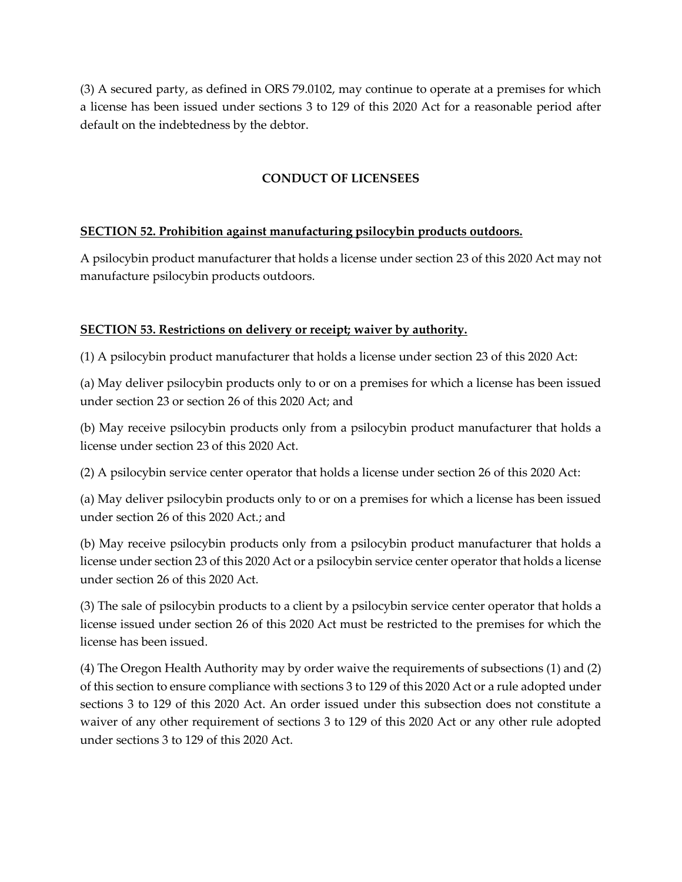(3) A secured party, as defined in ORS 79.0102, may continue to operate at a premises for which a license has been issued under sections 3 to 129 of this 2020 Act for a reasonable period after default on the indebtedness by the debtor.

## CONDUCT OF LICENSEES

**SECTION 52. Prohibition against manufacturing psilocybin products outdoors.**

A psilocybin product manufacturer that holds a license under section 23 of this 2020 Act may not manufacture psilocybin products outdoors.

**SECTION 53. Restrictions on delivery or receipt; waiver by authority.**

(1) A psilocybin product manufacturer that holds a license under section 23 of this 2020 Act:

(a) May deliver psilocybin products only to or on a premises for which a license has been issued under section 23 or section 26 of this 2020 Act; and

(b) May receive psilocybin products only from a psilocybin product manufacturer that holds a license under section 23 of this 2020 Act.

(2) A psilocybin service center operator that holds a license under section 26 of this 2020 Act:

(a) May deliver psilocybin products only to or on a premises for which a license has been issued under section 26 of this 2020 Act.; and

(b) May receive psilocybin products only from a psilocybin product manufacturer that holds a license under section 23 of this 2020 Act or a psilocybin service center operator that holds a license under section 26 of this 2020 Act.

(3) The sale of psilocybin products to a client by a psilocybin service center operator that holds a license issued under section 26 of this 2020 Act must be restricted to the premises for which the license has been issued.

(4) The Oregon Health Authority may by order waive the requirements of subsections (1) and (2) of this section to ensure compliance with sections 3 to 129 of this 2020 Act or a rule adopted under sections 3 to 129 of this 2020 Act. An order issued under this subsection does not constitute a waiver of any other requirement of sections 3 to 129 of this 2020 Act or any other rule adopted under sections 3 to 129 of this 2020 Act.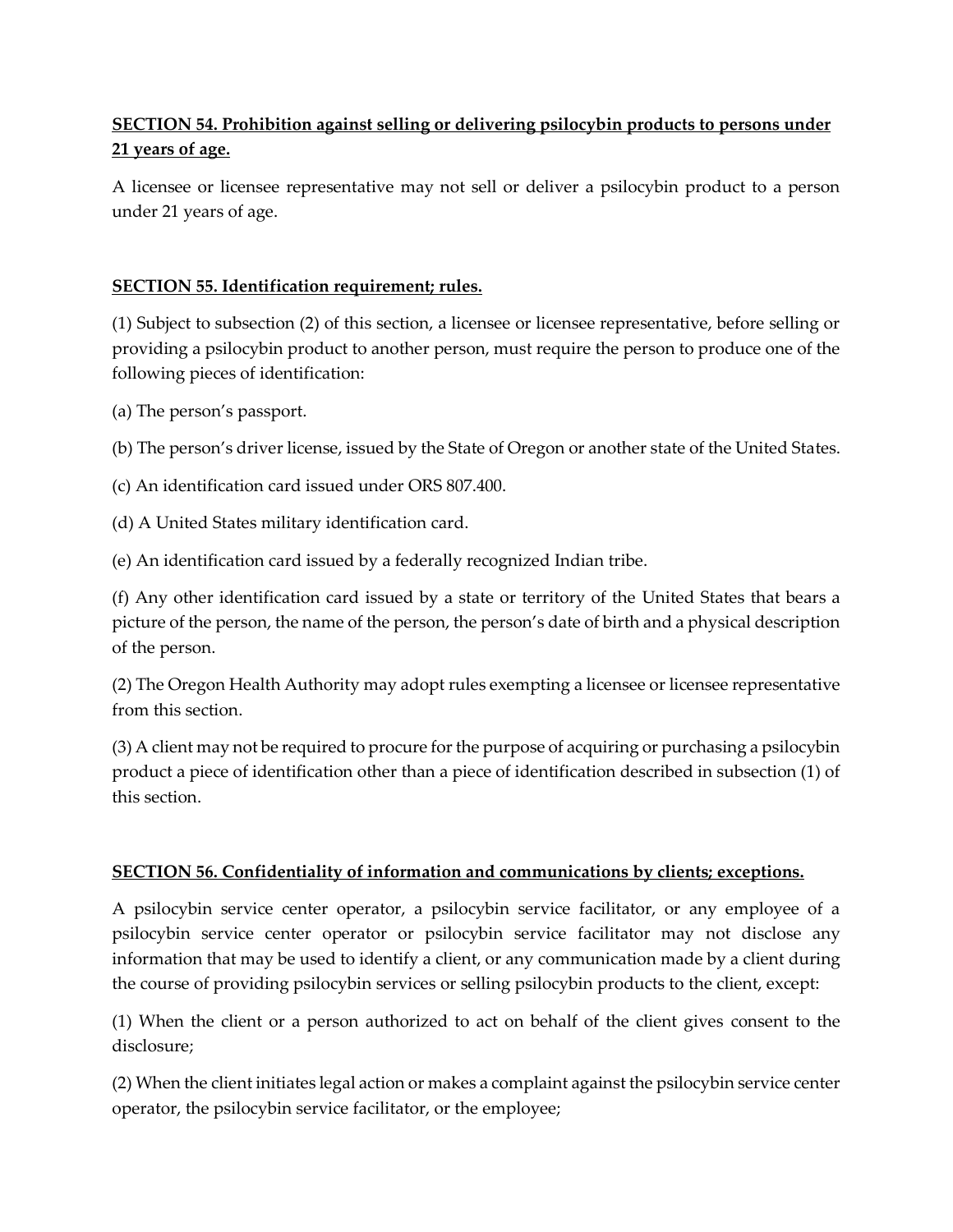**SECTION 54. Prohibition against selling or delivering psilocybin products to persons under 21 years of age.**

A licensee or licensee representative may not sell or deliver a psilocybin product to a person under 21 years of age.

**SECTION 55. Identification requirement; rules.**

(1) Subject to subsection (2) of this section, a licensee or licensee representative, before selling or providing a psilocybin product to another person, must require the person to produce one of the following pieces of identification:

(a) The person's passport.

(b) The person's driver license, issued by the State of Oregon or another state of the United States.

(c) An identification card issued under ORS 807.400.

(d) A United States military identification card.

(e) An identification card issued by a federally recognized Indian tribe.

(f) Any other identification card issued by a state or territory of the United States that bears a picture of the person, the name of the person, the person's date of birth and a physical description of the person.

(2) The Oregon Health Authority may adopt rules exempting a licensee or licensee representative from this section.

(3) A client may not be required to procure for the purpose of acquiring or purchasing a psilocybin product a piece of identification other than a piece of identification described in subsection (1) of this section.

**SECTION 56. Confidentiality of information and communications by clients; exceptions.**

A psilocybin service center operator, a psilocybin service facilitator, or any employee of a psilocybin service center operator or psilocybin service facilitator may not disclose any information that may be used to identify a client, or any communication made by a client during the course of providing psilocybin services or selling psilocybin products to the client, except:

(1) When the client or a person authorized to act on behalf of the client gives consent to the disclosure;

(2) When the client initiates legal action or makes a complaint against the psilocybin service center operator, the psilocybin service facilitator, or the employee;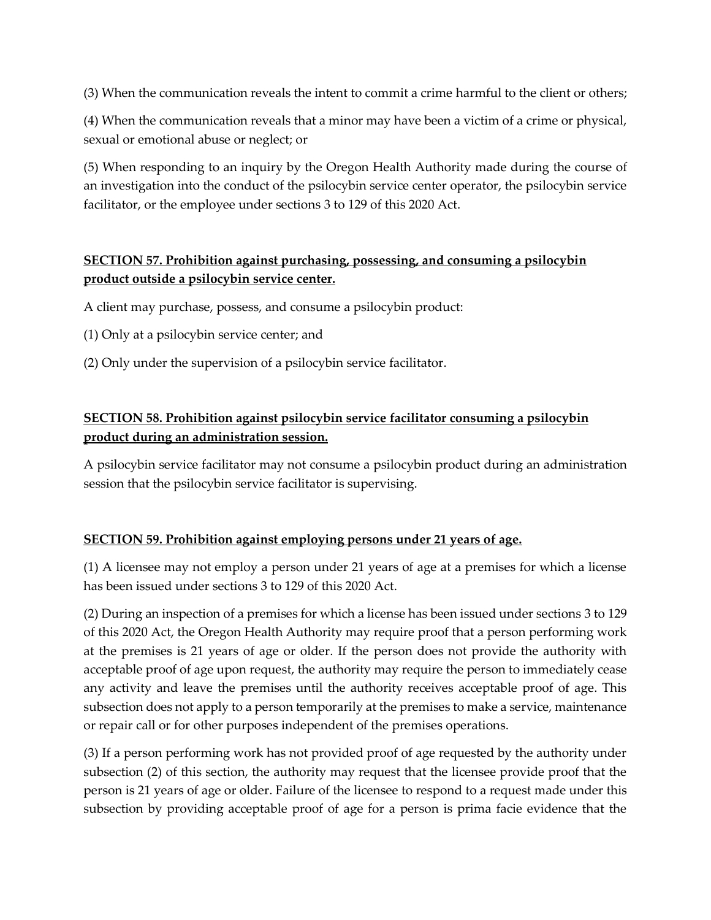(3) When the communication reveals the intent to commit a crime harmful to the client or others;

(4) When the communication reveals that a minor may have been a victim of a crime or physical, sexual or emotional abuse or neglect; or

(5) When responding to an inquiry by the Oregon Health Authority made during the course of an investigation into the conduct of the psilocybin service center operator, the psilocybin service facilitator, or the employee under sections 3 to 129 of this 2020 Act.

### **SECTION 57. Prohibition against purchasing, possessing, and consuming a psilocybin product outside a psilocybin service center.**

A client may purchase, possess, and consume a psilocybin product:

(1) Only at a psilocybin service center; and

(2) Only under the supervision of a psilocybin service facilitator.

### **SECTION 58. Prohibition against psilocybin service facilitator consuming a psilocybin product during an administration session.**

A psilocybin service facilitator may not consume a psilocybin product during an administration session that the psilocybin service facilitator is supervising.

### **SECTION 59. Prohibition against employing persons under 21 years of age.**

(1) A licensee may not employ a person under 21 years of age at a premises for which a license has been issued under sections 3 to 129 of this 2020 Act.

(2) During an inspection of a premises for which a license has been issued under sections 3 to 129 of this 2020 Act, the Oregon Health Authority may require proof that a person performing work at the premises is 21 years of age or older. If the person does not provide the authority with acceptable proof of age upon request, the authority may require the person to immediately cease any activity and leave the premises until the authority receives acceptable proof of age. This subsection does not apply to a person temporarily at the premises to make a service, maintenance or repair call or for other purposes independent of the premises operations.

(3) If a person performing work has not provided proof of age requested by the authority under subsection (2) of this section, the authority may request that the licensee provide proof that the person is 21 years of age or older. Failure of the licensee to respond to a request made under this subsection by providing acceptable proof of age for a person is prima facie evidence that the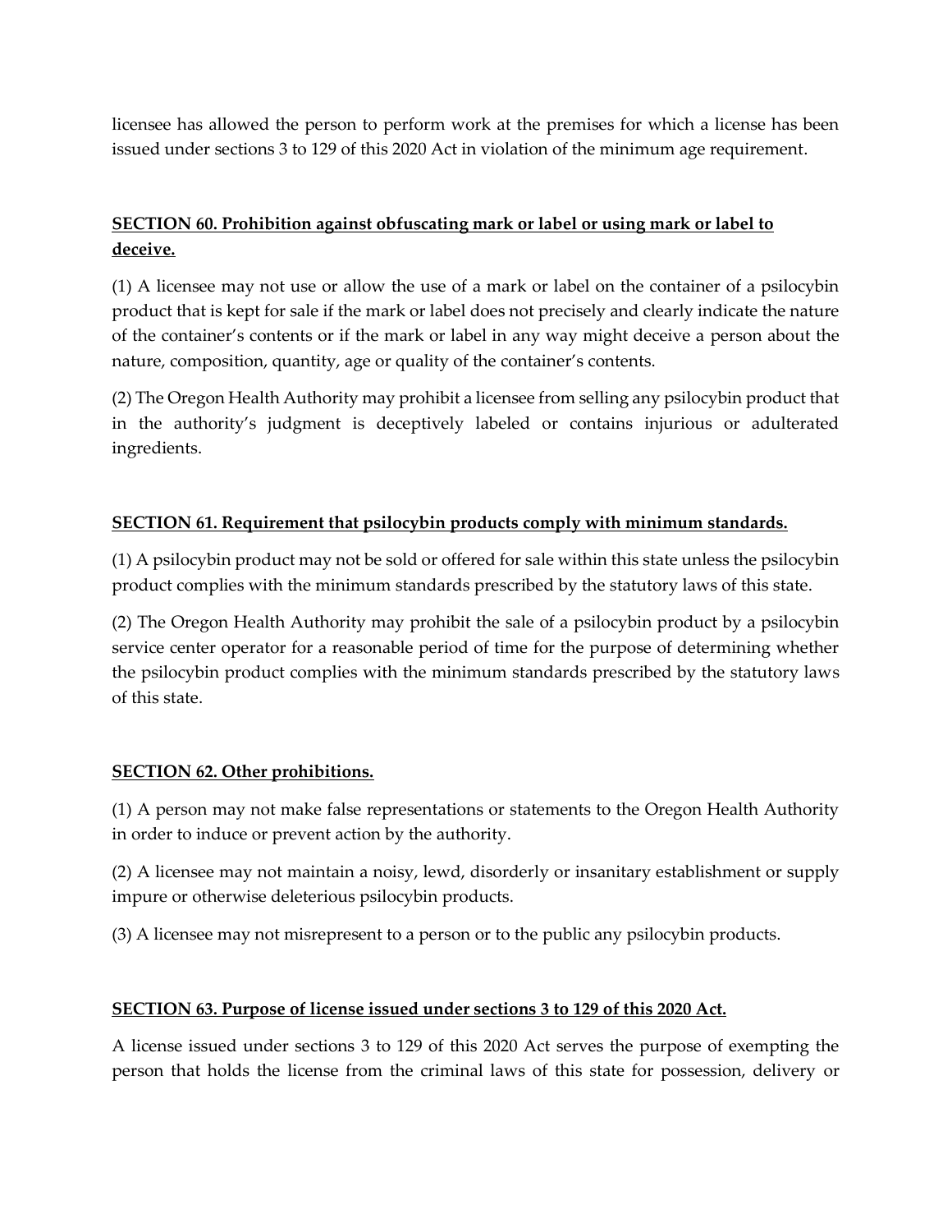licensee has allowed the person to perform work at the premises for which a license has been issued under sections 3 to 129 of this 2020 Act in violation of the minimum age requirement.

**SECTION 60. Prohibition against obfuscating mark or label or using mark or label to deceive.**

(1) A licensee may not use or allow the use of a mark or label on the container of a psilocybin product that is kept for sale if the mark or label does not precisely and clearly indicate the nature of the container's contents or if the mark or label in any way might deceive a person about the nature, composition, quantity, age or quality of the container's contents.

(2) The Oregon Health Authority may prohibit a licensee from selling any psilocybin product that in the authority's judgment is deceptively labeled or contains injurious or adulterated ingredients.

**SECTION 61. Requirement that psilocybin products comply with minimum standards.**

(1) A psilocybin product may not be sold or offered for sale within this state unless the psilocybin product complies with the minimum standards prescribed by the statutory laws of this state.

(2) The Oregon Health Authority may prohibit the sale of a psilocybin product by a psilocybin service center operator for a reasonable period of time for the purpose of determining whether the psilocybin product complies with the minimum standards prescribed by the statutory laws of this state.

**SECTION 62. Other prohibitions.**

(1) A person may not make false representations or statements to the Oregon Health Authority in order to induce or prevent action by the authority.

(2) A licensee may not maintain a noisy, lewd, disorderly or insanitary establishment or supply impure or otherwise deleterious psilocybin products.

(3) A licensee may not misrepresent to a person or to the public any psilocybin products.

**SECTION 63. Purpose of license issued under sections 3 to 129 of this 2020 Act.**

A license issued under sections 3 to 129 of this 2020 Act serves the purpose of exempting the person that holds the license from the criminal laws of this state for possession, delivery or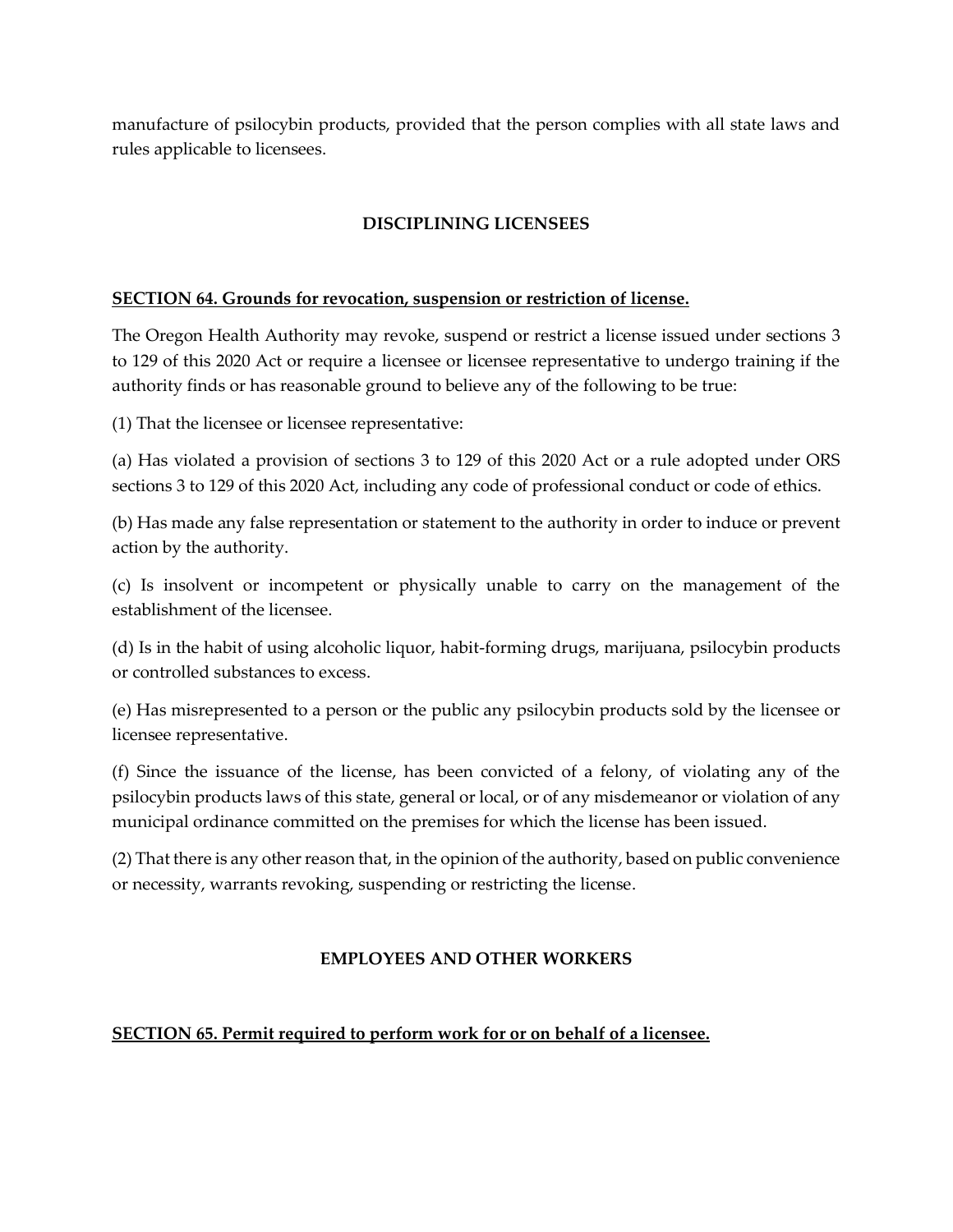manufacture of psilocybin products, provided that the person complies with all state laws and rules applicable to licensees.

## DISCIPLINING LICENSEES

**SECTION 64. Grounds for revocation, suspension or restriction of license.**

The Oregon Health Authority may revoke, suspend or restrict a license issued under sections 3 to 129 of this 2020 Act or require a licensee or licensee representative to undergo training if the authority finds or has reasonable ground to believe any of the following to be true:

(1) That the licensee or licensee representative:

(a) Has violated a provision of sections 3 to 129 of this 2020 Act or a rule adopted under ORS sections 3 to 129 of this 2020 Act, including any code of professional conduct or code of ethics.

(b) Has made any false representation or statement to the authority in order to induce or prevent action by the authority.

(c) Is insolvent or incompetent or physically unable to carry on the management of the establishment of the licensee.

(d) Is in the habit of using alcoholic liquor, habit-forming drugs, marijuana, psilocybin products or controlled substances to excess.

(e) Has misrepresented to a person or the public any psilocybin products sold by the licensee or licensee representative.

(f) Since the issuance of the license, has been convicted of a felony, of violating any of the psilocybin products laws of this state, general or local, or of any misdemeanor or violation of any municipal ordinance committed on the premises for which the license has been issued.

(2) That there is any other reason that, in the opinion of the authority, based on public convenience or necessity, warrants revoking, suspending or restricting the license.

## EMPLOYEES AND OTHER WORKERS

**SECTION 65. Permit required to perform work for or on behalf of a licensee.**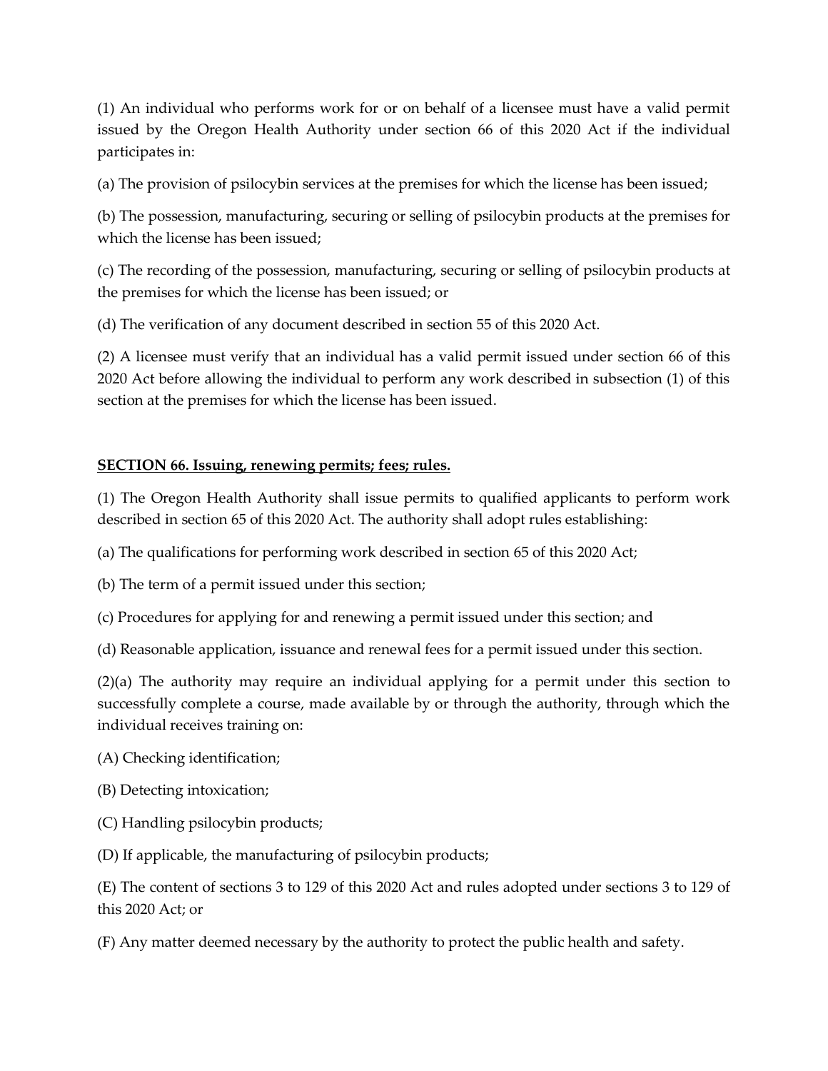(1) An individual who performs work for or on behalf of a licensee must have a valid permit issued by the Oregon Health Authority under section 66 of this 2020 Act if the individual participates in:

(a) The provision of psilocybin services at the premises for which the license has been issued;

(b) The possession, manufacturing, securing or selling of psilocybin products at the premises for which the license has been issued;

(c) The recording of the possession, manufacturing, securing or selling of psilocybin products at the premises for which the license has been issued; or

(d) The verification of any document described in section 55 of this 2020 Act.

(2) A licensee must verify that an individual has a valid permit issued under section 66 of this 2020 Act before allowing the individual to perform any work described in subsection (1) of this section at the premises for which the license has been issued.

## SECTION 66. Issuing, renewing permits; fees; rules.

(1) The Oregon Health Authority shall issue permits to qualified applicants to perform work described in section 65 of this 2020 Act. The authority shall adopt rules establishing:

(a) The qualifications for performing work described in section 65 of this 2020 Act;

(b) The term of a permit issued under this section;

(c) Procedures for applying for and renewing a permit issued under this section; and

(d) Reasonable application, issuance and renewal fees for a permit issued under this section.

(2)(a) The authority may require an individual applying for a permit under this section to successfully complete a course, made available by or through the authority, through which the individual receives training on:

(A) Checking identification;

(B) Detecting intoxication;

(C) Handling psilocybin products;

(D) If applicable, the manufacturing of psilocybin products;

(E) The content of sections 3 to 129 of this 2020 Act and rules adopted under sections 3 to 129 of this 2020 Act; or

(F) Any matter deemed necessary by the authority to protect the public health and safety.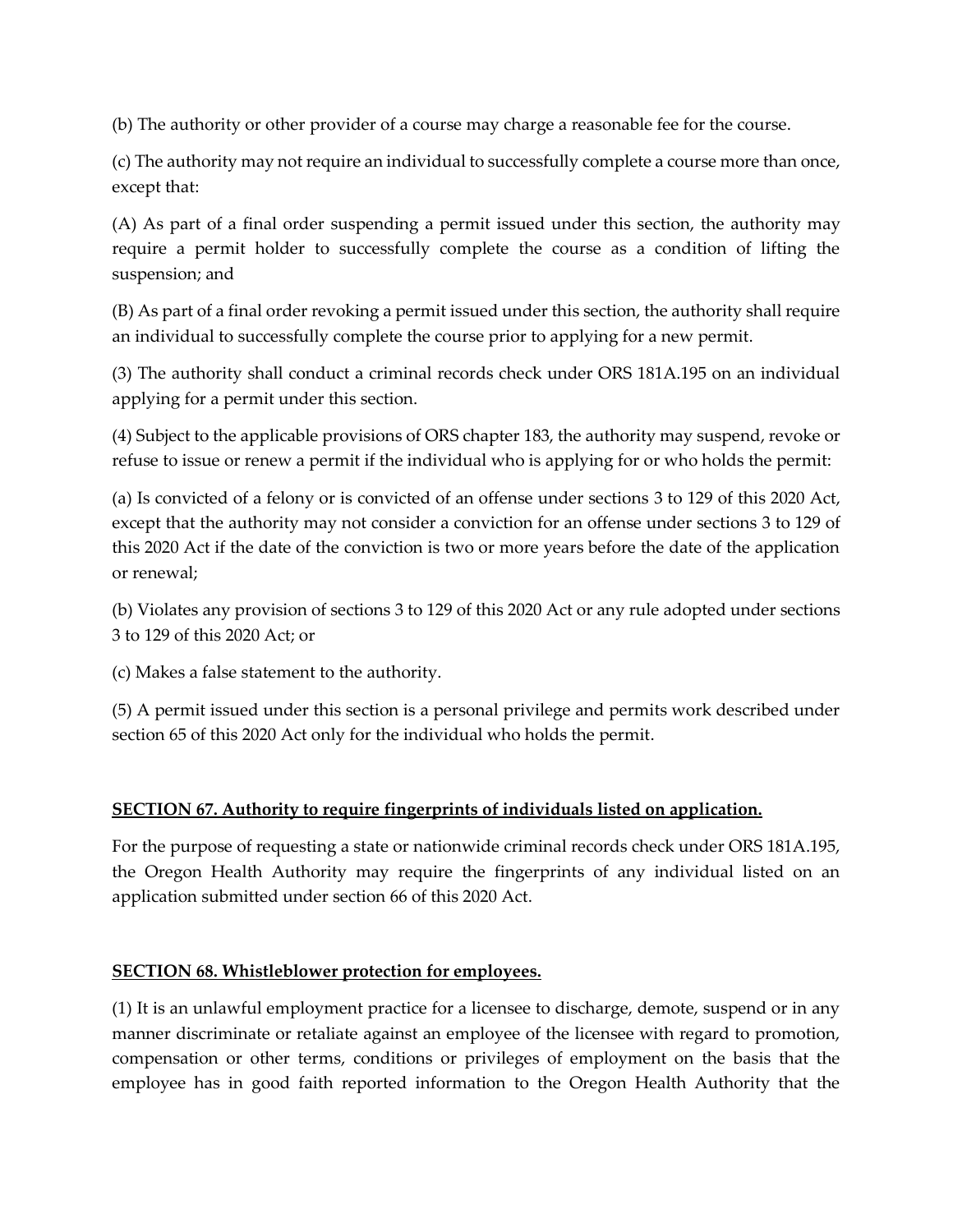(b) The authority or other provider of a course may charge a reasonable fee for the course.

(c) The authority may not require an individual to successfully complete a course more than once, except that:

(A) As part of a final order suspending a permit issued under this section, the authority may require a permit holder to successfully complete the course as a condition of lifting the suspension; and

(B) As part of a final order revoking a permit issued under this section, the authority shall require an individual to successfully complete the course prior to applying for a new permit.

(3) The authority shall conduct a criminal records check under ORS 181A.195 on an individual applying for a permit under this section.

(4) Subject to the applicable provisions of ORS chapter 183, the authority may suspend, revoke or refuse to issue or renew a permit if the individual who is applying for or who holds the permit:

(a) Is convicted of a felony or is convicted of an offense under sections 3 to 129 of this 2020 Act, except that the authority may not consider a conviction for an offense under sections 3 to 129 of this 2020 Act if the date of the conviction is two or more years before the date of the application or renewal;

(b) Violates any provision of sections 3 to 129 of this 2020 Act or any rule adopted under sections 3 to 129 of this 2020 Act; or

(c) Makes a false statement to the authority.

(5) A permit issued under this section is a personal privilege and permits work described under section 65 of this 2020 Act only for the individual who holds the permit.

## **SECTION 67. Authority to require fingerprints of individuals listed on application.**

For the purpose of requesting a state or nationwide criminal records check under ORS 181A.195, the Oregon Health Authority may require the fingerprints of any individual listed on an application submitted under section 66 of this 2020 Act.

## **SECTION 68. Whistleblower protection for employees.**

(1) It is an unlawful employment practice for a licensee to discharge, demote, suspend or in any manner discriminate or retaliate against an employee of the licensee with regard to promotion, compensation or other terms, conditions or privileges of employment on the basis that the employee has in good faith reported information to the Oregon Health Authority that the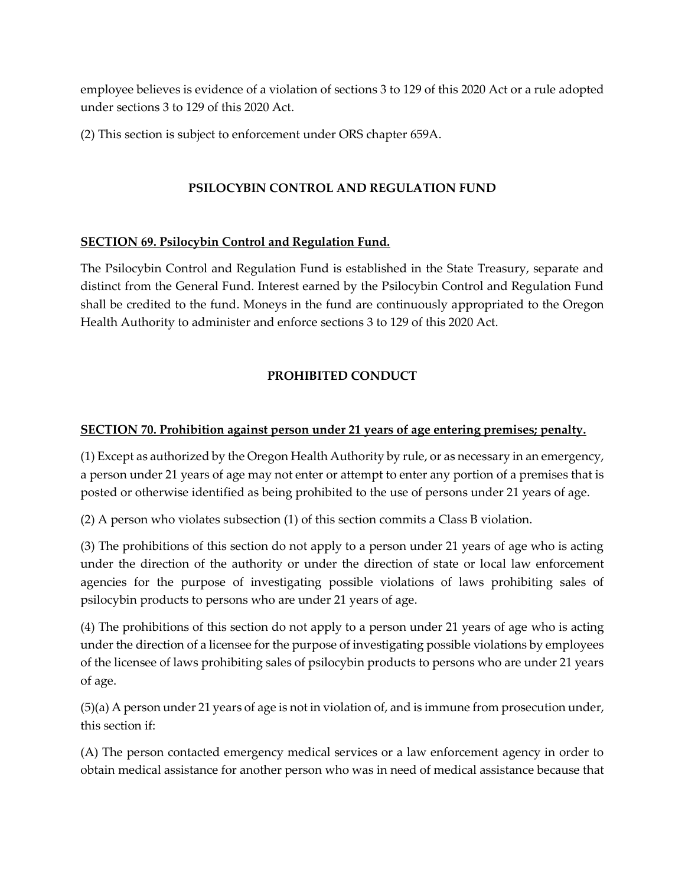employee believes is evidence of a violation of sections 3 to 129 of this 2020 Act or a rule adopted under sections 3 to 129 of this 2020 Act.

(2) This section is subject to enforcement under ORS chapter 659A.

## PSILOCYBIN CONTROL AND REGULATION FUND

### SECTION 69. Psilocybin Control and Regulation Fund.

The Psilocybin Control and Regulation Fund is established in the State Treasury, separate and distinct from the General Fund. Interest earned by the Psilocybin Control and Regulation Fund shall be credited to the fund. Moneys in the fund are continuously appropriated to the Oregon Health Authority to administer and enforce sections 3 to 129 of this 2020 Act.

## PROHIBITED CONDUCT

### SECTION 70. Prohibition against person under 21 years of age entering premises; penalty.

(1) Except as authorized by the Oregon Health Authority by rule, or as necessary in an emergency, a person under 21 years of age may not enter or attempt to enter any portion of a premises that is posted or otherwise identified as being prohibited to the use of persons under 21 years of age.

(2) A person who violates subsection (1) of this section commits a Class B violation.

(3) The prohibitions of this section do not apply to a person under 21 years of age who is acting under the direction of the authority or under the direction of state or local law enforcement agencies for the purpose of investigating possible violations of laws prohibiting sales of psilocybin products to persons who are under 21 years of age.

(4) The prohibitions of this section do not apply to a person under 21 years of age who is acting under the direction of a licensee for the purpose of investigating possible violations by employees of the licensee of laws prohibiting sales of psilocybin products to persons who are under 21 years of age.

(5)(a) A person under 21 years of age is not in violation of, and is immune from prosecution under, this section if:

(A) The person contacted emergency medical services or a law enforcement agency in order to obtain medical assistance for another person who was in need of medical assistance because that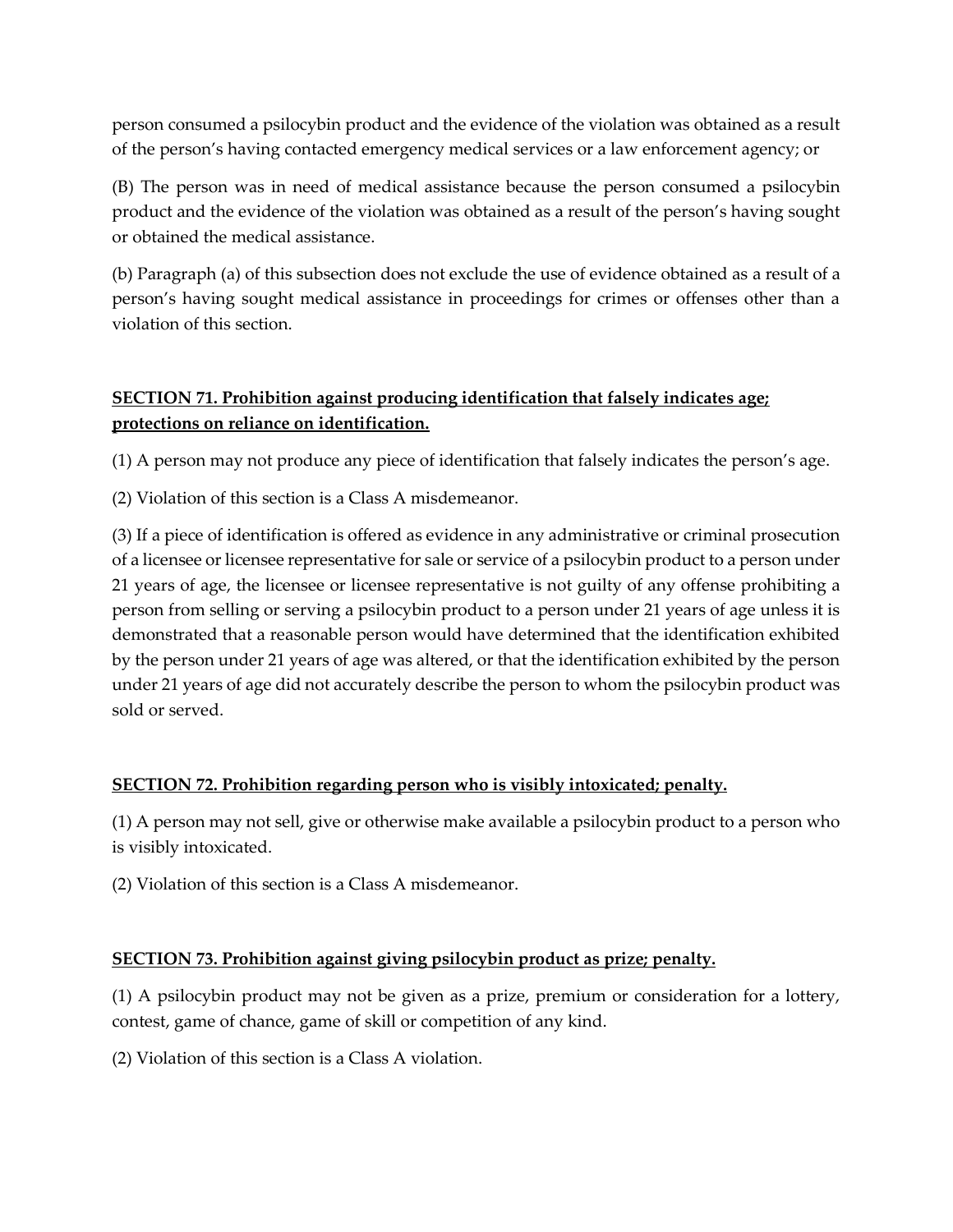person consumed a psilocybin product and the evidence of the violation was obtained as a result of the person's having contacted emergency medical services or a law enforcement agency; or

(B) The person was in need of medical assistance because the person consumed a psilocybin product and the evidence of the violation was obtained as a result of the person's having sought or obtained the medical assistance.

(b) Paragraph (a) of this subsection does not exclude the use of evidence obtained as a result of a person's having sought medical assistance in proceedings for crimes or offenses other than a violation of this section.

**SECTION 71. Prohibition against producing identification that falsely indicates age; protections on reliance on identification.**

(1) A person may not produce any piece of identification that falsely indicates the person's age.

(2) Violation of this section is a Class A misdemeanor.

(3) If a piece of identification is offered as evidence in any administrative or criminal prosecution of a licensee or licensee representative for sale or service of a psilocybin product to a person under 21 years of age, the licensee or licensee representative is not guilty of any offense prohibiting a person from selling or serving a psilocybin product to a person under 21 years of age unless it is demonstrated that a reasonable person would have determined that the identification exhibited by the person under 21 years of age was altered, or that the identification exhibited by the person under 21 years of age did not accurately describe the person to whom the psilocybin product was sold or served.

**SECTION 72. Prohibition regarding person who is visibly intoxicated; penalty.**

(1) A person may not sell, give or otherwise make available a psilocybin product to a person who is visibly intoxicated.

(2) Violation of this section is a Class A misdemeanor.

**SECTION 73. Prohibition against giving psilocybin product as prize; penalty.**

(1) A psilocybin product may not be given as a prize, premium or consideration for a lottery, contest, game of chance, game of skill or competition of any kind.

(2) Violation of this section is a Class A violation.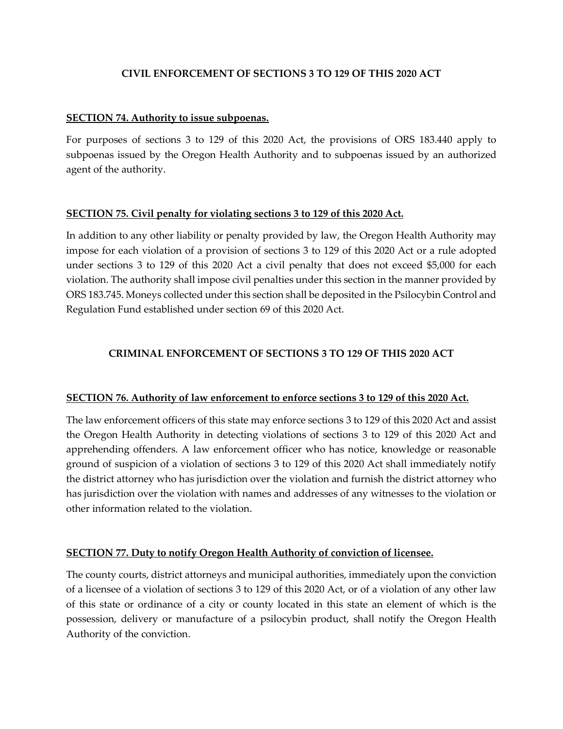## CIVIL ENFORCEMENT OF SECTIONS 3 TO 129 OF THIS 2020 ACT

### SECTION 74. Authority to issue subpoenas.

For purposes of sections 3 to 129 of this 2020 Act, the provisions of ORS 183.440 apply to subpoenas issued by the Oregon Health Authority and to subpoenas issued by an authorized agent of the authority.

### SECTION 75. Civil penalty for violating sections 3 to 129 of this 2020 Act.

In addition to any other liability or penalty provided by law, the Oregon Health Authority may impose for each violation of a provision of sections 3 to 129 of this 2020 Act or a rule adopted under sections 3 to 129 of this 2020 Act a civil penalty that does not exceed $5,000 for each violation. The authority shall impose civil penalties under this section in the manner provided by ORS 183.745. Moneys collected under this section shall be deposited in the Psilocybin Control and Regulation Fund established under section 69 of this 2020 Act.

## CRIMINAL ENFORCEMENT OF SECTIONS 3 TO 129 OF THIS 2020 ACT

### SECTION 76. Authority of law enforcement to enforce sections 3 to 129 of this 2020 Act.

The law enforcement officers of this state may enforce sections 3 to 129 of this 2020 Act and assist the Oregon Health Authority in detecting violations of sections 3 to 129 of this 2020 Act and apprehending offenders. A law enforcement officer who has notice, knowledge or reasonable ground of suspicion of a violation of sections 3 to 129 of this 2020 Act shall immediately notify the district attorney who has jurisdiction over the violation and furnish the district attorney who has jurisdiction over the violation with names and addresses of any witnesses to the violation or other information related to the violation.

### SECTION 77. Duty to notify Oregon Health Authority of conviction of licensee.

The county courts, district attorneys and municipal authorities, immediately upon the conviction of a licensee of a violation of sections 3 to 129 of this 2020 Act, or of a violation of any other law of this state or ordinance of a city or county located in this state an element of which is the possession, delivery or manufacture of a psilocybin product, shall notify the Oregon Health Authority of the conviction.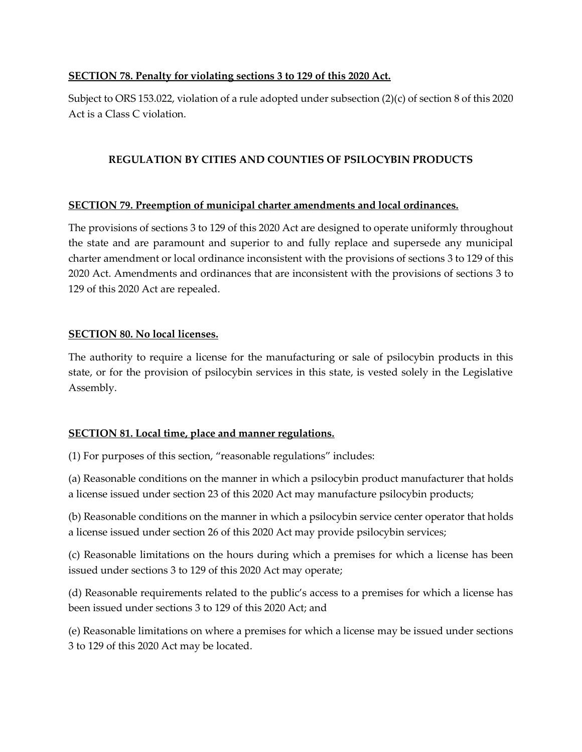**SECTION 78. Penalty for violating sections 3 to 129 of this 2020 Act.**

Subject to ORS 153.022, violation of a rule adopted under subsection (2)(c) of section 8 of this 2020 Act is a Class C violation.

## REGULATION BY CITIES AND COUNTIES OF PSILOCYBIN PRODUCTS

**SECTION 79. Preemption of municipal charter amendments and local ordinances.**

The provisions of sections 3 to 129 of this 2020 Act are designed to operate uniformly throughout the state and are paramount and superior to and fully replace and supersede any municipal charter amendment or local ordinance inconsistent with the provisions of sections 3 to 129 of this 2020 Act. Amendments and ordinances that are inconsistent with the provisions of sections 3 to 129 of this 2020 Act are repealed.

**SECTION 80. No local licenses.**

The authority to require a license for the manufacturing or sale of psilocybin products in this state, or for the provision of psilocybin services in this state, is vested solely in the Legislative Assembly.

**SECTION 81. Local time, place and manner regulations.**

(1) For purposes of this section, "reasonable regulations" includes:

(a) Reasonable conditions on the manner in which a psilocybin product manufacturer that holds a license issued under section 23 of this 2020 Act may manufacture psilocybin products;

(b) Reasonable conditions on the manner in which a psilocybin service center operator that holds a license issued under section 26 of this 2020 Act may provide psilocybin services;

(c) Reasonable limitations on the hours during which a premises for which a license has been issued under sections 3 to 129 of this 2020 Act may operate;

(d) Reasonable requirements related to the public's access to a premises for which a license has been issued under sections 3 to 129 of this 2020 Act; and

(e) Reasonable limitations on where a premises for which a license may be issued under sections 3 to 129 of this 2020 Act may be located.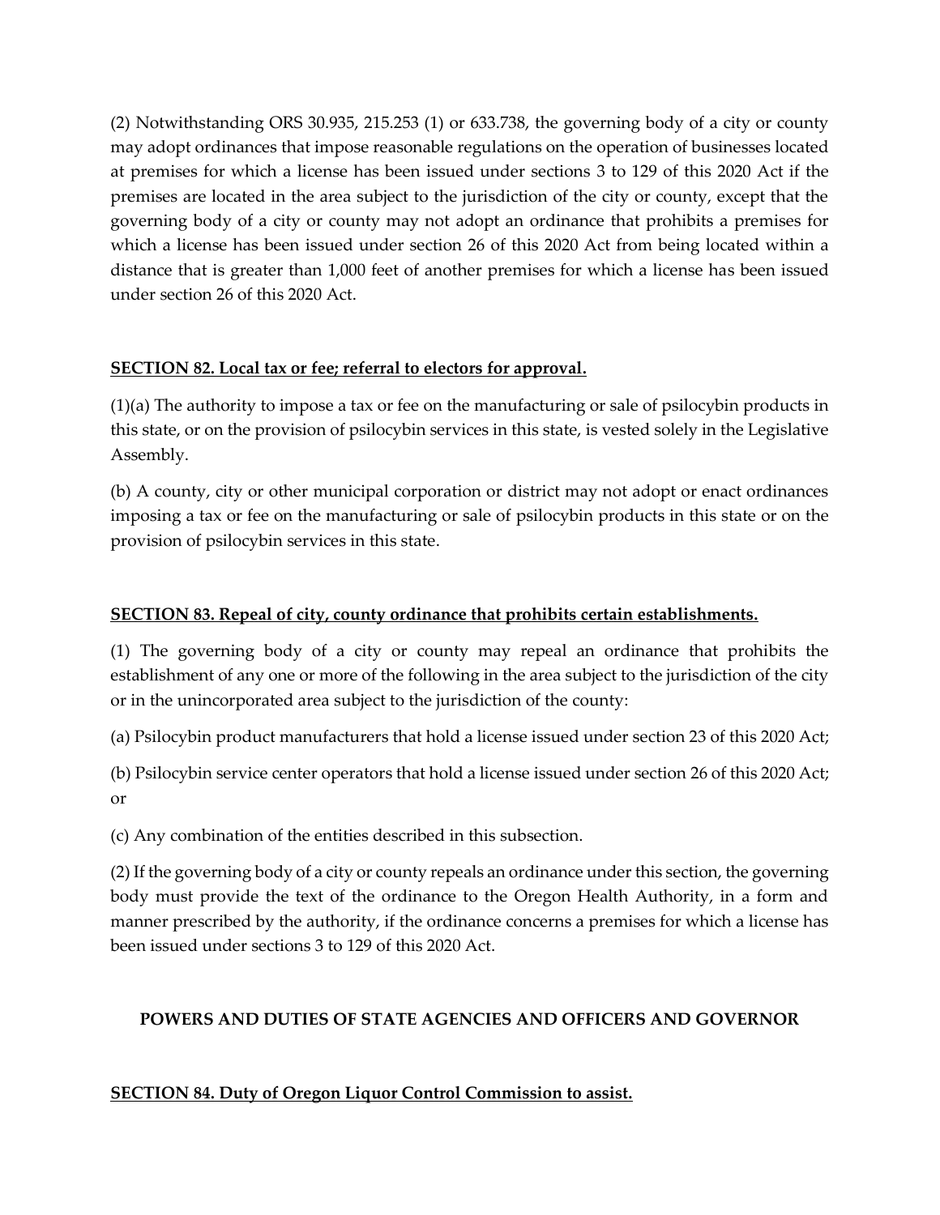(2) Notwithstanding ORS 30.935, 215.253 (1) or 633.738, the governing body of a city or county may adopt ordinances that impose reasonable regulations on the operation of businesses located at premises for which a license has been issued under sections 3 to 129 of this 2020 Act if the premises are located in the area subject to the jurisdiction of the city or county, except that the governing body of a city or county may not adopt an ordinance that prohibits a premises for which a license has been issued under section 26 of this 2020 Act from being located within a distance that is greater than 1,000 feet of another premises for which a license has been issued under section 26 of this 2020 Act.

**SECTION 82. Local tax or fee; referral to electors for approval.**

(1)(a) The authority to impose a tax or fee on the manufacturing or sale of psilocybin products in this state, or on the provision of psilocybin services in this state, is vested solely in the Legislative Assembly.

(b) A county, city or other municipal corporation or district may not adopt or enact ordinances imposing a tax or fee on the manufacturing or sale of psilocybin products in this state or on the provision of psilocybin services in this state.

**SECTION 83. Repeal of city, county ordinance that prohibits certain establishments.**

(1) The governing body of a city or county may repeal an ordinance that prohibits the establishment of any one or more of the following in the area subject to the jurisdiction of the city or in the unincorporated area subject to the jurisdiction of the county:

(a) Psilocybin product manufacturers that hold a license issued under section 23 of this 2020 Act;

(b) Psilocybin service center operators that hold a license issued under section 26 of this 2020 Act; or

(c) Any combination of the entities described in this subsection.

(2) If the governing body of a city or county repeals an ordinance under this section, the governing body must provide the text of the ordinance to the Oregon Health Authority, in a form and manner prescribed by the authority, if the ordinance concerns a premises for which a license has been issued under sections 3 to 129 of this 2020 Act.

## POWERS AND DUTIES OF STATE AGENCIES AND OFFICERS AND GOVERNOR

**SECTION 84. Duty of Oregon Liquor Control Commission to assist.**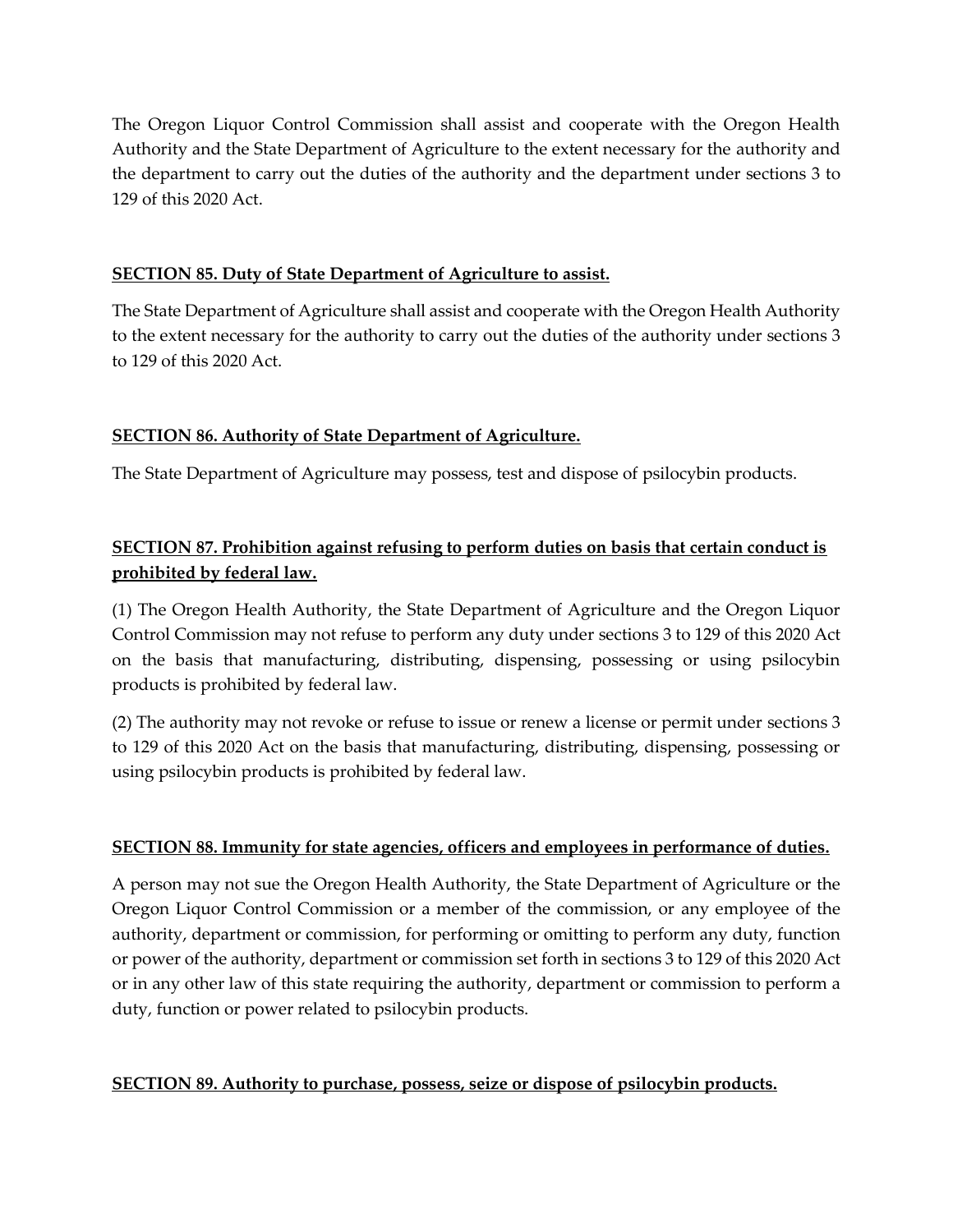The Oregon Liquor Control Commission shall assist and cooperate with the Oregon Health Authority and the State Department of Agriculture to the extent necessary for the authority and the department to carry out the duties of the authority and the department under sections 3 to 129 of this 2020 Act.

**SECTION 85. Duty of State Department of Agriculture to assist.**

The State Department of Agriculture shall assist and cooperate with the Oregon Health Authority to the extent necessary for the authority to carry out the duties of the authority under sections 3 to 129 of this 2020 Act.

**SECTION 86. Authority of State Department of Agriculture.**

The State Department of Agriculture may possess, test and dispose of psilocybin products.

**SECTION 87. Prohibition against refusing to perform duties on basis that certain conduct is prohibited by federal law.**

(1) The Oregon Health Authority, the State Department of Agriculture and the Oregon Liquor Control Commission may not refuse to perform any duty under sections 3 to 129 of this 2020 Act on the basis that manufacturing, distributing, dispensing, possessing or using psilocybin products is prohibited by federal law.

(2) The authority may not revoke or refuse to issue or renew a license or permit under sections 3 to 129 of this 2020 Act on the basis that manufacturing, distributing, dispensing, possessing or using psilocybin products is prohibited by federal law.

**SECTION 88. Immunity for state agencies, officers and employees in performance of duties.**

A person may not sue the Oregon Health Authority, the State Department of Agriculture or the Oregon Liquor Control Commission or a member of the commission, or any employee of the authority, department or commission, for performing or omitting to perform any duty, function or power of the authority, department or commission set forth in sections 3 to 129 of this 2020 Act or in any other law of this state requiring the authority, department or commission to perform a duty, function or power related to psilocybin products.

**SECTION 89. Authority to purchase, possess, seize or dispose of psilocybin products.**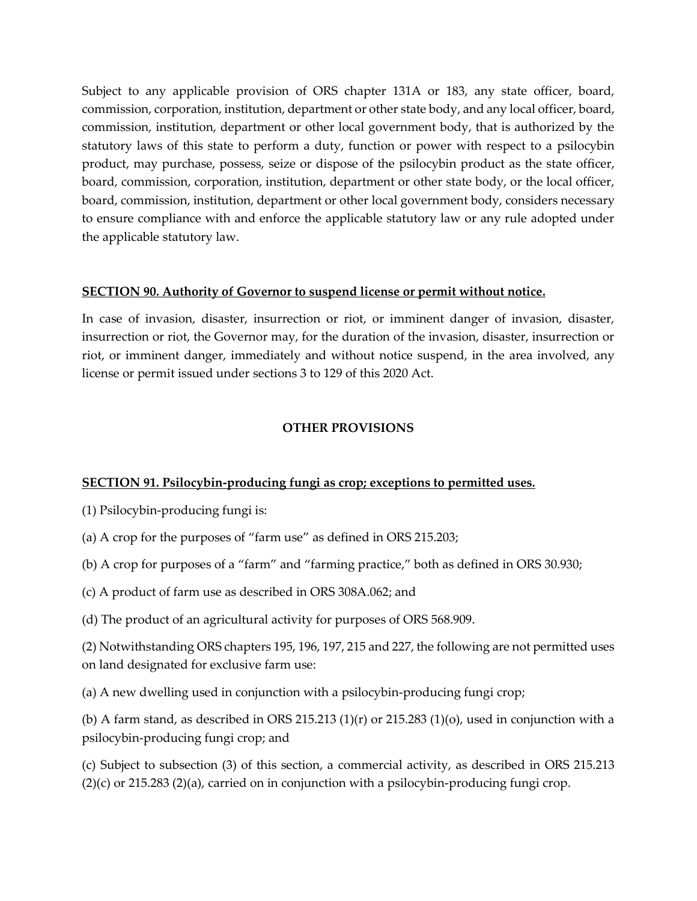Subject to any applicable provision of ORS chapter 131A or 183, any state officer, board, commission, corporation, institution, department or other state body, and any local officer, board, commission, institution, department or other local government body, that is authorized by the statutory laws of this state to perform a duty, function or power with respect to a psilocybin product, may purchase, possess, seize or dispose of the psilocybin product as the state officer, board, commission, corporation, institution, department or other state body, or the local officer, board, commission, institution, department or other local government body, considers necessary to ensure compliance with and enforce the applicable statutory law or any rule adopted under the applicable statutory law.

**SECTION 90. Authority of Governor to suspend license or permit without notice.**

In case of invasion, disaster, insurrection or riot, or imminent danger of invasion, disaster, insurrection or riot, the Governor may, for the duration of the invasion, disaster, insurrection or riot, or imminent danger, immediately and without notice suspend, in the area involved, any license or permit issued under sections 3 to 129 of this 2020 Act.

## OTHER PROVISIONS

**SECTION 91. Psilocybin-producing fungi as crop; exceptions to permitted uses.**

(1) Psilocybin-producing fungi is:

(a) A crop for the purposes of "farm use" as defined in ORS 215.203;

(b) A crop for purposes of a "farm" and "farming practice," both as defined in ORS 30.930;

(c) A product of farm use as described in ORS 308A.062; and

(d) The product of an agricultural activity for purposes of ORS 568.909.

(2) Notwithstanding ORS chapters 195, 196, 197, 215 and 227, the following are not permitted uses on land designated for exclusive farm use:

(a) A new dwelling used in conjunction with a psilocybin-producing fungi crop;

(b) A farm stand, as described in ORS 215.213 (1)(r) or 215.283 (1)(o), used in conjunction with a psilocybin-producing fungi crop; and

(c) Subject to subsection (3) of this section, a commercial activity, as described in ORS 215.213 (2)(c) or 215.283 (2)(a), carried on in conjunction with a psilocybin-producing fungi crop.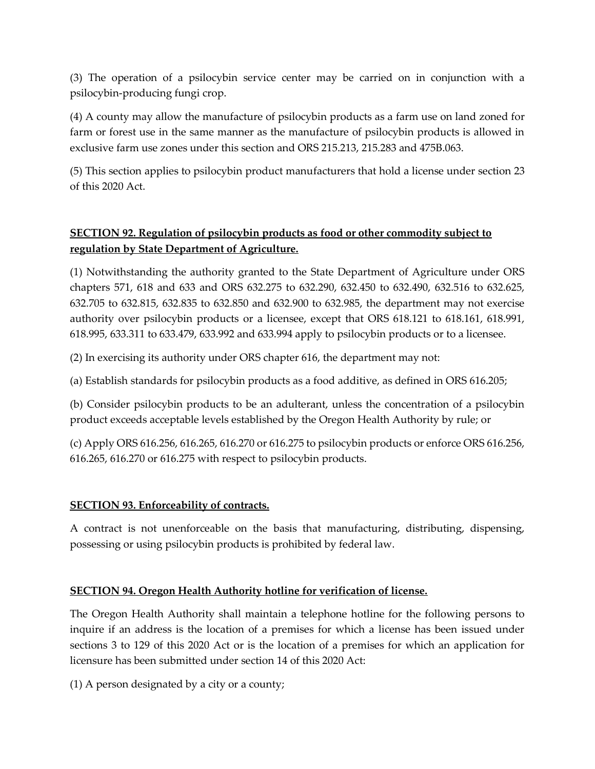(3) The operation of a psilocybin service center may be carried on in conjunction with a psilocybin-producing fungi crop.

(4) A county may allow the manufacture of psilocybin products as a farm use on land zoned for farm or forest use in the same manner as the manufacture of psilocybin products is allowed in exclusive farm use zones under this section and ORS 215.213, 215.283 and 475B.063.

(5) This section applies to psilocybin product manufacturers that hold a license under section 23 of this 2020 Act.

**SECTION 92. Regulation of psilocybin products as food or other commodity subject to regulation by State Department of Agriculture.**

(1) Notwithstanding the authority granted to the State Department of Agriculture under ORS chapters 571, 618 and 633 and ORS 632.275 to 632.290, 632.450 to 632.490, 632.516 to 632.625, 632.705 to 632.815, 632.835 to 632.850 and 632.900 to 632.985, the department may not exercise authority over psilocybin products or a licensee, except that ORS 618.121 to 618.161, 618.991, 618.995, 633.311 to 633.479, 633.992 and 633.994 apply to psilocybin products or to a licensee.

(2) In exercising its authority under ORS chapter 616, the department may not:

(a) Establish standards for psilocybin products as a food additive, as defined in ORS 616.205;

(b) Consider psilocybin products to be an adulterant, unless the concentration of a psilocybin product exceeds acceptable levels established by the Oregon Health Authority by rule; or

(c) Apply ORS 616.256, 616.265, 616.270 or 616.275 to psilocybin products or enforce ORS 616.256, 616.265, 616.270 or 616.275 with respect to psilocybin products.

**SECTION 93. Enforceability of contracts.**

A contract is not unenforceable on the basis that manufacturing, distributing, dispensing, possessing or using psilocybin products is prohibited by federal law.

**SECTION 94. Oregon Health Authority hotline for verification of license.**

The Oregon Health Authority shall maintain a telephone hotline for the following persons to inquire if an address is the location of a premises for which a license has been issued under sections 3 to 129 of this 2020 Act or is the location of a premises for which an application for licensure has been submitted under section 14 of this 2020 Act:

(1) A person designated by a city or a county;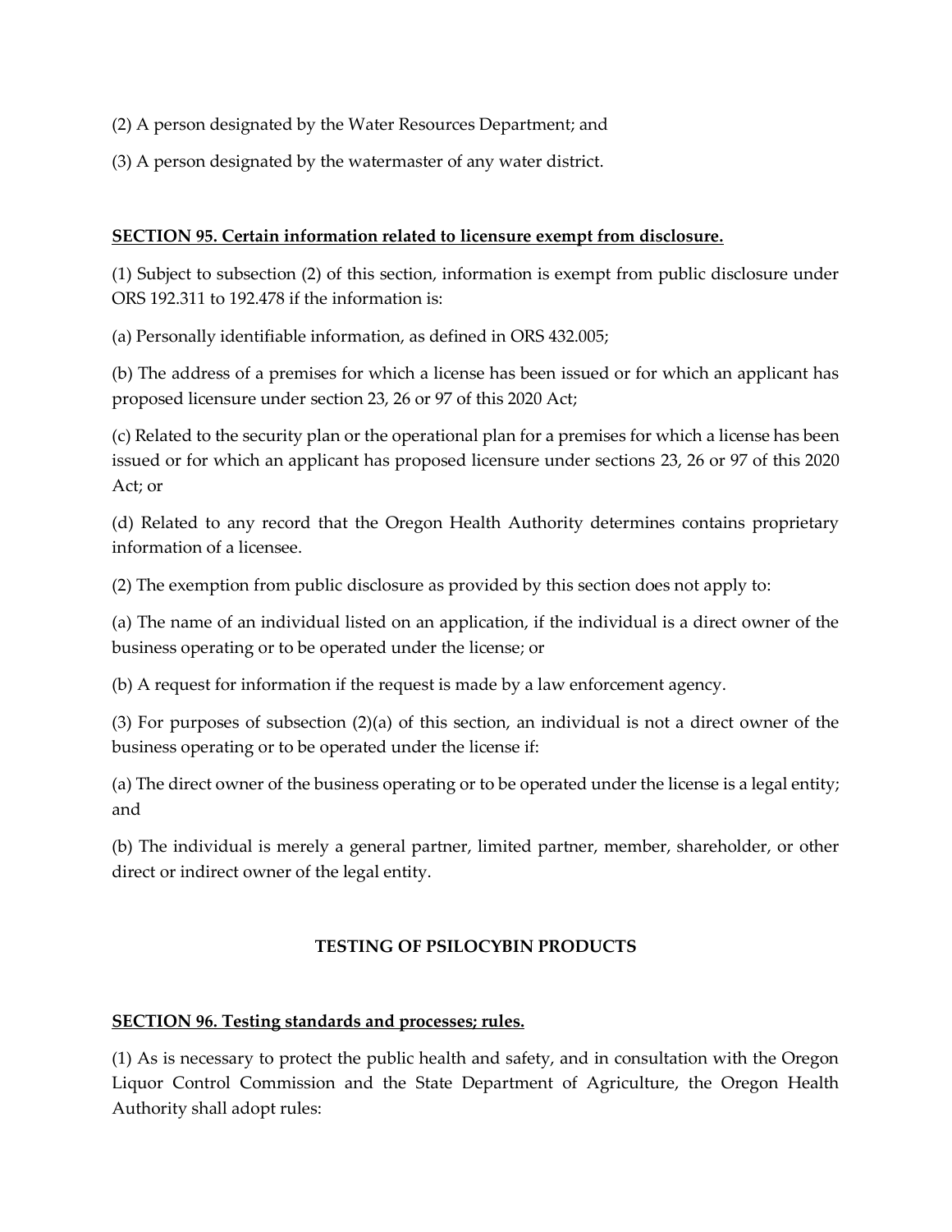(2) A person designated by the Water Resources Department; and

(3) A person designated by the watermaster of any water district.

**SECTION 95. Certain information related to licensure exempt from disclosure.**

(1) Subject to subsection (2) of this section, information is exempt from public disclosure under ORS 192.311 to 192.478 if the information is:

(a) Personally identifiable information, as defined in ORS 432.005;

(b) The address of a premises for which a license has been issued or for which an applicant has proposed licensure under section 23, 26 or 97 of this 2020 Act;

(c) Related to the security plan or the operational plan for a premises for which a license has been issued or for which an applicant has proposed licensure under sections 23, 26 or 97 of this 2020 Act; or

(d) Related to any record that the Oregon Health Authority determines contains proprietary information of a licensee.

(2) The exemption from public disclosure as provided by this section does not apply to:

(a) The name of an individual listed on an application, if the individual is a direct owner of the business operating or to be operated under the license; or

(b) A request for information if the request is made by a law enforcement agency.

(3) For purposes of subsection (2)(a) of this section, an individual is not a direct owner of the business operating or to be operated under the license if:

(a) The direct owner of the business operating or to be operated under the license is a legal entity; and

(b) The individual is merely a general partner, limited partner, member, shareholder, or other direct or indirect owner of the legal entity.

## TESTING OF PSILOCYBIN PRODUCTS

**SECTION 96. Testing standards and processes; rules.**

(1) As is necessary to protect the public health and safety, and in consultation with the Oregon Liquor Control Commission and the State Department of Agriculture, the Oregon Health Authority shall adopt rules: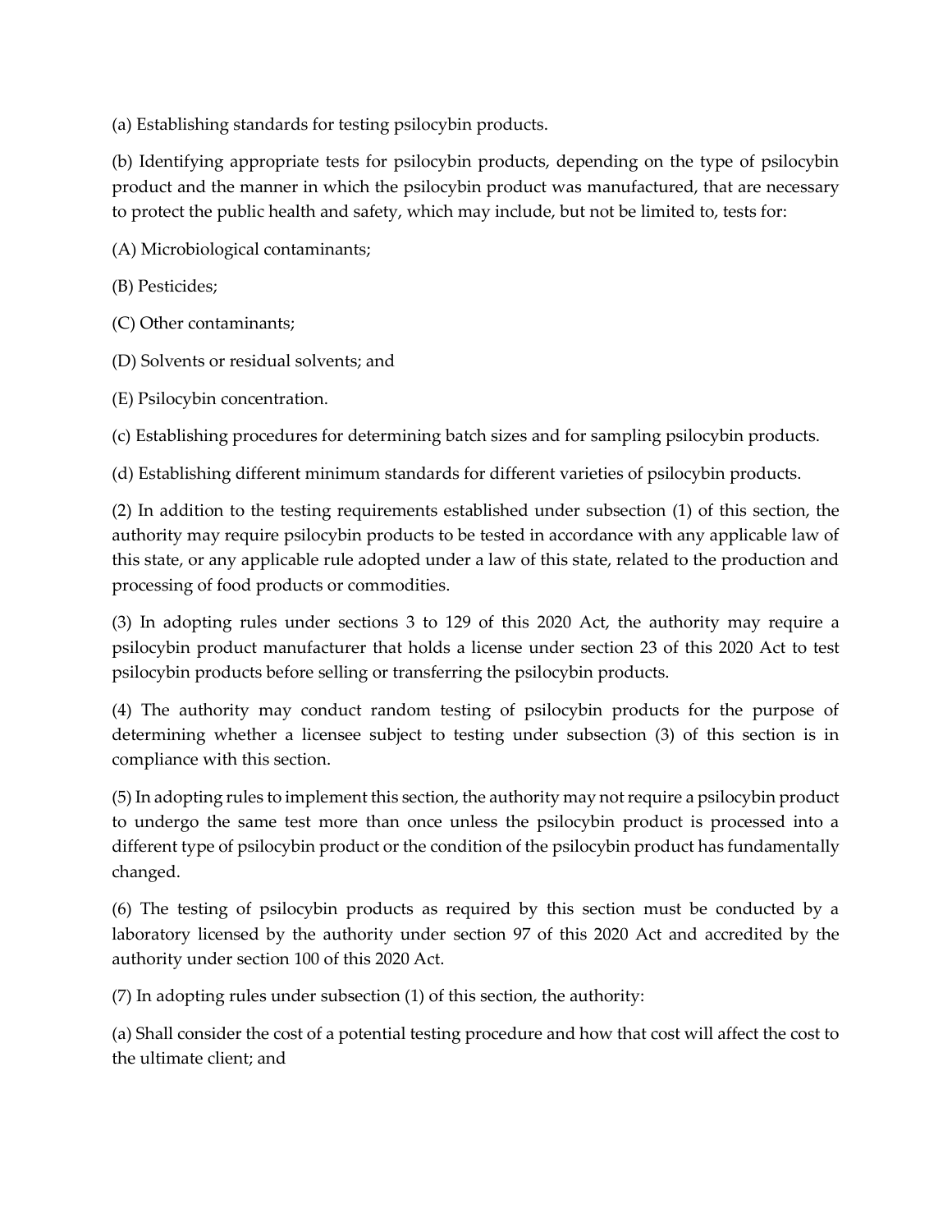(a) Establishing standards for testing psilocybin products.

(b) Identifying appropriate tests for psilocybin products, depending on the type of psilocybin product and the manner in which the psilocybin product was manufactured, that are necessary to protect the public health and safety, which may include, but not be limited to, tests for:

(A) Microbiological contaminants;

(B) Pesticides;

(C) Other contaminants;

(D) Solvents or residual solvents; and

(E) Psilocybin concentration.

(c) Establishing procedures for determining batch sizes and for sampling psilocybin products.

(d) Establishing different minimum standards for different varieties of psilocybin products.

(2) In addition to the testing requirements established under subsection (1) of this section, the authority may require psilocybin products to be tested in accordance with any applicable law of this state, or any applicable rule adopted under a law of this state, related to the production and processing of food products or commodities.

(3) In adopting rules under sections 3 to 129 of this 2020 Act, the authority may require a psilocybin product manufacturer that holds a license under section 23 of this 2020 Act to test psilocybin products before selling or transferring the psilocybin products.

(4) The authority may conduct random testing of psilocybin products for the purpose of determining whether a licensee subject to testing under subsection (3) of this section is in compliance with this section.

(5) In adopting rules to implement this section, the authority may not require a psilocybin product to undergo the same test more than once unless the psilocybin product is processed into a different type of psilocybin product or the condition of the psilocybin product has fundamentally changed.

(6) The testing of psilocybin products as required by this section must be conducted by a laboratory licensed by the authority under section 97 of this 2020 Act and accredited by the authority under section 100 of this 2020 Act.

(7) In adopting rules under subsection (1) of this section, the authority:

(a) Shall consider the cost of a potential testing procedure and how that cost will affect the cost to the ultimate client; and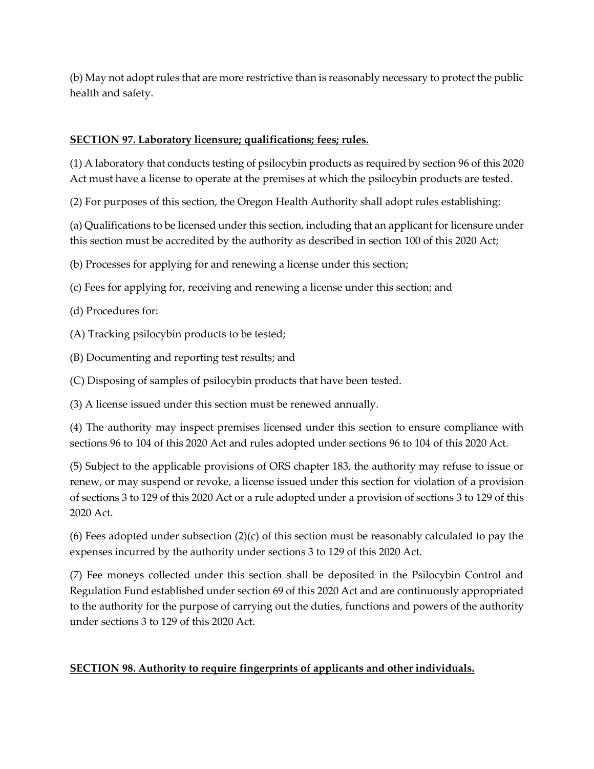(b) May not adopt rules that are more restrictive than is reasonably necessary to protect the public health and safety.

**SECTION 97. Laboratory licensure; qualifications; fees; rules.**

(1) A laboratory that conducts testing of psilocybin products as required by section 96 of this 2020 Act must have a license to operate at the premises at which the psilocybin products are tested.

(2) For purposes of this section, the Oregon Health Authority shall adopt rules establishing:

(a) Qualifications to be licensed under this section, including that an applicant for licensure under this section must be accredited by the authority as described in section 100 of this 2020 Act;

(b) Processes for applying for and renewing a license under this section;

(c) Fees for applying for, receiving and renewing a license under this section; and

(d) Procedures for:

(A) Tracking psilocybin products to be tested;

(B) Documenting and reporting test results; and

(C) Disposing of samples of psilocybin products that have been tested.

(3) A license issued under this section must be renewed annually.

(4) The authority may inspect premises licensed under this section to ensure compliance with sections 96 to 104 of this 2020 Act and rules adopted under sections 96 to 104 of this 2020 Act.

(5) Subject to the applicable provisions of ORS chapter 183, the authority may refuse to issue or renew, or may suspend or revoke, a license issued under this section for violation of a provision of sections 3 to 129 of this 2020 Act or a rule adopted under a provision of sections 3 to 129 of this 2020 Act.

(6) Fees adopted under subsection (2)(c) of this section must be reasonably calculated to pay the expenses incurred by the authority under sections 3 to 129 of this 2020 Act.

(7) Fee moneys collected under this section shall be deposited in the Psilocybin Control and Regulation Fund established under section 69 of this 2020 Act and are continuously appropriated to the authority for the purpose of carrying out the duties, functions and powers of the authority under sections 3 to 129 of this 2020 Act.

**SECTION 98. Authority to require fingerprints of applicants and other individuals.**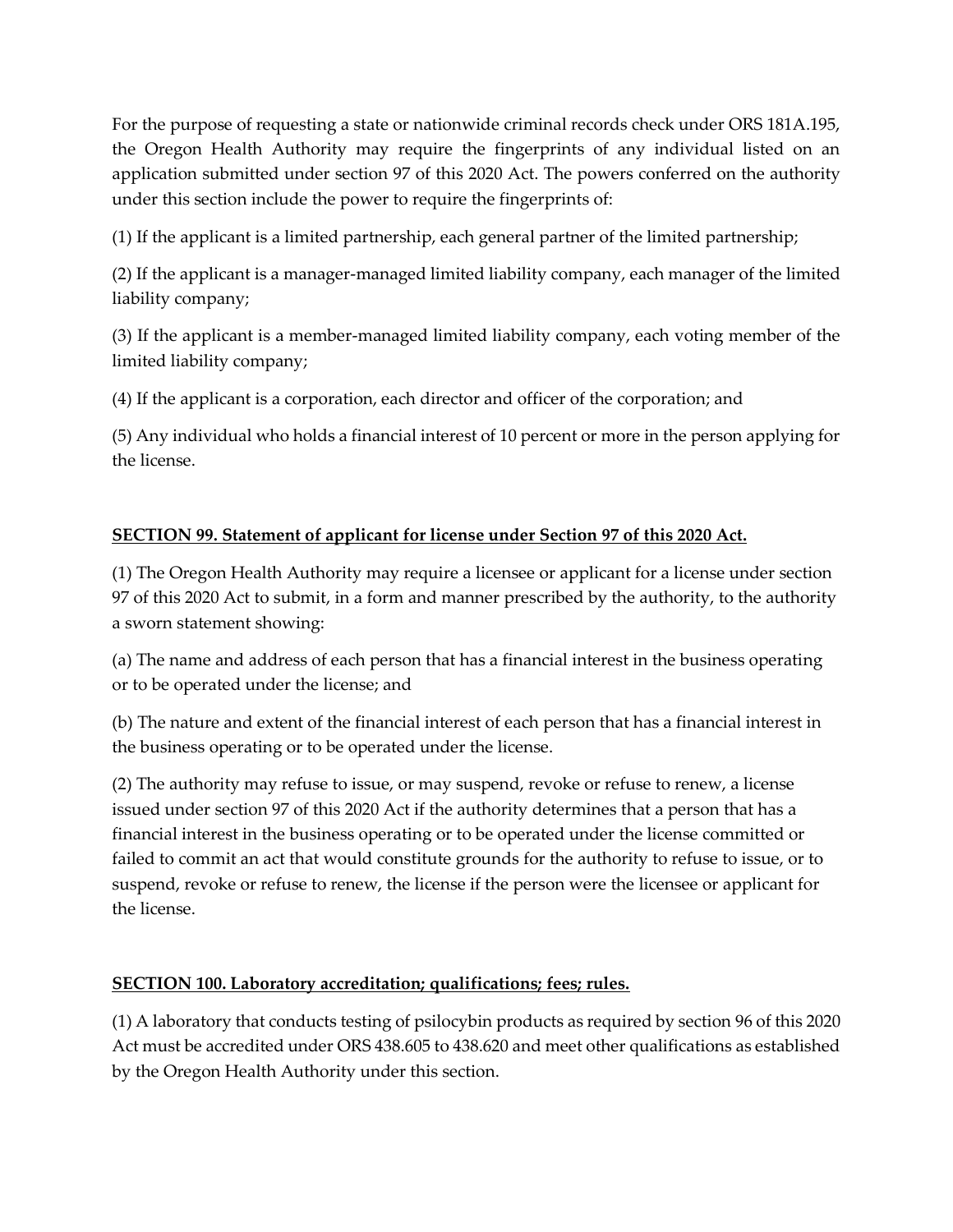For the purpose of requesting a state or nationwide criminal records check under ORS 181A.195, the Oregon Health Authority may require the fingerprints of any individual listed on an application submitted under section 97 of this 2020 Act. The powers conferred on the authority under this section include the power to require the fingerprints of:

(1) If the applicant is a limited partnership, each general partner of the limited partnership;

(2) If the applicant is a manager-managed limited liability company, each manager of the limited liability company;

(3) If the applicant is a member-managed limited liability company, each voting member of the limited liability company;

(4) If the applicant is a corporation, each director and officer of the corporation; and

(5) Any individual who holds a financial interest of 10 percent or more in the person applying for the license.

**SECTION 99. Statement of applicant for license under Section 97 of this 2020 Act.**

(1) The Oregon Health Authority may require a licensee or applicant for a license under section 97 of this 2020 Act to submit, in a form and manner prescribed by the authority, to the authority a sworn statement showing:

(a) The name and address of each person that has a financial interest in the business operating or to be operated under the license; and

(b) The nature and extent of the financial interest of each person that has a financial interest in the business operating or to be operated under the license.

(2) The authority may refuse to issue, or may suspend, revoke or refuse to renew, a license issued under section 97 of this 2020 Act if the authority determines that a person that has a financial interest in the business operating or to be operated under the license committed or failed to commit an act that would constitute grounds for the authority to refuse to issue, or to suspend, revoke or refuse to renew, the license if the person were the licensee or applicant for the license.

**SECTION 100. Laboratory accreditation; qualifications; fees; rules.**

(1) A laboratory that conducts testing of psilocybin products as required by section 96 of this 2020 Act must be accredited under ORS 438.605 to 438.620 and meet other qualifications as established by the Oregon Health Authority under this section.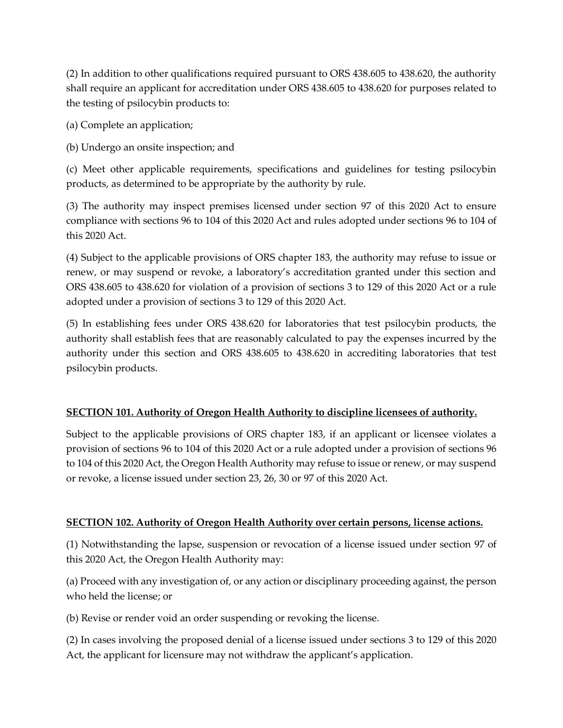(2) In addition to other qualifications required pursuant to ORS 438.605 to 438.620, the authority shall require an applicant for accreditation under ORS 438.605 to 438.620 for purposes related to the testing of psilocybin products to:

(a) Complete an application;

(b) Undergo an onsite inspection; and

(c) Meet other applicable requirements, specifications and guidelines for testing psilocybin products, as determined to be appropriate by the authority by rule.

(3) The authority may inspect premises licensed under section 97 of this 2020 Act to ensure compliance with sections 96 to 104 of this 2020 Act and rules adopted under sections 96 to 104 of this 2020 Act.

(4) Subject to the applicable provisions of ORS chapter 183, the authority may refuse to issue or renew, or may suspend or revoke, a laboratory's accreditation granted under this section and ORS 438.605 to 438.620 for violation of a provision of sections 3 to 129 of this 2020 Act or a rule adopted under a provision of sections 3 to 129 of this 2020 Act.

(5) In establishing fees under ORS 438.620 for laboratories that test psilocybin products, the authority shall establish fees that are reasonably calculated to pay the expenses incurred by the authority under this section and ORS 438.605 to 438.620 in accrediting laboratories that test psilocybin products.

**SECTION 101. Authority of Oregon Health Authority to discipline licensees of authority.**

Subject to the applicable provisions of ORS chapter 183, if an applicant or licensee violates a provision of sections 96 to 104 of this 2020 Act or a rule adopted under a provision of sections 96 to 104 of this 2020 Act, the Oregon Health Authority may refuse to issue or renew, or may suspend or revoke, a license issued under section 23, 26, 30 or 97 of this 2020 Act.

**SECTION 102. Authority of Oregon Health Authority over certain persons, license actions.**

(1) Notwithstanding the lapse, suspension or revocation of a license issued under section 97 of this 2020 Act, the Oregon Health Authority may:

(a) Proceed with any investigation of, or any action or disciplinary proceeding against, the person who held the license; or

(b) Revise or render void an order suspending or revoking the license.

(2) In cases involving the proposed denial of a license issued under sections 3 to 129 of this 2020 Act, the applicant for licensure may not withdraw the applicant's application.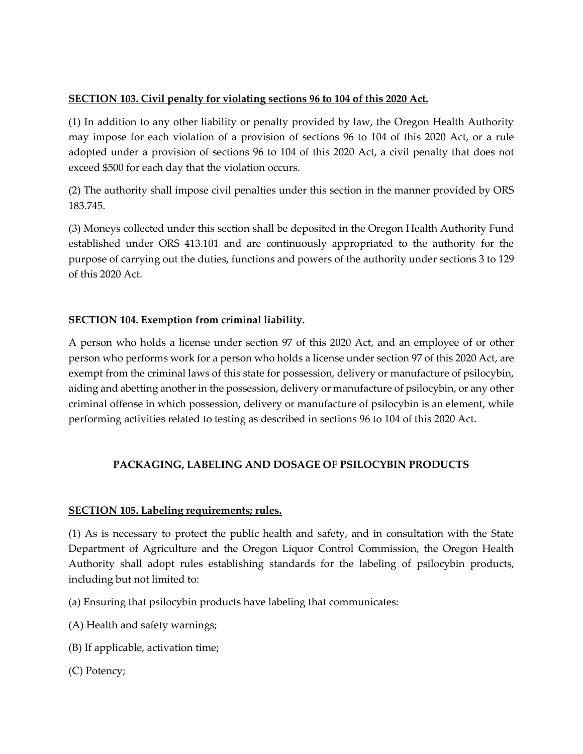**SECTION 103. Civil penalty for violating sections 96 to 104 of this 2020 Act.**

(1) In addition to any other liability or penalty provided by law, the Oregon Health Authority may impose for each violation of a provision of sections 96 to 104 of this 2020 Act, or a rule adopted under a provision of sections 96 to 104 of this 2020 Act, a civil penalty that does not exceed $500 for each day that the violation occurs.

(2) The authority shall impose civil penalties under this section in the manner provided by ORS 183.745.

(3) Moneys collected under this section shall be deposited in the Oregon Health Authority Fund established under ORS 413.101 and are continuously appropriated to the authority for the purpose of carrying out the duties, functions and powers of the authority under sections 3 to 129 of this 2020 Act.

**SECTION 104. Exemption from criminal liability.**

A person who holds a license under section 97 of this 2020 Act, and an employee of or other person who performs work for a person who holds a license under section 97 of this 2020 Act, are exempt from the criminal laws of this state for possession, delivery or manufacture of psilocybin, aiding and abetting another in the possession, delivery or manufacture of psilocybin, or any other criminal offense in which possession, delivery or manufacture of psilocybin is an element, while performing activities related to testing as described in sections 96 to 104 of this 2020 Act.

## PACKAGING, LABELING AND DOSAGE OF PSILOCYBIN PRODUCTS

**SECTION 105. Labeling requirements; rules.**

(1) As is necessary to protect the public health and safety, and in consultation with the State Department of Agriculture and the Oregon Liquor Control Commission, the Oregon Health Authority shall adopt rules establishing standards for the labeling of psilocybin products, including but not limited to:

(a) Ensuring that psilocybin products have labeling that communicates:

(A) Health and safety warnings;

(B) If applicable, activation time;

(C) Potency;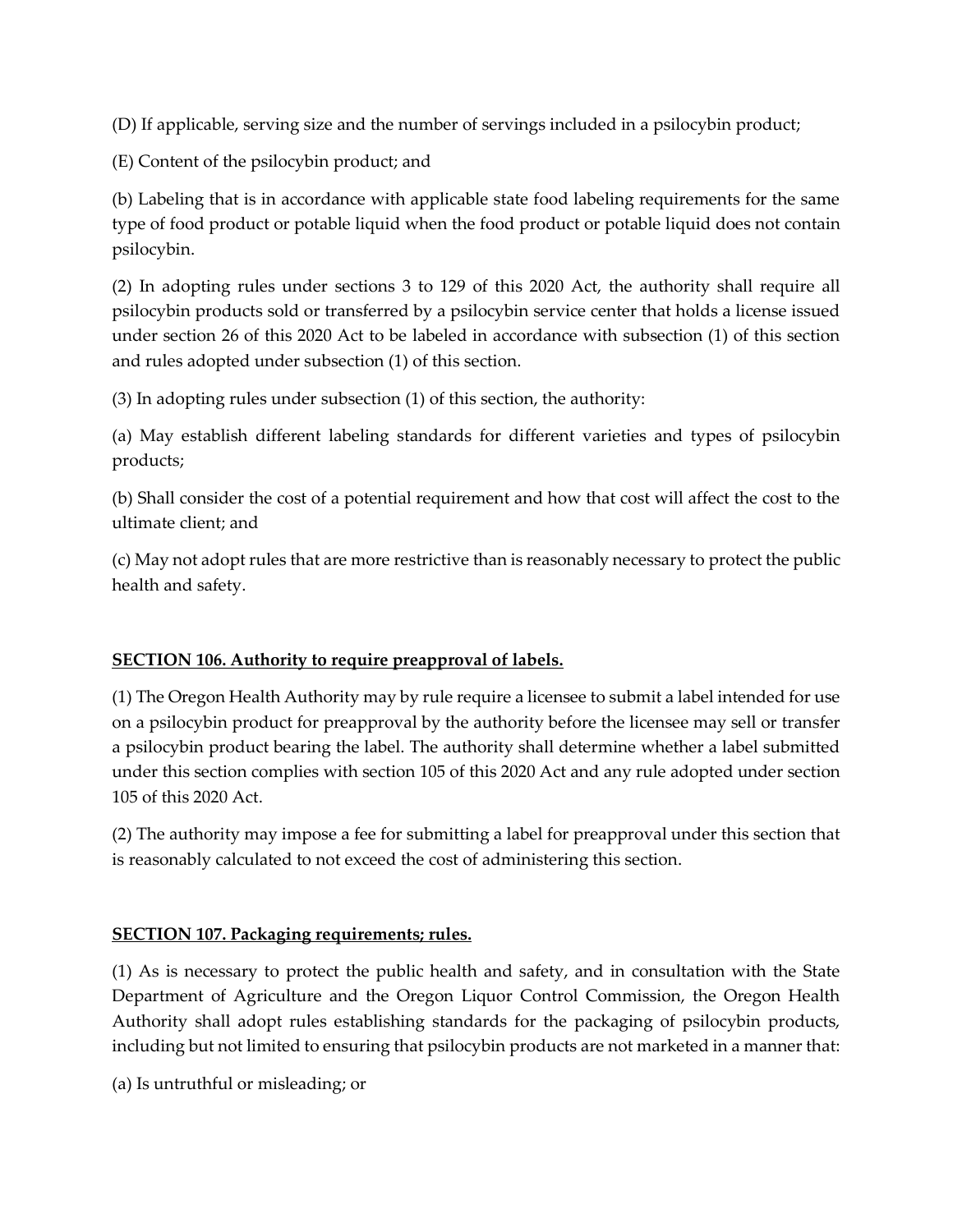(D) If applicable, serving size and the number of servings included in a psilocybin product;

(E) Content of the psilocybin product; and

(b) Labeling that is in accordance with applicable state food labeling requirements for the same type of food product or potable liquid when the food product or potable liquid does not contain psilocybin.

(2) In adopting rules under sections 3 to 129 of this 2020 Act, the authority shall require all psilocybin products sold or transferred by a psilocybin service center that holds a license issued under section 26 of this 2020 Act to be labeled in accordance with subsection (1) of this section and rules adopted under subsection (1) of this section.

(3) In adopting rules under subsection (1) of this section, the authority:

(a) May establish different labeling standards for different varieties and types of psilocybin products;

(b) Shall consider the cost of a potential requirement and how that cost will affect the cost to the ultimate client; and

(c) May not adopt rules that are more restrictive than is reasonably necessary to protect the public health and safety.

**SECTION 106. Authority to require preapproval of labels.**

(1) The Oregon Health Authority may by rule require a licensee to submit a label intended for use on a psilocybin product for preapproval by the authority before the licensee may sell or transfer a psilocybin product bearing the label. The authority shall determine whether a label submitted under this section complies with section 105 of this 2020 Act and any rule adopted under section 105 of this 2020 Act.

(2) The authority may impose a fee for submitting a label for preapproval under this section that is reasonably calculated to not exceed the cost of administering this section.

**SECTION 107. Packaging requirements; rules.**

(1) As is necessary to protect the public health and safety, and in consultation with the State Department of Agriculture and the Oregon Liquor Control Commission, the Oregon Health Authority shall adopt rules establishing standards for the packaging of psilocybin products, including but not limited to ensuring that psilocybin products are not marketed in a manner that:

(a) Is untruthful or misleading; or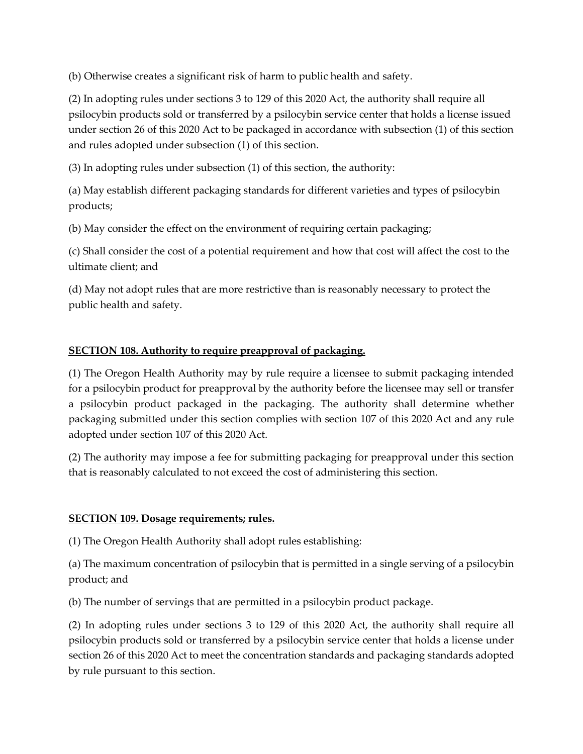(b) Otherwise creates a significant risk of harm to public health and safety.

(2) In adopting rules under sections 3 to 129 of this 2020 Act, the authority shall require all psilocybin products sold or transferred by a psilocybin service center that holds a license issued under section 26 of this 2020 Act to be packaged in accordance with subsection (1) of this section and rules adopted under subsection (1) of this section.

(3) In adopting rules under subsection (1) of this section, the authority:

(a) May establish different packaging standards for different varieties and types of psilocybin products;

(b) May consider the effect on the environment of requiring certain packaging;

(c) Shall consider the cost of a potential requirement and how that cost will affect the cost to the ultimate client; and

(d) May not adopt rules that are more restrictive than is reasonably necessary to protect the public health and safety.

**SECTION 108. Authority to require preapproval of packaging.**

(1) The Oregon Health Authority may by rule require a licensee to submit packaging intended for a psilocybin product for preapproval by the authority before the licensee may sell or transfer a psilocybin product packaged in the packaging. The authority shall determine whether packaging submitted under this section complies with section 107 of this 2020 Act and any rule adopted under section 107 of this 2020 Act.

(2) The authority may impose a fee for submitting packaging for preapproval under this section that is reasonably calculated to not exceed the cost of administering this section.

**SECTION 109. Dosage requirements; rules.**

(1) The Oregon Health Authority shall adopt rules establishing:

(a) The maximum concentration of psilocybin that is permitted in a single serving of a psilocybin product; and

(b) The number of servings that are permitted in a psilocybin product package.

(2) In adopting rules under sections 3 to 129 of this 2020 Act, the authority shall require all psilocybin products sold or transferred by a psilocybin service center that holds a license under section 26 of this 2020 Act to meet the concentration standards and packaging standards adopted by rule pursuant to this section.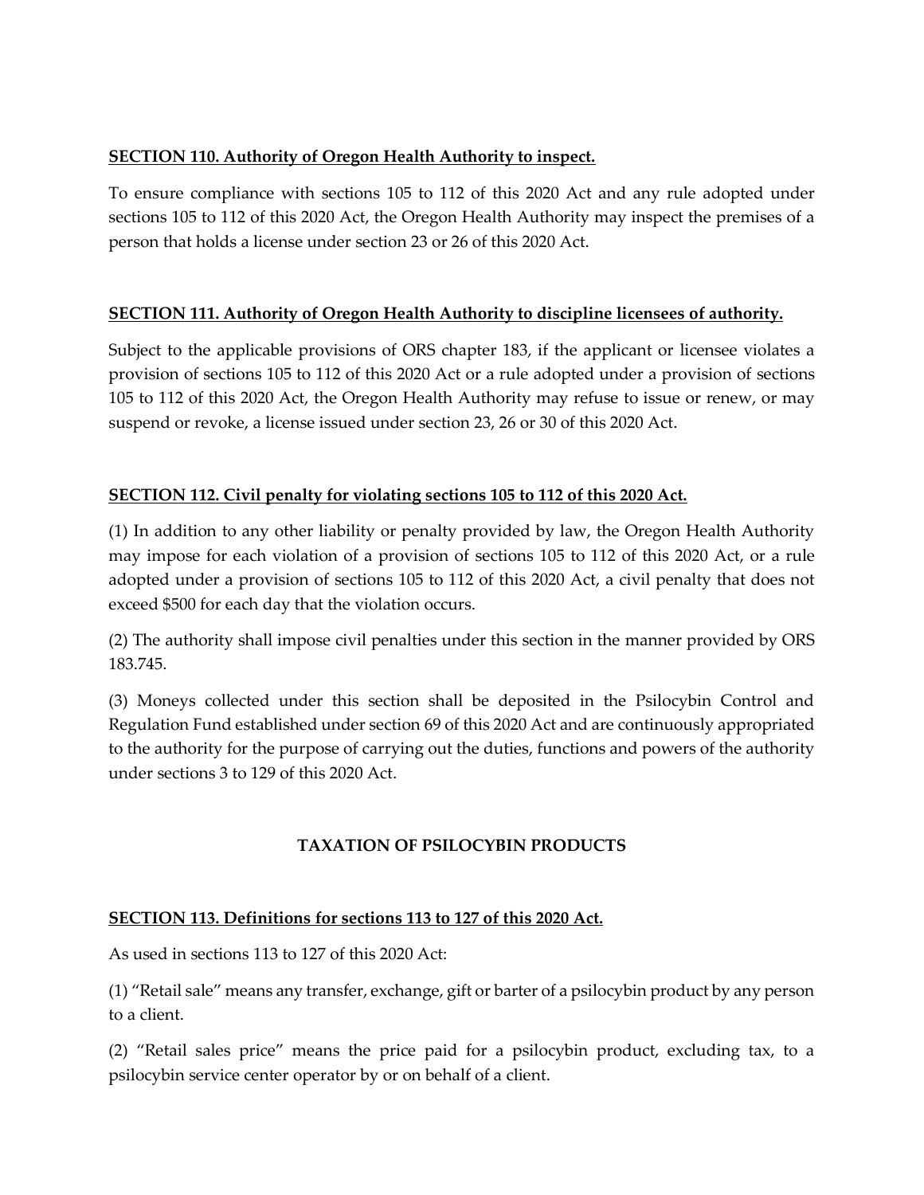**SECTION 110. Authority of Oregon Health Authority to inspect.**

To ensure compliance with sections 105 to 112 of this 2020 Act and any rule adopted under sections 105 to 112 of this 2020 Act, the Oregon Health Authority may inspect the premises of a person that holds a license under section 23 or 26 of this 2020 Act.

**SECTION 111. Authority of Oregon Health Authority to discipline licensees of authority.**

Subject to the applicable provisions of ORS chapter 183, if the applicant or licensee violates a provision of sections 105 to 112 of this 2020 Act or a rule adopted under a provision of sections 105 to 112 of this 2020 Act, the Oregon Health Authority may refuse to issue or renew, or may suspend or revoke, a license issued under section 23, 26 or 30 of this 2020 Act.

**SECTION 112. Civil penalty for violating sections 105 to 112 of this 2020 Act.**

(1) In addition to any other liability or penalty provided by law, the Oregon Health Authority may impose for each violation of a provision of sections 105 to 112 of this 2020 Act, or a rule adopted under a provision of sections 105 to 112 of this 2020 Act, a civil penalty that does not exceed $500 for each day that the violation occurs.

(2) The authority shall impose civil penalties under this section in the manner provided by ORS 183.745.

(3) Moneys collected under this section shall be deposited in the Psilocybin Control and Regulation Fund established under section 69 of this 2020 Act and are continuously appropriated to the authority for the purpose of carrying out the duties, functions and powers of the authority under sections 3 to 129 of this 2020 Act.

## TAXATION OF PSILOCYBIN PRODUCTS

**SECTION 113. Definitions for sections 113 to 127 of this 2020 Act.**

As used in sections 113 to 127 of this 2020 Act:

(1) "Retail sale" means any transfer, exchange, gift or barter of a psilocybin product by any person to a client.

(2) "Retail sales price" means the price paid for a psilocybin product, excluding tax, to a psilocybin service center operator by or on behalf of a client.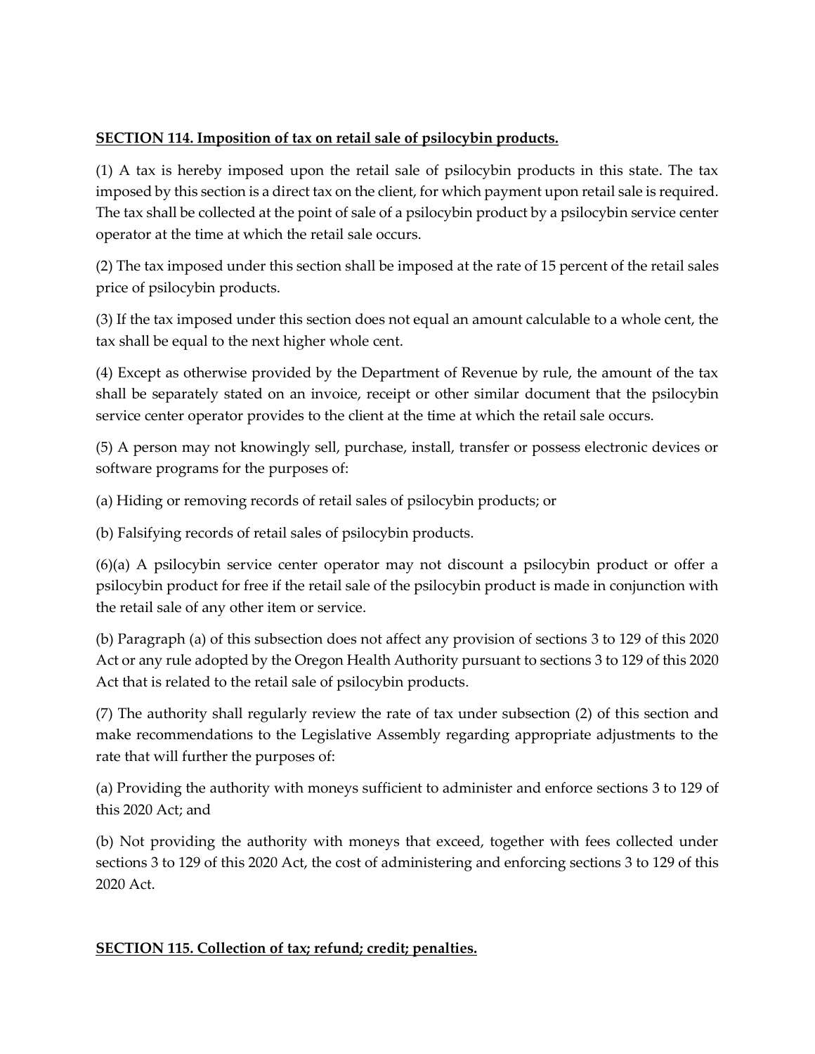**SECTION 114. Imposition of tax on retail sale of psilocybin products.**

(1) A tax is hereby imposed upon the retail sale of psilocybin products in this state. The tax imposed by this section is a direct tax on the client, for which payment upon retail sale is required. The tax shall be collected at the point of sale of a psilocybin product by a psilocybin service center operator at the time at which the retail sale occurs.

(2) The tax imposed under this section shall be imposed at the rate of 15 percent of the retail sales price of psilocybin products.

(3) If the tax imposed under this section does not equal an amount calculable to a whole cent, the tax shall be equal to the next higher whole cent.

(4) Except as otherwise provided by the Department of Revenue by rule, the amount of the tax shall be separately stated on an invoice, receipt or other similar document that the psilocybin service center operator provides to the client at the time at which the retail sale occurs.

(5) A person may not knowingly sell, purchase, install, transfer or possess electronic devices or software programs for the purposes of:

(a) Hiding or removing records of retail sales of psilocybin products; or

(b) Falsifying records of retail sales of psilocybin products.

(6)(a) A psilocybin service center operator may not discount a psilocybin product or offer a psilocybin product for free if the retail sale of the psilocybin product is made in conjunction with the retail sale of any other item or service.

(b) Paragraph (a) of this subsection does not affect any provision of sections 3 to 129 of this 2020 Act or any rule adopted by the Oregon Health Authority pursuant to sections 3 to 129 of this 2020 Act that is related to the retail sale of psilocybin products.

(7) The authority shall regularly review the rate of tax under subsection (2) of this section and make recommendations to the Legislative Assembly regarding appropriate adjustments to the rate that will further the purposes of:

(a) Providing the authority with moneys sufficient to administer and enforce sections 3 to 129 of this 2020 Act; and

(b) Not providing the authority with moneys that exceed, together with fees collected under sections 3 to 129 of this 2020 Act, the cost of administering and enforcing sections 3 to 129 of this 2020 Act.

**SECTION 115. Collection of tax; refund; credit; penalties.**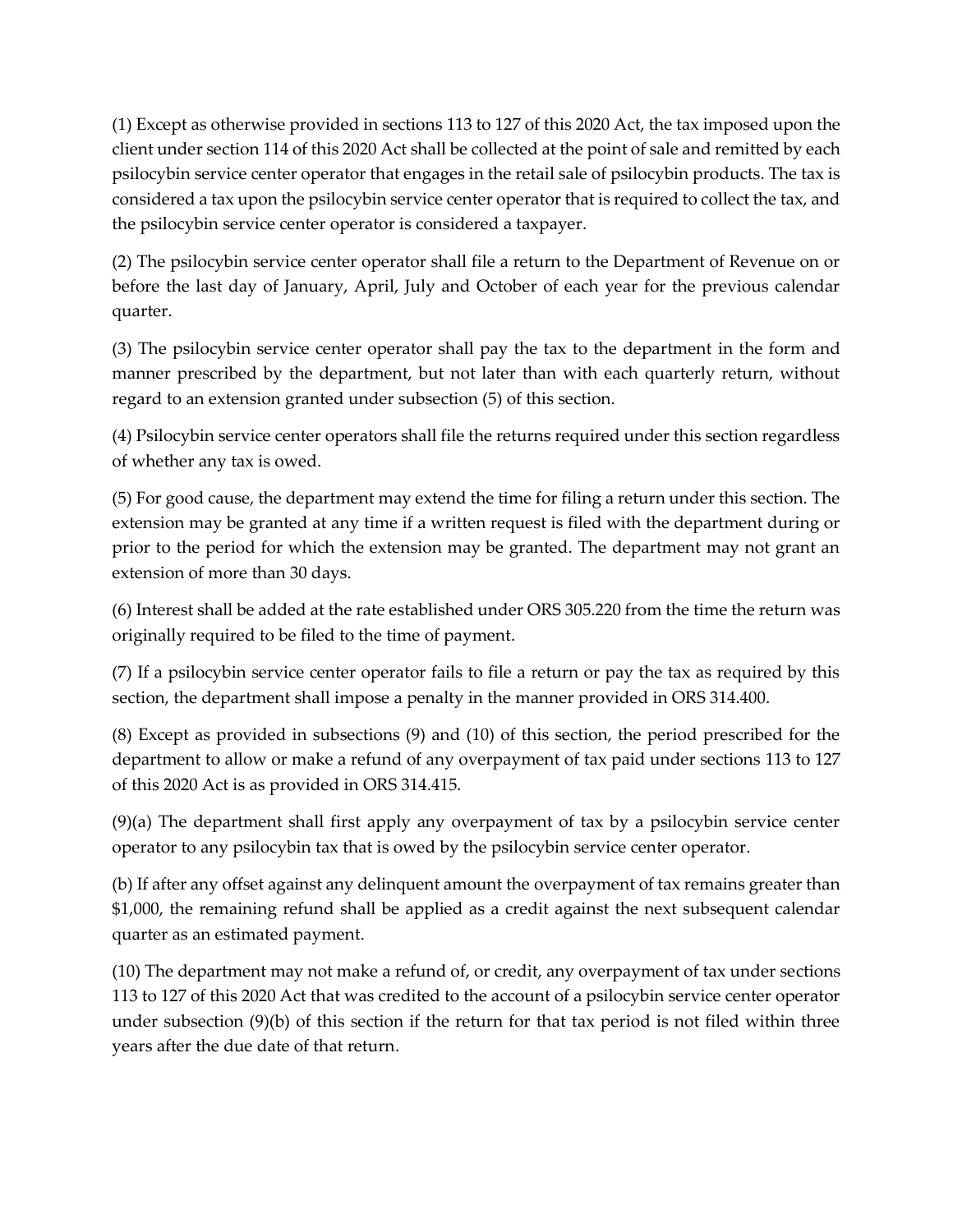(1) Except as otherwise provided in sections 113 to 127 of this 2020 Act, the tax imposed upon the client under section 114 of this 2020 Act shall be collected at the point of sale and remitted by each psilocybin service center operator that engages in the retail sale of psilocybin products. The tax is considered a tax upon the psilocybin service center operator that is required to collect the tax, and the psilocybin service center operator is considered a taxpayer.

(2) The psilocybin service center operator shall file a return to the Department of Revenue on or before the last day of January, April, July and October of each year for the previous calendar quarter.

(3) The psilocybin service center operator shall pay the tax to the department in the form and manner prescribed by the department, but not later than with each quarterly return, without regard to an extension granted under subsection (5) of this section.

(4) Psilocybin service center operators shall file the returns required under this section regardless of whether any tax is owed.

(5) For good cause, the department may extend the time for filing a return under this section. The extension may be granted at any time if a written request is filed with the department during or prior to the period for which the extension may be granted. The department may not grant an extension of more than 30 days.

(6) Interest shall be added at the rate established under ORS 305.220 from the time the return was originally required to be filed to the time of payment.

(7) If a psilocybin service center operator fails to file a return or pay the tax as required by this section, the department shall impose a penalty in the manner provided in ORS 314.400.

(8) Except as provided in subsections (9) and (10) of this section, the period prescribed for the department to allow or make a refund of any overpayment of tax paid under sections 113 to 127 of this 2020 Act is as provided in ORS 314.415.

(9)(a) The department shall first apply any overpayment of tax by a psilocybin service center operator to any psilocybin tax that is owed by the psilocybin service center operator.

(b) If after any offset against any delinquent amount the overpayment of tax remains greater than $1,000, the remaining refund shall be applied as a credit against the next subsequent calendar quarter as an estimated payment.

(10) The department may not make a refund of, or credit, any overpayment of tax under sections 113 to 127 of this 2020 Act that was credited to the account of a psilocybin service center operator under subsection (9)(b) of this section if the return for that tax period is not filed within three years after the due date of that return.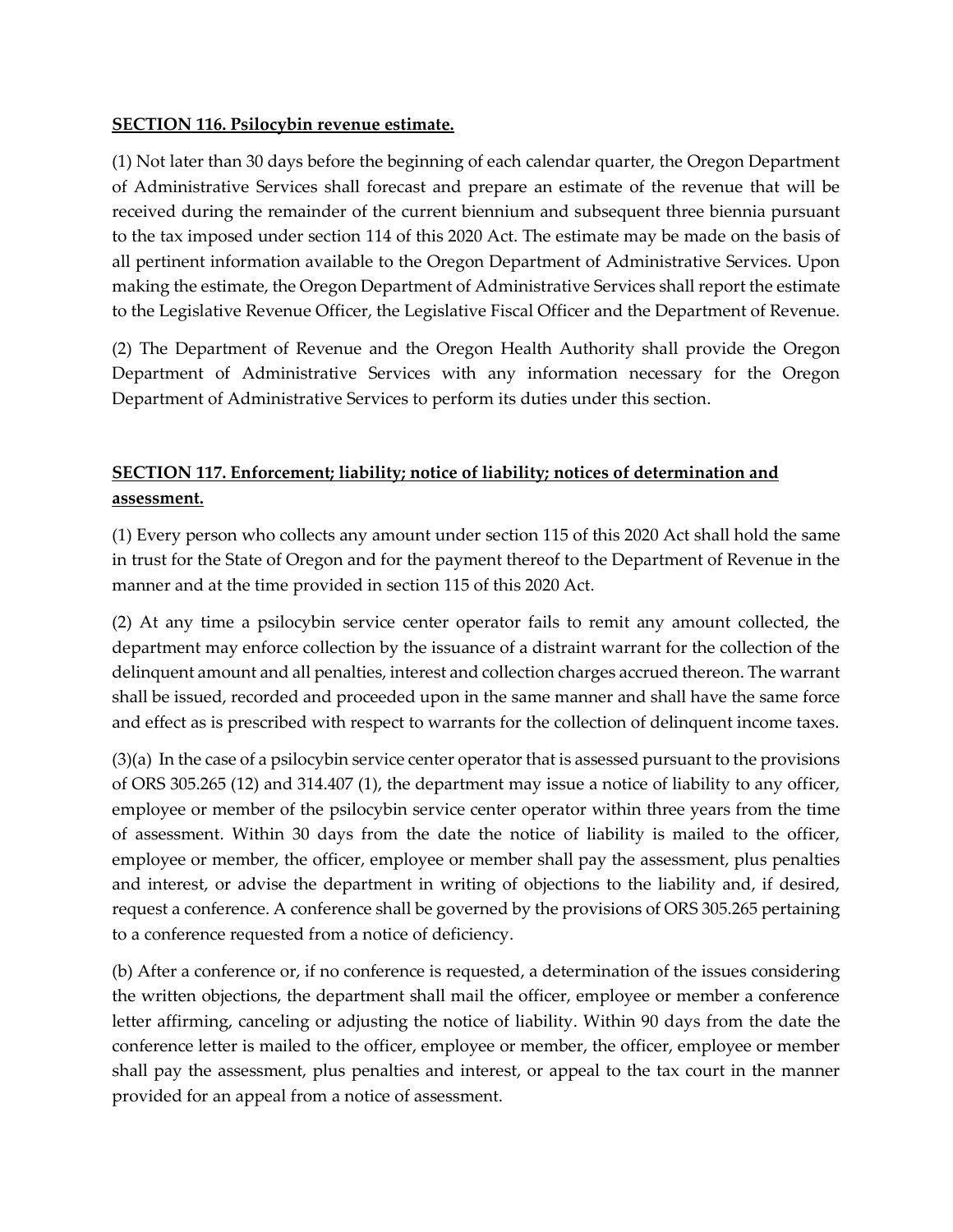**SECTION 116. Psilocybin revenue estimate.**

(1) Not later than 30 days before the beginning of each calendar quarter, the Oregon Department of Administrative Services shall forecast and prepare an estimate of the revenue that will be received during the remainder of the current biennium and subsequent three biennia pursuant to the tax imposed under section 114 of this 2020 Act. The estimate may be made on the basis of all pertinent information available to the Oregon Department of Administrative Services. Upon making the estimate, the Oregon Department of Administrative Services shall report the estimate to the Legislative Revenue Officer, the Legislative Fiscal Officer and the Department of Revenue.

(2) The Department of Revenue and the Oregon Health Authority shall provide the Oregon Department of Administrative Services with any information necessary for the Oregon Department of Administrative Services to perform its duties under this section.

**SECTION 117. Enforcement; liability; notice of liability; notices of determination and assessment.**

(1) Every person who collects any amount under section 115 of this 2020 Act shall hold the same in trust for the State of Oregon and for the payment thereof to the Department of Revenue in the manner and at the time provided in section 115 of this 2020 Act.

(2) At any time a psilocybin service center operator fails to remit any amount collected, the department may enforce collection by the issuance of a distraint warrant for the collection of the delinquent amount and all penalties, interest and collection charges accrued thereon. The warrant shall be issued, recorded and proceeded upon in the same manner and shall have the same force and effect as is prescribed with respect to warrants for the collection of delinquent income taxes.

(3)(a) In the case of a psilocybin service center operator that is assessed pursuant to the provisions of ORS 305.265 (12) and 314.407 (1), the department may issue a notice of liability to any officer, employee or member of the psilocybin service center operator within three years from the time of assessment. Within 30 days from the date the notice of liability is mailed to the officer, employee or member, the officer, employee or member shall pay the assessment, plus penalties and interest, or advise the department in writing of objections to the liability and, if desired, request a conference. A conference shall be governed by the provisions of ORS 305.265 pertaining to a conference requested from a notice of deficiency.

(b) After a conference or, if no conference is requested, a determination of the issues considering the written objections, the department shall mail the officer, employee or member a conference letter affirming, canceling or adjusting the notice of liability. Within 90 days from the date the conference letter is mailed to the officer, employee or member, the officer, employee or member shall pay the assessment, plus penalties and interest, or appeal to the tax court in the manner provided for an appeal from a notice of assessment.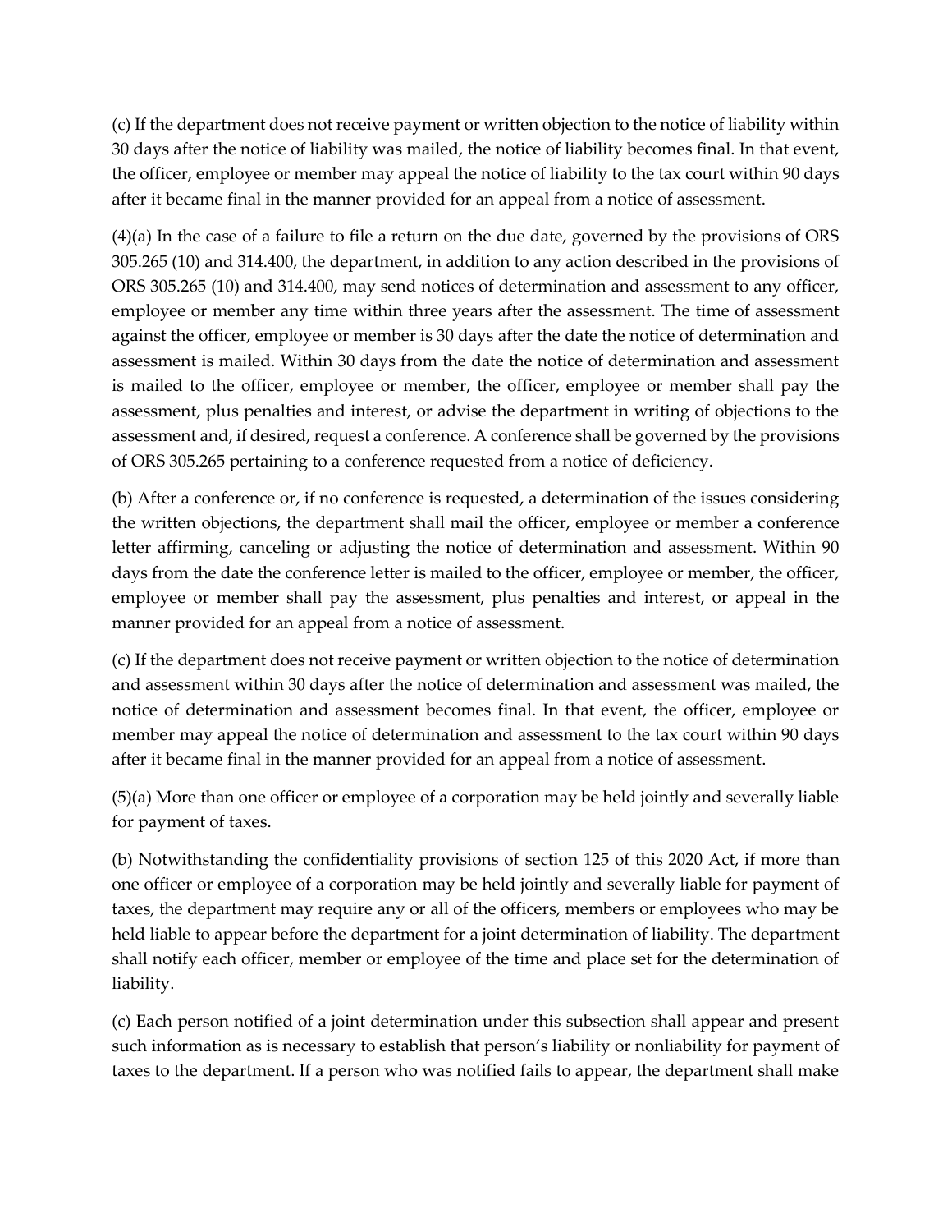(c) If the department does not receive payment or written objection to the notice of liability within 30 days after the notice of liability was mailed, the notice of liability becomes final. In that event, the officer, employee or member may appeal the notice of liability to the tax court within 90 days after it became final in the manner provided for an appeal from a notice of assessment.

(4)(a) In the case of a failure to file a return on the due date, governed by the provisions of ORS 305.265 (10) and 314.400, the department, in addition to any action described in the provisions of ORS 305.265 (10) and 314.400, may send notices of determination and assessment to any officer, employee or member any time within three years after the assessment. The time of assessment against the officer, employee or member is 30 days after the date the notice of determination and assessment is mailed. Within 30 days from the date the notice of determination and assessment is mailed to the officer, employee or member, the officer, employee or member shall pay the assessment, plus penalties and interest, or advise the department in writing of objections to the assessment and, if desired, request a conference. A conference shall be governed by the provisions of ORS 305.265 pertaining to a conference requested from a notice of deficiency.

(b) After a conference or, if no conference is requested, a determination of the issues considering the written objections, the department shall mail the officer, employee or member a conference letter affirming, canceling or adjusting the notice of determination and assessment. Within 90 days from the date the conference letter is mailed to the officer, employee or member, the officer, employee or member shall pay the assessment, plus penalties and interest, or appeal in the manner provided for an appeal from a notice of assessment.

(c) If the department does not receive payment or written objection to the notice of determination and assessment within 30 days after the notice of determination and assessment was mailed, the notice of determination and assessment becomes final. In that event, the officer, employee or member may appeal the notice of determination and assessment to the tax court within 90 days after it became final in the manner provided for an appeal from a notice of assessment.

(5)(a) More than one officer or employee of a corporation may be held jointly and severally liable for payment of taxes.

(b) Notwithstanding the confidentiality provisions of section 125 of this 2020 Act, if more than one officer or employee of a corporation may be held jointly and severally liable for payment of taxes, the department may require any or all of the officers, members or employees who may be held liable to appear before the department for a joint determination of liability. The department shall notify each officer, member or employee of the time and place set for the determination of liability.

(c) Each person notified of a joint determination under this subsection shall appear and present such information as is necessary to establish that person's liability or nonliability for payment of taxes to the department. If a person who was notified fails to appear, the department shall make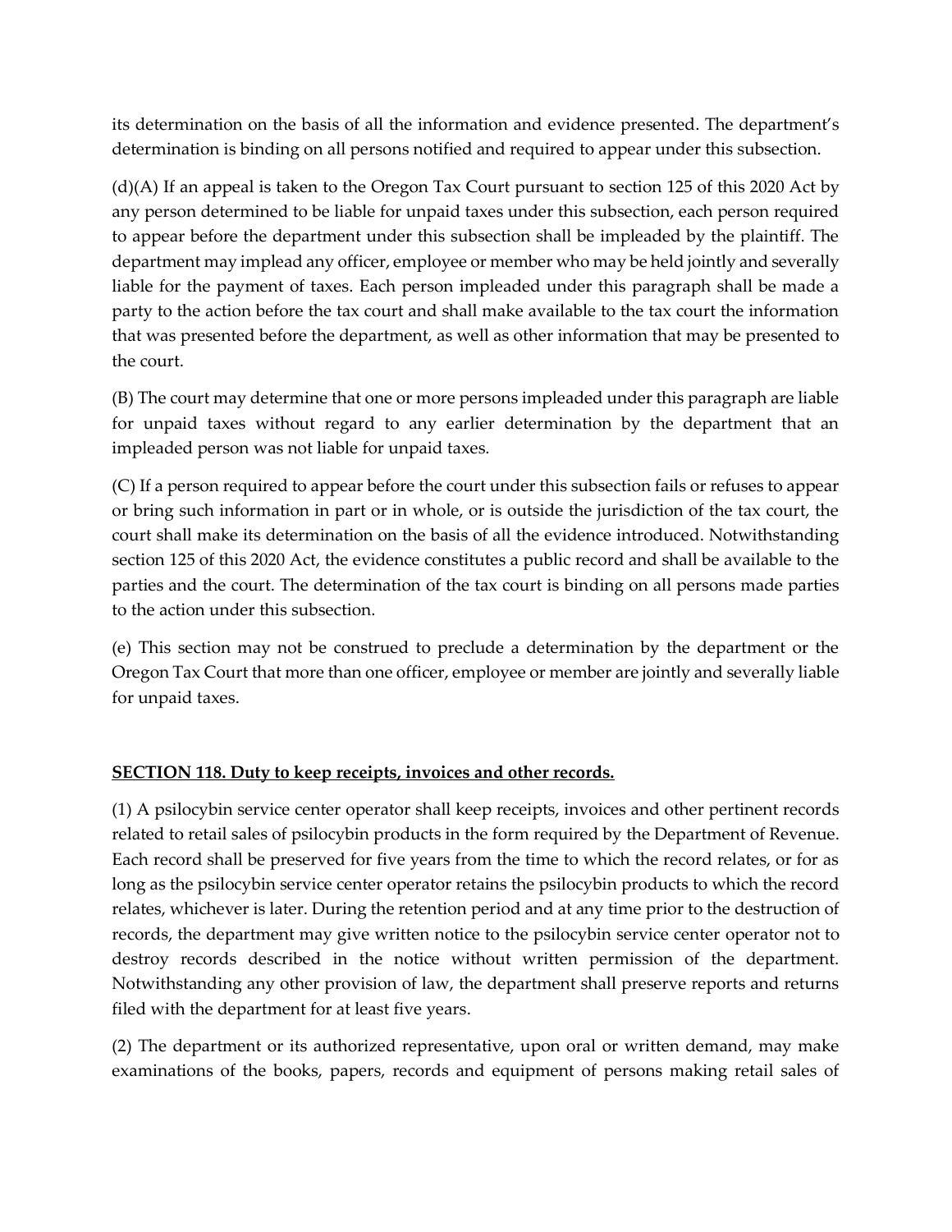its determination on the basis of all the information and evidence presented. The department's determination is binding on all persons notified and required to appear under this subsection.

(d)(A) If an appeal is taken to the Oregon Tax Court pursuant to section 125 of this 2020 Act by any person determined to be liable for unpaid taxes under this subsection, each person required to appear before the department under this subsection shall be impleaded by the plaintiff. The department may implead any officer, employee or member who may be held jointly and severally liable for the payment of taxes. Each person impleaded under this paragraph shall be made a party to the action before the tax court and shall make available to the tax court the information that was presented before the department, as well as other information that may be presented to the court.

(B) The court may determine that one or more persons impleaded under this paragraph are liable for unpaid taxes without regard to any earlier determination by the department that an impleaded person was not liable for unpaid taxes.

(C) If a person required to appear before the court under this subsection fails or refuses to appear or bring such information in part or in whole, or is outside the jurisdiction of the tax court, the court shall make its determination on the basis of all the evidence introduced. Notwithstanding section 125 of this 2020 Act, the evidence constitutes a public record and shall be available to the parties and the court. The determination of the tax court is binding on all persons made parties to the action under this subsection.

(e) This section may not be construed to preclude a determination by the department or the Oregon Tax Court that more than one officer, employee or member are jointly and severally liable for unpaid taxes.

**SECTION 118. Duty to keep receipts, invoices and other records.**

(1) A psilocybin service center operator shall keep receipts, invoices and other pertinent records related to retail sales of psilocybin products in the form required by the Department of Revenue. Each record shall be preserved for five years from the time to which the record relates, or for as long as the psilocybin service center operator retains the psilocybin products to which the record relates, whichever is later. During the retention period and at any time prior to the destruction of records, the department may give written notice to the psilocybin service center operator not to destroy records described in the notice without written permission of the department. Notwithstanding any other provision of law, the department shall preserve reports and returns filed with the department for at least five years.

(2) The department or its authorized representative, upon oral or written demand, may make examinations of the books, papers, records and equipment of persons making retail sales of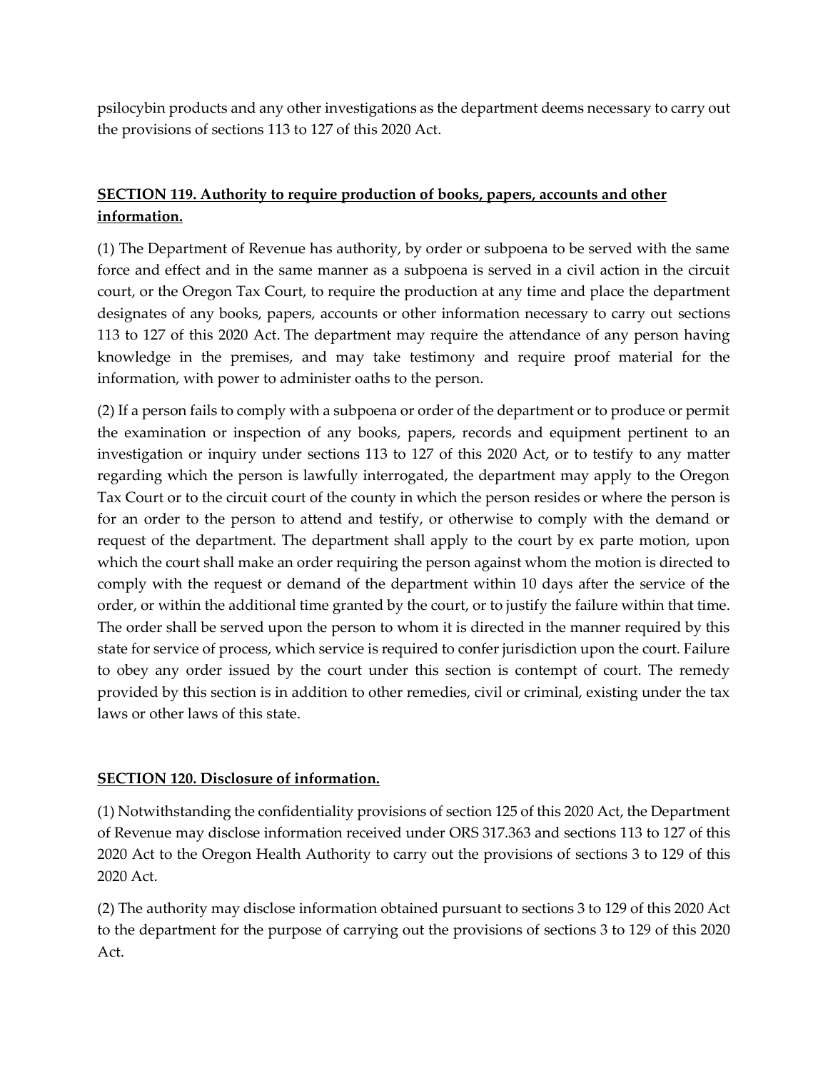psilocybin products and any other investigations as the department deems necessary to carry out the provisions of sections 113 to 127 of this 2020 Act.

## **SECTION 119. Authority to require production of books, papers, accounts and other information.**

(1) The Department of Revenue has authority, by order or subpoena to be served with the same force and effect and in the same manner as a subpoena is served in a civil action in the circuit court, or the Oregon Tax Court, to require the production at any time and place the department designates of any books, papers, accounts or other information necessary to carry out sections 113 to 127 of this 2020 Act. The department may require the attendance of any person having knowledge in the premises, and may take testimony and require proof material for the information, with power to administer oaths to the person.

(2) If a person fails to comply with a subpoena or order of the department or to produce or permit the examination or inspection of any books, papers, records and equipment pertinent to an investigation or inquiry under sections 113 to 127 of this 2020 Act, or to testify to any matter regarding which the person is lawfully interrogated, the department may apply to the Oregon Tax Court or to the circuit court of the county in which the person resides or where the person is for an order to the person to attend and testify, or otherwise to comply with the demand or request of the department. The department shall apply to the court by ex parte motion, upon which the court shall make an order requiring the person against whom the motion is directed to comply with the request or demand of the department within 10 days after the service of the order, or within the additional time granted by the court, or to justify the failure within that time. The order shall be served upon the person to whom it is directed in the manner required by this state for service of process, which service is required to confer jurisdiction upon the court. Failure to obey any order issued by the court under this section is contempt of court. The remedy provided by this section is in addition to other remedies, civil or criminal, existing under the tax laws or other laws of this state.

## **SECTION 120. Disclosure of information.**

(1) Notwithstanding the confidentiality provisions of section 125 of this 2020 Act, the Department of Revenue may disclose information received under ORS 317.363 and sections 113 to 127 of this 2020 Act to the Oregon Health Authority to carry out the provisions of sections 3 to 129 of this 2020 Act.

(2) The authority may disclose information obtained pursuant to sections 3 to 129 of this 2020 Act to the department for the purpose of carrying out the provisions of sections 3 to 129 of this 2020 Act.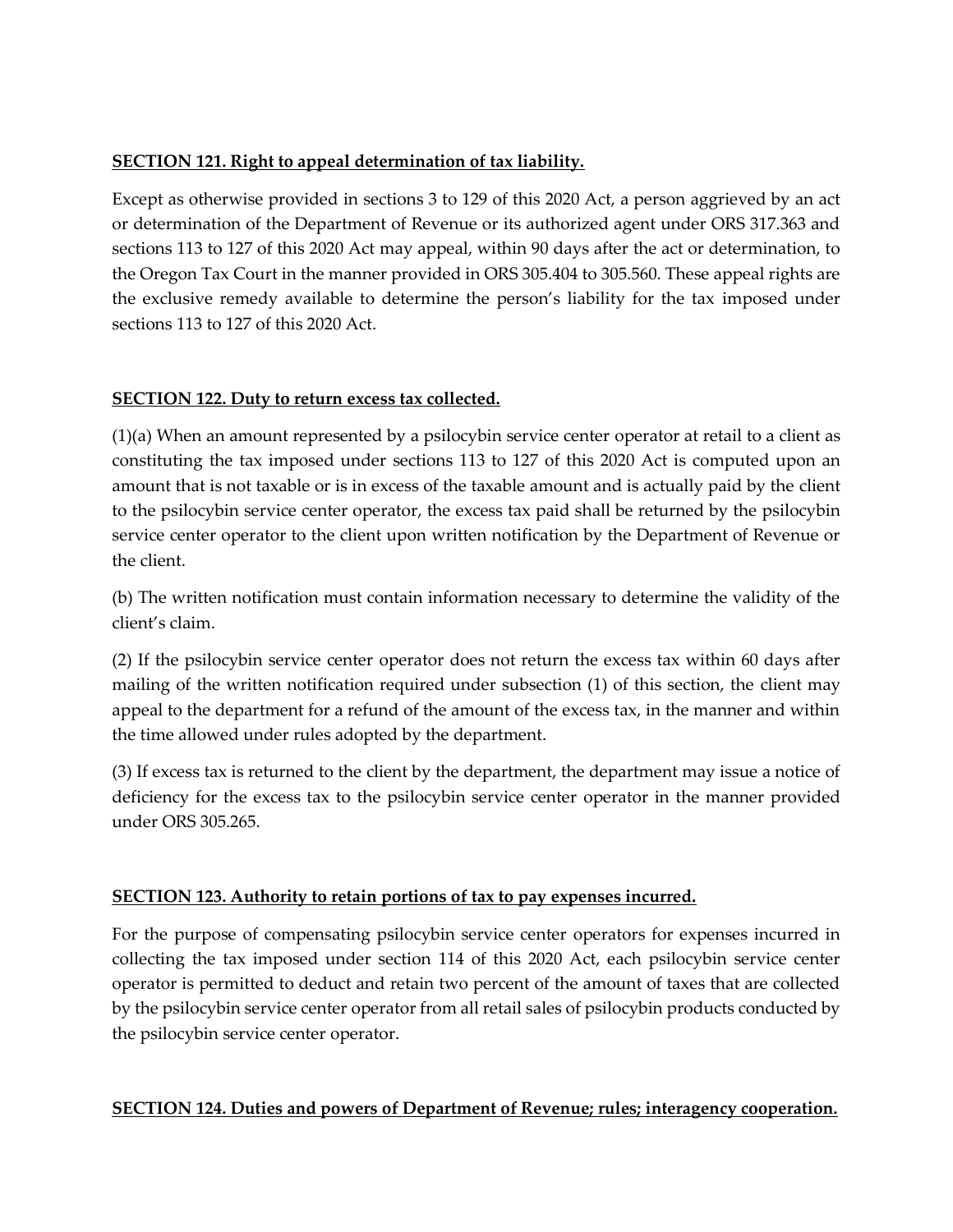**SECTION 121. Right to appeal determination of tax liability.**

Except as otherwise provided in sections 3 to 129 of this 2020 Act, a person aggrieved by an act or determination of the Department of Revenue or its authorized agent under ORS 317.363 and sections 113 to 127 of this 2020 Act may appeal, within 90 days after the act or determination, to the Oregon Tax Court in the manner provided in ORS 305.404 to 305.560. These appeal rights are the exclusive remedy available to determine the person's liability for the tax imposed under sections 113 to 127 of this 2020 Act.

**SECTION 122. Duty to return excess tax collected.**

(1)(a) When an amount represented by a psilocybin service center operator at retail to a client as constituting the tax imposed under sections 113 to 127 of this 2020 Act is computed upon an amount that is not taxable or is in excess of the taxable amount and is actually paid by the client to the psilocybin service center operator, the excess tax paid shall be returned by the psilocybin service center operator to the client upon written notification by the Department of Revenue or the client.

(b) The written notification must contain information necessary to determine the validity of the client's claim.

(2) If the psilocybin service center operator does not return the excess tax within 60 days after mailing of the written notification required under subsection (1) of this section, the client may appeal to the department for a refund of the amount of the excess tax, in the manner and within the time allowed under rules adopted by the department.

(3) If excess tax is returned to the client by the department, the department may issue a notice of deficiency for the excess tax to the psilocybin service center operator in the manner provided under ORS 305.265.

**SECTION 123. Authority to retain portions of tax to pay expenses incurred.**

For the purpose of compensating psilocybin service center operators for expenses incurred in collecting the tax imposed under section 114 of this 2020 Act, each psilocybin service center operator is permitted to deduct and retain two percent of the amount of taxes that are collected by the psilocybin service center operator from all retail sales of psilocybin products conducted by the psilocybin service center operator.

**SECTION 124. Duties and powers of Department of Revenue; rules; interagency cooperation.**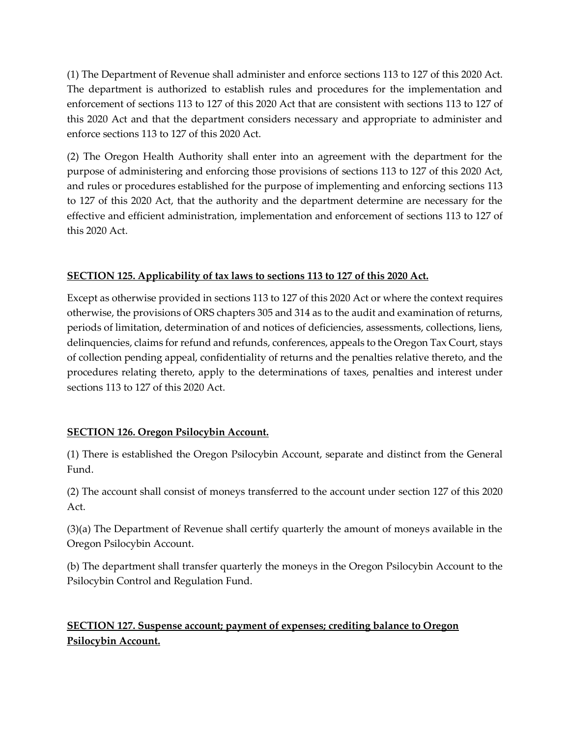(1) The Department of Revenue shall administer and enforce sections 113 to 127 of this 2020 Act. The department is authorized to establish rules and procedures for the implementation and enforcement of sections 113 to 127 of this 2020 Act that are consistent with sections 113 to 127 of this 2020 Act and that the department considers necessary and appropriate to administer and enforce sections 113 to 127 of this 2020 Act.

(2) The Oregon Health Authority shall enter into an agreement with the department for the purpose of administering and enforcing those provisions of sections 113 to 127 of this 2020 Act, and rules or procedures established for the purpose of implementing and enforcing sections 113 to 127 of this 2020 Act, that the authority and the department determine are necessary for the effective and efficient administration, implementation and enforcement of sections 113 to 127 of this 2020 Act.

**SECTION 125. Applicability of tax laws to sections 113 to 127 of this 2020 Act.**

Except as otherwise provided in sections 113 to 127 of this 2020 Act or where the context requires otherwise, the provisions of ORS chapters 305 and 314 as to the audit and examination of returns, periods of limitation, determination of and notices of deficiencies, assessments, collections, liens, delinquencies, claims for refund and refunds, conferences, appeals to the Oregon Tax Court, stays of collection pending appeal, confidentiality of returns and the penalties relative thereto, and the procedures relating thereto, apply to the determinations of taxes, penalties and interest under sections 113 to 127 of this 2020 Act.

**SECTION 126. Oregon Psilocybin Account.**

(1) There is established the Oregon Psilocybin Account, separate and distinct from the General Fund.

(2) The account shall consist of moneys transferred to the account under section 127 of this 2020 Act.

(3)(a) The Department of Revenue shall certify quarterly the amount of moneys available in the Oregon Psilocybin Account.

(b) The department shall transfer quarterly the moneys in the Oregon Psilocybin Account to the Psilocybin Control and Regulation Fund.

**SECTION 127. Suspense account; payment of expenses; crediting balance to Oregon Psilocybin Account.**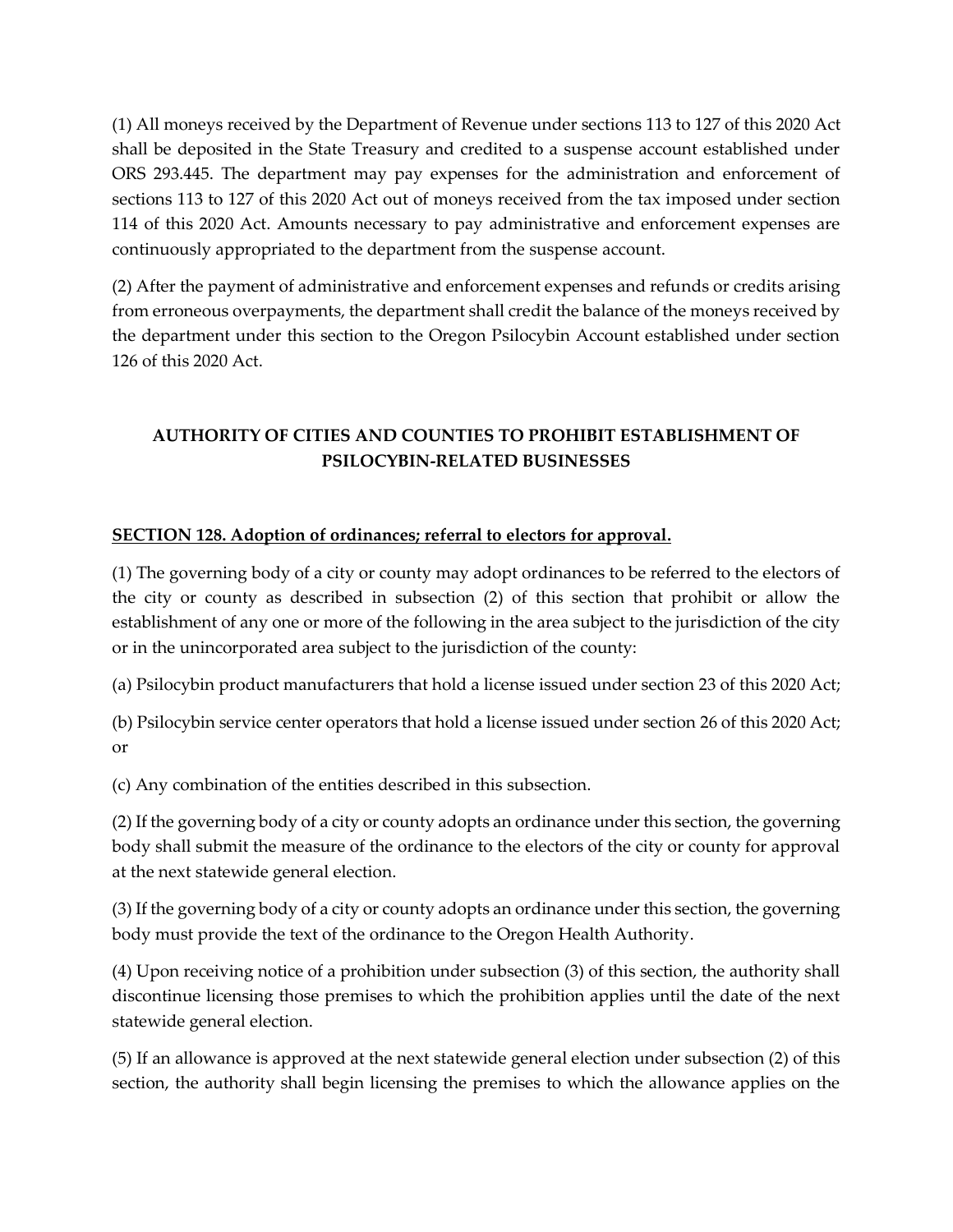(1) All moneys received by the Department of Revenue under sections 113 to 127 of this 2020 Act shall be deposited in the State Treasury and credited to a suspense account established under ORS 293.445. The department may pay expenses for the administration and enforcement of sections 113 to 127 of this 2020 Act out of moneys received from the tax imposed under section 114 of this 2020 Act. Amounts necessary to pay administrative and enforcement expenses are continuously appropriated to the department from the suspense account.

(2) After the payment of administrative and enforcement expenses and refunds or credits arising from erroneous overpayments, the department shall credit the balance of the moneys received by the department under this section to the Oregon Psilocybin Account established under section 126 of this 2020 Act.

## AUTHORITY OF CITIES AND COUNTIES TO PROHIBIT ESTABLISHMENT OF PSILOCYBIN-RELATED BUSINESSES

### SECTION 128. Adoption of ordinances; referral to electors for approval.

(1) The governing body of a city or county may adopt ordinances to be referred to the electors of the city or county as described in subsection (2) of this section that prohibit or allow the establishment of any one or more of the following in the area subject to the jurisdiction of the city or in the unincorporated area subject to the jurisdiction of the county:

(a) Psilocybin product manufacturers that hold a license issued under section 23 of this 2020 Act;

(b) Psilocybin service center operators that hold a license issued under section 26 of this 2020 Act; or

(c) Any combination of the entities described in this subsection.

(2) If the governing body of a city or county adopts an ordinance under this section, the governing body shall submit the measure of the ordinance to the electors of the city or county for approval at the next statewide general election.

(3) If the governing body of a city or county adopts an ordinance under this section, the governing body must provide the text of the ordinance to the Oregon Health Authority.

(4) Upon receiving notice of a prohibition under subsection (3) of this section, the authority shall discontinue licensing those premises to which the prohibition applies until the date of the next statewide general election.

(5) If an allowance is approved at the next statewide general election under subsection (2) of this section, the authority shall begin licensing the premises to which the allowance applies on the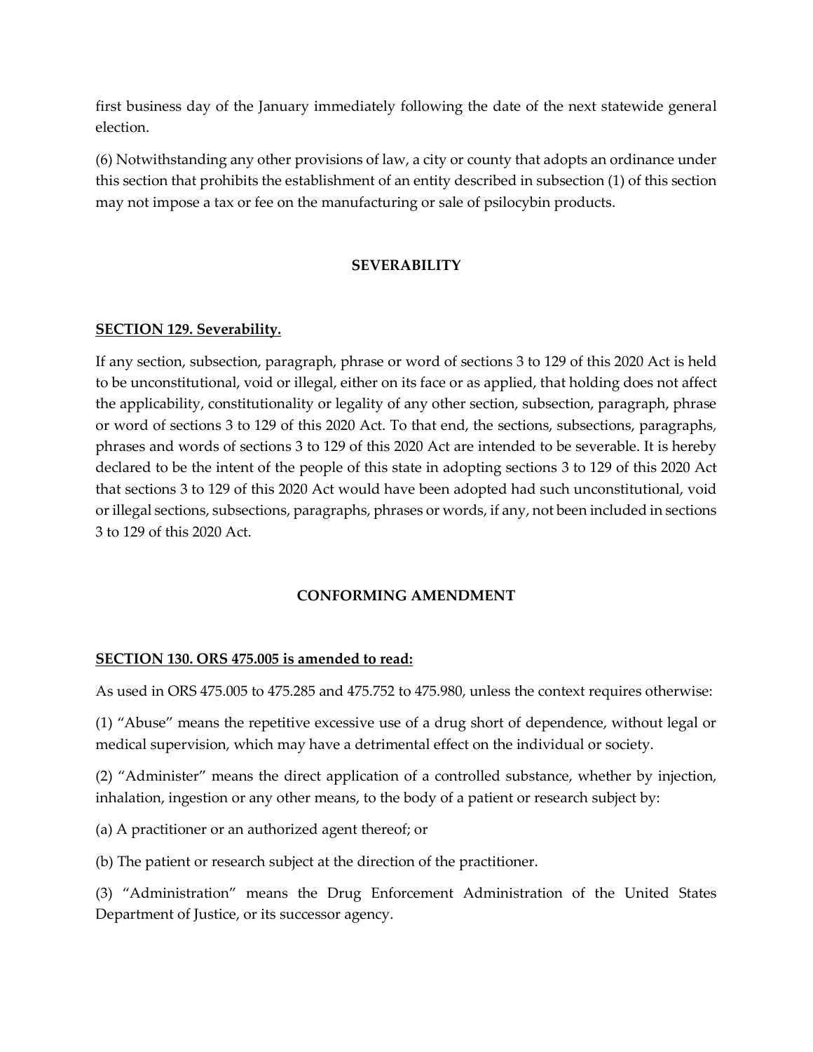first business day of the January immediately following the date of the next statewide general election.

(6) Notwithstanding any other provisions of law, a city or county that adopts an ordinance under this section that prohibits the establishment of an entity described in subsection (1) of this section may not impose a tax or fee on the manufacturing or sale of psilocybin products.

## SEVERABILITY

**SECTION 129. Severability.**

If any section, subsection, paragraph, phrase or word of sections 3 to 129 of this 2020 Act is held to be unconstitutional, void or illegal, either on its face or as applied, that holding does not affect the applicability, constitutionality or legality of any other section, subsection, paragraph, phrase or word of sections 3 to 129 of this 2020 Act. To that end, the sections, subsections, paragraphs, phrases and words of sections 3 to 129 of this 2020 Act are intended to be severable. It is hereby declared to be the intent of the people of this state in adopting sections 3 to 129 of this 2020 Act that sections 3 to 129 of this 2020 Act would have been adopted had such unconstitutional, void or illegal sections, subsections, paragraphs, phrases or words, if any, not been included in sections 3 to 129 of this 2020 Act.

## CONFORMING AMENDMENT

**SECTION 130. ORS 475.005 is amended to read:**

As used in ORS 475.005 to 475.285 and 475.752 to 475.980, unless the context requires otherwise:

(1) "Abuse" means the repetitive excessive use of a drug short of dependence, without legal or medical supervision, which may have a detrimental effect on the individual or society.

(2) "Administer" means the direct application of a controlled substance, whether by injection, inhalation, ingestion or any other means, to the body of a patient or research subject by:

(a) A practitioner or an authorized agent thereof; or

(b) The patient or research subject at the direction of the practitioner.

(3) "Administration" means the Drug Enforcement Administration of the United States Department of Justice, or its successor agency.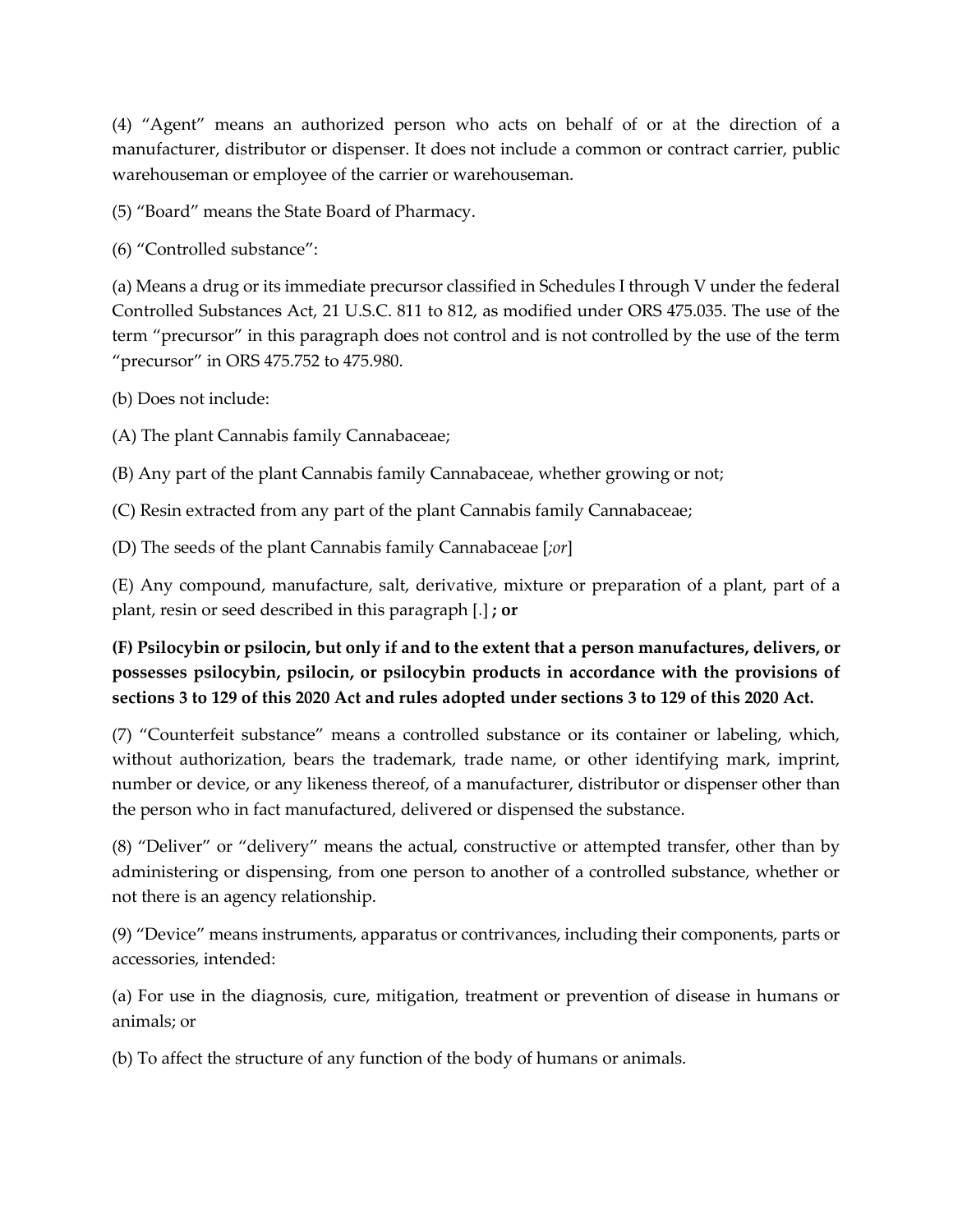(4) “Agent” means an authorized person who acts on behalf of or at the direction of a manufacturer, distributor or dispenser. It does not include a common or contract carrier, public warehouseman or employee of the carrier or warehouseman.

(5) “Board” means the State Board of Pharmacy.

(6) “Controlled substance”:

(a) Means a drug or its immediate precursor classified in Schedules I through V under the federal Controlled Substances Act, 21 U.S.C. 811 to 812, as modified under ORS 475.035. The use of the term “precursor” in this paragraph does not control and is not controlled by the use of the term “precursor” in ORS 475.752 to 475.980.

(b) Does not include:

(A) The plant Cannabis family Cannabaceae;

(B) Any part of the plant Cannabis family Cannabaceae, whether growing or not;

(C) Resin extracted from any part of the plant Cannabis family Cannabaceae;

(D) The seeds of the plant Cannabis family Cannabaceae [*;or*]

(E) Any compound, manufacture, salt, derivative, mixture or preparation of a plant, part of a plant, resin or seed described in this paragraph [.] **; or**

**(F) Psilocybin or psilocin, but only if and to the extent that a person manufactures, delivers, or possesses psilocybin, psilocin, or psilocybin products in accordance with the provisions of sections 3 to 129 of this 2020 Act and rules adopted under sections 3 to 129 of this 2020 Act.**

(7) “Counterfeit substance” means a controlled substance or its container or labeling, which, without authorization, bears the trademark, trade name, or other identifying mark, imprint, number or device, or any likeness thereof, of a manufacturer, distributor or dispenser other than the person who in fact manufactured, delivered or dispensed the substance.

(8) “Deliver” or “delivery” means the actual, constructive or attempted transfer, other than by administering or dispensing, from one person to another of a controlled substance, whether or not there is an agency relationship.

(9) “Device” means instruments, apparatus or contrivances, including their components, parts or accessories, intended:

(a) For use in the diagnosis, cure, mitigation, treatment or prevention of disease in humans or animals; or

(b) To affect the structure of any function of the body of humans or animals.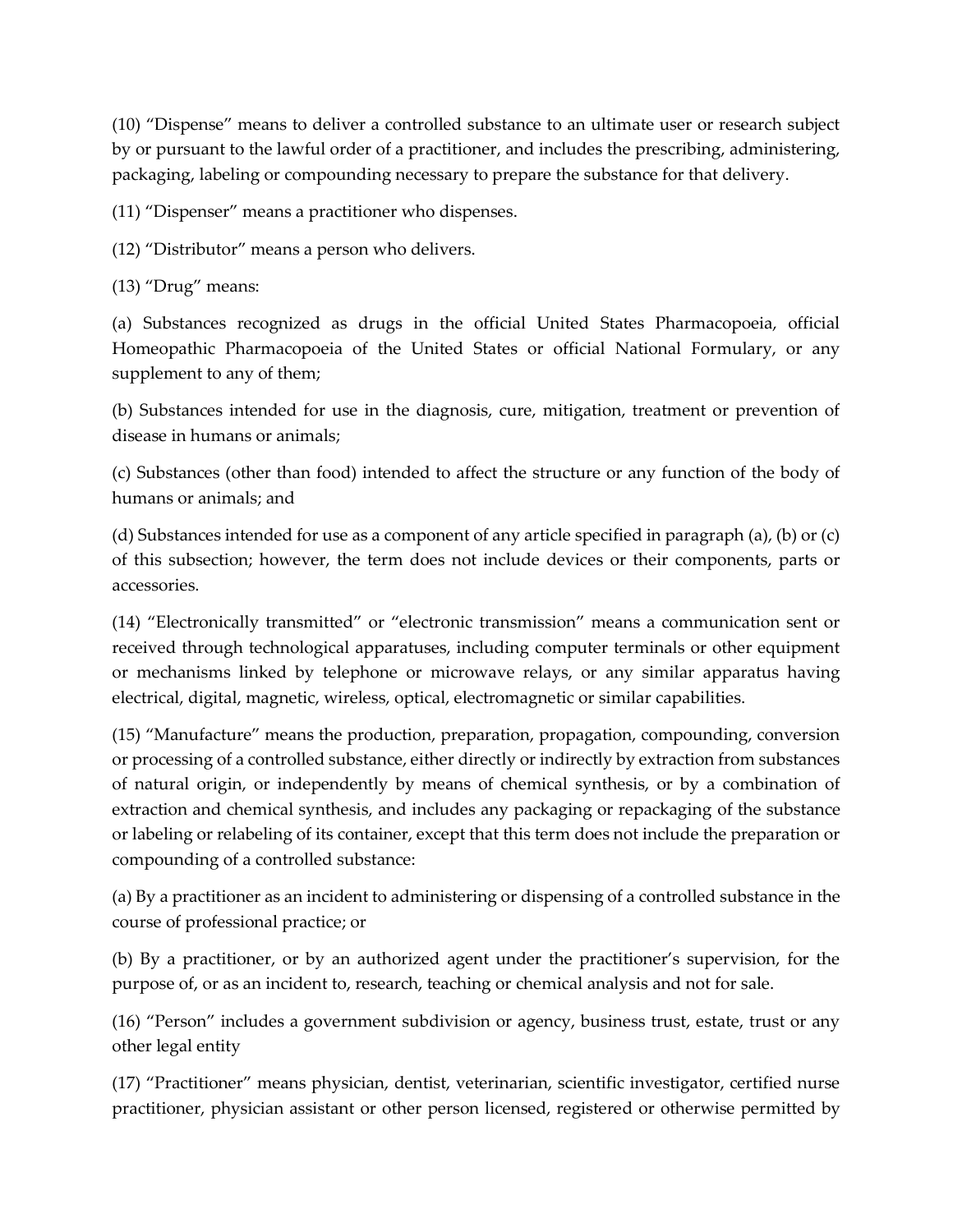(10) “Dispense” means to deliver a controlled substance to an ultimate user or research subject by or pursuant to the lawful order of a practitioner, and includes the prescribing, administering, packaging, labeling or compounding necessary to prepare the substance for that delivery.

(11) “Dispenser” means a practitioner who dispenses.

(12) “Distributor” means a person who delivers.

(13) “Drug” means:

(a) Substances recognized as drugs in the official United States Pharmacopoeia, official Homeopathic Pharmacopoeia of the United States or official National Formulary, or any supplement to any of them;

(b) Substances intended for use in the diagnosis, cure, mitigation, treatment or prevention of disease in humans or animals;

(c) Substances (other than food) intended to affect the structure or any function of the body of humans or animals; and

(d) Substances intended for use as a component of any article specified in paragraph (a), (b) or (c) of this subsection; however, the term does not include devices or their components, parts or accessories.

(14) “Electronically transmitted” or “electronic transmission” means a communication sent or received through technological apparatuses, including computer terminals or other equipment or mechanisms linked by telephone or microwave relays, or any similar apparatus having electrical, digital, magnetic, wireless, optical, electromagnetic or similar capabilities.

(15) “Manufacture” means the production, preparation, propagation, compounding, conversion or processing of a controlled substance, either directly or indirectly by extraction from substances of natural origin, or independently by means of chemical synthesis, or by a combination of extraction and chemical synthesis, and includes any packaging or repackaging of the substance or labeling or relabeling of its container, except that this term does not include the preparation or compounding of a controlled substance:

(a) By a practitioner as an incident to administering or dispensing of a controlled substance in the course of professional practice; or

(b) By a practitioner, or by an authorized agent under the practitioner’s supervision, for the purpose of, or as an incident to, research, teaching or chemical analysis and not for sale.

(16) “Person” includes a government subdivision or agency, business trust, estate, trust or any other legal entity

(17) “Practitioner” means physician, dentist, veterinarian, scientific investigator, certified nurse practitioner, physician assistant or other person licensed, registered or otherwise permitted by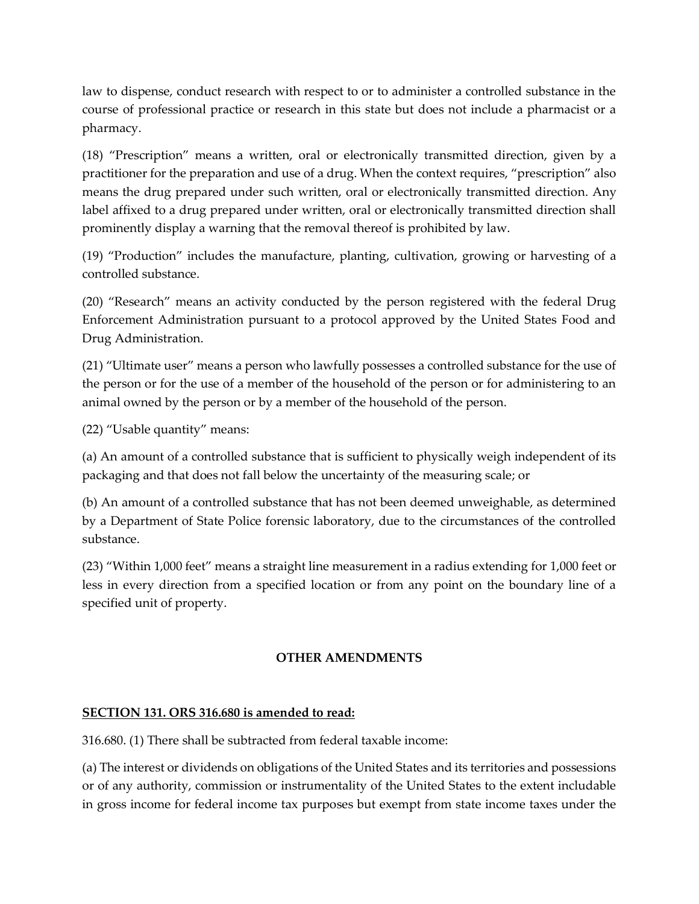law to dispense, conduct research with respect to or to administer a controlled substance in the course of professional practice or research in this state but does not include a pharmacist or a pharmacy.

(18) "Prescription" means a written, oral or electronically transmitted direction, given by a practitioner for the preparation and use of a drug. When the context requires, "prescription" also means the drug prepared under such written, oral or electronically transmitted direction. Any label affixed to a drug prepared under written, oral or electronically transmitted direction shall prominently display a warning that the removal thereof is prohibited by law.

(19) "Production" includes the manufacture, planting, cultivation, growing or harvesting of a controlled substance.

(20) "Research" means an activity conducted by the person registered with the federal Drug Enforcement Administration pursuant to a protocol approved by the United States Food and Drug Administration.

(21) "Ultimate user" means a person who lawfully possesses a controlled substance for the use of the person or for the use of a member of the household of the person or for administering to an animal owned by the person or by a member of the household of the person.

(22) "Usable quantity" means:

(a) An amount of a controlled substance that is sufficient to physically weigh independent of its packaging and that does not fall below the uncertainty of the measuring scale; or

(b) An amount of a controlled substance that has not been deemed unweighable, as determined by a Department of State Police forensic laboratory, due to the circumstances of the controlled substance.

(23) "Within 1,000 feet" means a straight line measurement in a radius extending for 1,000 feet or less in every direction from a specified location or from any point on the boundary line of a specified unit of property.

## OTHER AMENDMENTS

**SECTION 131. ORS 316.680 is amended to read:**

316.680. (1) There shall be subtracted from federal taxable income:

(a) The interest or dividends on obligations of the United States and its territories and possessions or of any authority, commission or instrumentality of the United States to the extent includable in gross income for federal income tax purposes but exempt from state income taxes under the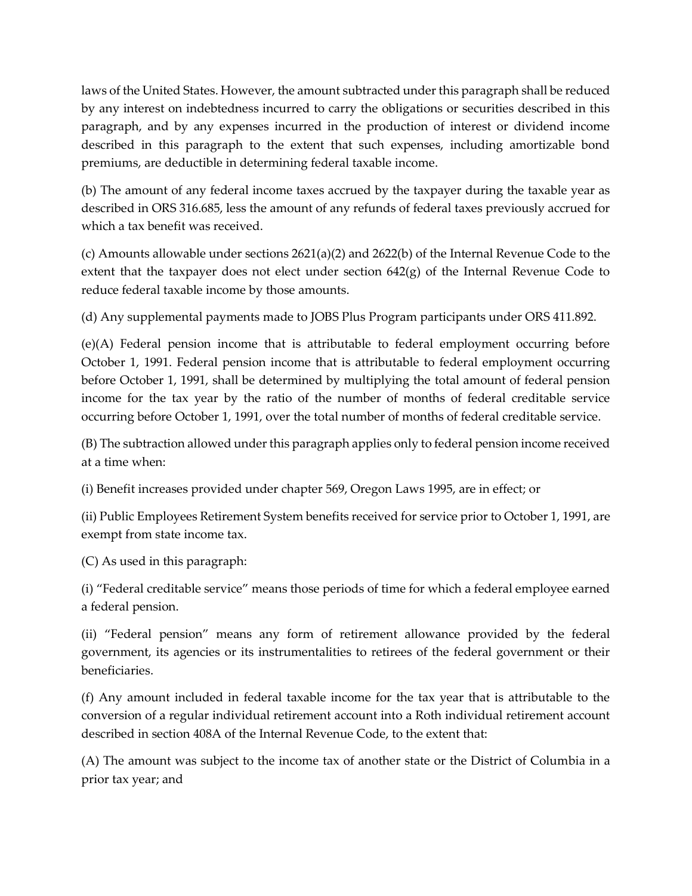laws of the United States. However, the amount subtracted under this paragraph shall be reduced by any interest on indebtedness incurred to carry the obligations or securities described in this paragraph, and by any expenses incurred in the production of interest or dividend income described in this paragraph to the extent that such expenses, including amortizable bond premiums, are deductible in determining federal taxable income.

(b) The amount of any federal income taxes accrued by the taxpayer during the taxable year as described in ORS 316.685, less the amount of any refunds of federal taxes previously accrued for which a tax benefit was received.

(c) Amounts allowable under sections 2621(a)(2) and 2622(b) of the Internal Revenue Code to the extent that the taxpayer does not elect under section 642(g) of the Internal Revenue Code to reduce federal taxable income by those amounts.

(d) Any supplemental payments made to JOBS Plus Program participants under ORS 411.892.

(e)(A) Federal pension income that is attributable to federal employment occurring before October 1, 1991. Federal pension income that is attributable to federal employment occurring before October 1, 1991, shall be determined by multiplying the total amount of federal pension income for the tax year by the ratio of the number of months of federal creditable service occurring before October 1, 1991, over the total number of months of federal creditable service.

(B) The subtraction allowed under this paragraph applies only to federal pension income received at a time when:

(i) Benefit increases provided under chapter 569, Oregon Laws 1995, are in effect; or

(ii) Public Employees Retirement System benefits received for service prior to October 1, 1991, are exempt from state income tax.

(C) As used in this paragraph:

(i) "Federal creditable service" means those periods of time for which a federal employee earned a federal pension.

(ii) "Federal pension" means any form of retirement allowance provided by the federal government, its agencies or its instrumentalities to retirees of the federal government or their beneficiaries.

(f) Any amount included in federal taxable income for the tax year that is attributable to the conversion of a regular individual retirement account into a Roth individual retirement account described in section 408A of the Internal Revenue Code, to the extent that:

(A) The amount was subject to the income tax of another state or the District of Columbia in a prior tax year; and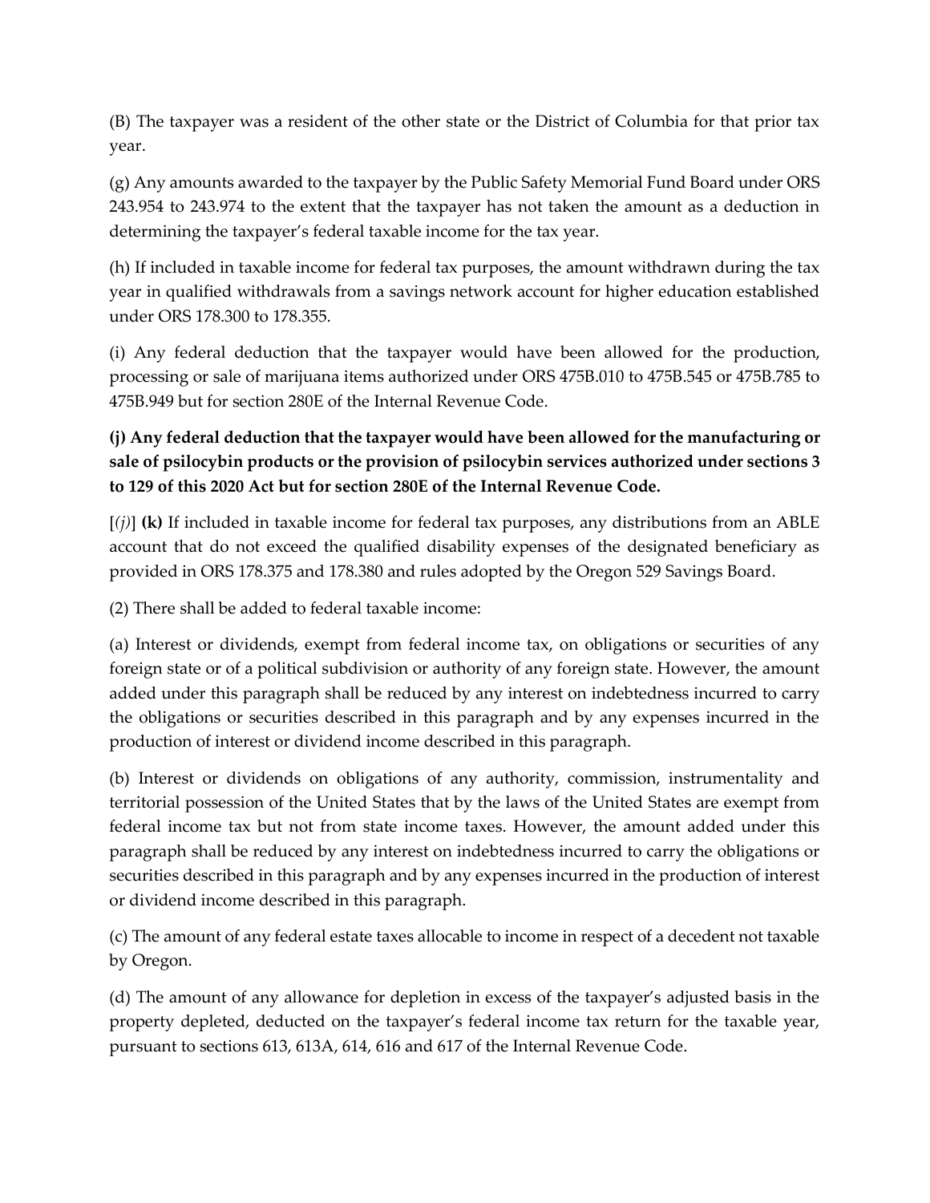(B) The taxpayer was a resident of the other state or the District of Columbia for that prior tax year.

(g) Any amounts awarded to the taxpayer by the Public Safety Memorial Fund Board under ORS 243.954 to 243.974 to the extent that the taxpayer has not taken the amount as a deduction in determining the taxpayer's federal taxable income for the tax year.

(h) If included in taxable income for federal tax purposes, the amount withdrawn during the tax year in qualified withdrawals from a savings network account for higher education established under ORS 178.300 to 178.355.

(i) Any federal deduction that the taxpayer would have been allowed for the production, processing or sale of marijuana items authorized under ORS 475B.010 to 475B.545 or 475B.785 to 475B.949 but for section 280E of the Internal Revenue Code.

**(j) Any federal deduction that the taxpayer would have been allowed for the manufacturing or sale of psilocybin products or the provision of psilocybin services authorized under sections 3 to 129 of this 2020 Act but for section 280E of the Internal Revenue Code.**

[*(j)*] **(k)** If included in taxable income for federal tax purposes, any distributions from an ABLE account that do not exceed the qualified disability expenses of the designated beneficiary as provided in ORS 178.375 and 178.380 and rules adopted by the Oregon 529 Savings Board.

(2) There shall be added to federal taxable income:

(a) Interest or dividends, exempt from federal income tax, on obligations or securities of any foreign state or of a political subdivision or authority of any foreign state. However, the amount added under this paragraph shall be reduced by any interest on indebtedness incurred to carry the obligations or securities described in this paragraph and by any expenses incurred in the production of interest or dividend income described in this paragraph.

(b) Interest or dividends on obligations of any authority, commission, instrumentality and territorial possession of the United States that by the laws of the United States are exempt from federal income tax but not from state income taxes. However, the amount added under this paragraph shall be reduced by any interest on indebtedness incurred to carry the obligations or securities described in this paragraph and by any expenses incurred in the production of interest or dividend income described in this paragraph.

(c) The amount of any federal estate taxes allocable to income in respect of a decedent not taxable by Oregon.

(d) The amount of any allowance for depletion in excess of the taxpayer's adjusted basis in the property depleted, deducted on the taxpayer's federal income tax return for the taxable year, pursuant to sections 613, 613A, 614, 616 and 617 of the Internal Revenue Code.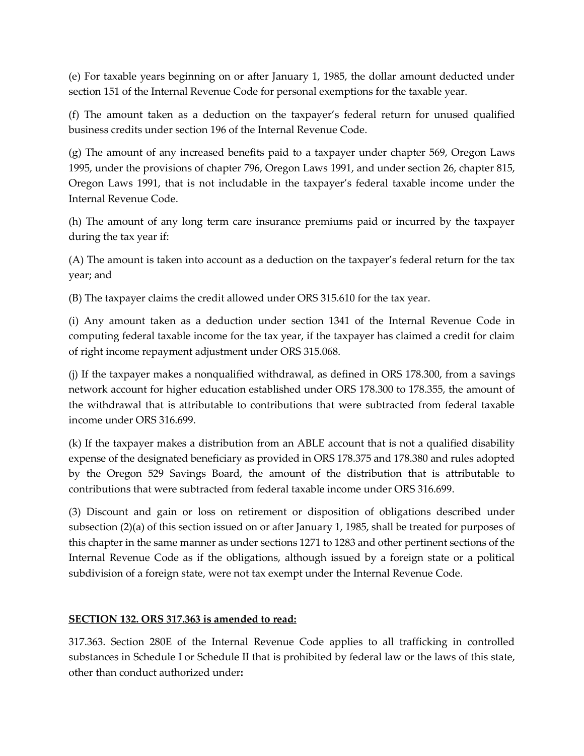(e) For taxable years beginning on or after January 1, 1985, the dollar amount deducted under section 151 of the Internal Revenue Code for personal exemptions for the taxable year.

(f) The amount taken as a deduction on the taxpayer's federal return for unused qualified business credits under section 196 of the Internal Revenue Code.

(g) The amount of any increased benefits paid to a taxpayer under chapter 569, Oregon Laws 1995, under the provisions of chapter 796, Oregon Laws 1991, and under section 26, chapter 815, Oregon Laws 1991, that is not includable in the taxpayer's federal taxable income under the Internal Revenue Code.

(h) The amount of any long term care insurance premiums paid or incurred by the taxpayer during the tax year if:

(A) The amount is taken into account as a deduction on the taxpayer's federal return for the tax year; and

(B) The taxpayer claims the credit allowed under ORS 315.610 for the tax year.

(i) Any amount taken as a deduction under section 1341 of the Internal Revenue Code in computing federal taxable income for the tax year, if the taxpayer has claimed a credit for claim of right income repayment adjustment under ORS 315.068.

(j) If the taxpayer makes a nonqualified withdrawal, as defined in ORS 178.300, from a savings network account for higher education established under ORS 178.300 to 178.355, the amount of the withdrawal that is attributable to contributions that were subtracted from federal taxable income under ORS 316.699.

(k) If the taxpayer makes a distribution from an ABLE account that is not a qualified disability expense of the designated beneficiary as provided in ORS 178.375 and 178.380 and rules adopted by the Oregon 529 Savings Board, the amount of the distribution that is attributable to contributions that were subtracted from federal taxable income under ORS 316.699.

(3) Discount and gain or loss on retirement or disposition of obligations described under subsection (2)(a) of this section issued on or after January 1, 1985, shall be treated for purposes of this chapter in the same manner as under sections 1271 to 1283 and other pertinent sections of the Internal Revenue Code as if the obligations, although issued by a foreign state or a political subdivision of a foreign state, were not tax exempt under the Internal Revenue Code.

**SECTION 132. ORS 317.363 is amended to read:**

317.363. Section 280E of the Internal Revenue Code applies to all trafficking in controlled substances in Schedule I or Schedule II that is prohibited by federal law or the laws of this state, other than conduct authorized under**:**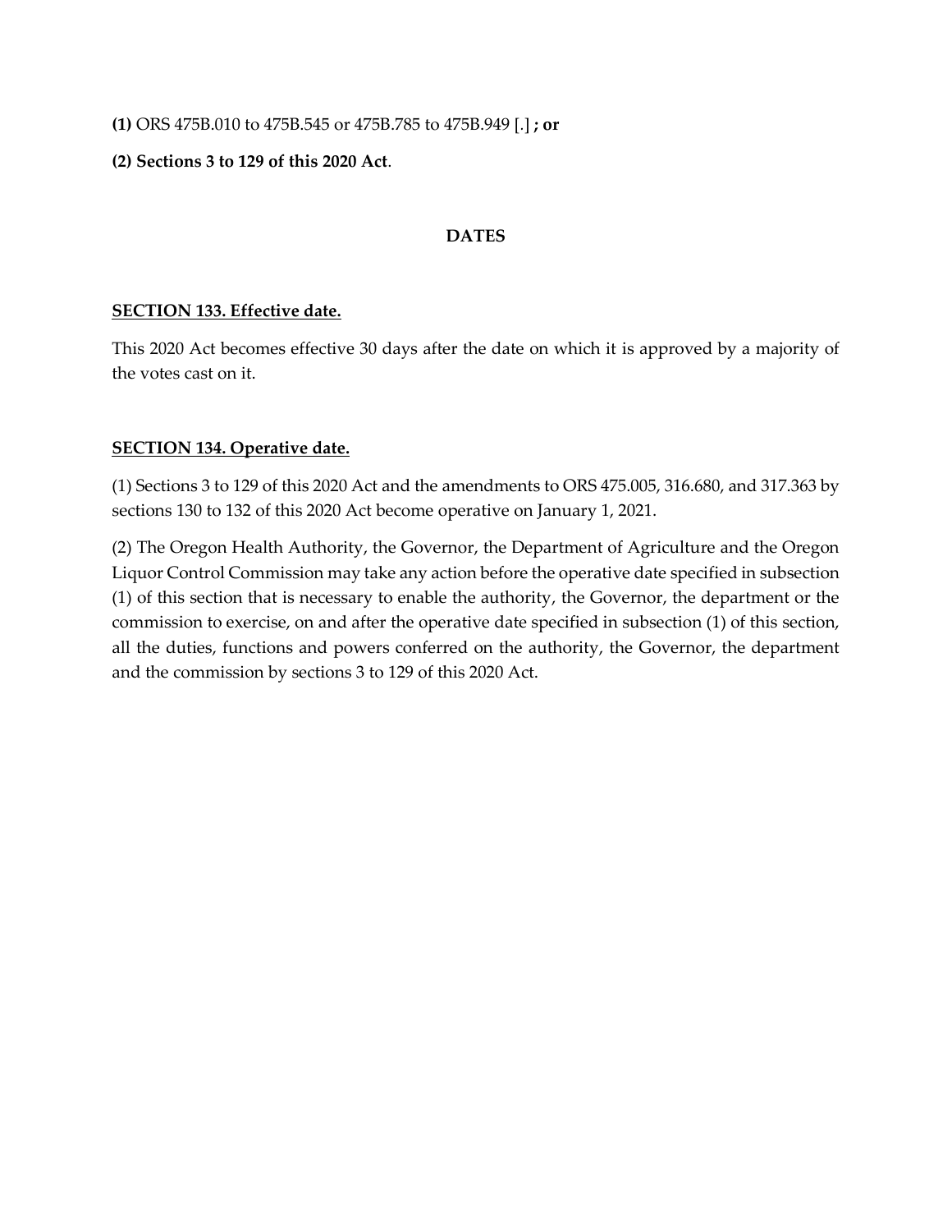**(1)** ORS 475B.010 to 475B.545 or 475B.785 to 475B.949 [.] **; or**

**(2) Sections 3 to 129 of this 2020 Act**.

### DATES

**SECTION 133. Effective date.**

This 2020 Act becomes effective 30 days after the date on which it is approved by a majority of the votes cast on it.

**SECTION 134. Operative date.**

(1) Sections 3 to 129 of this 2020 Act and the amendments to ORS 475.005, 316.680, and 317.363 by sections 130 to 132 of this 2020 Act become operative on January 1, 2021.

(2) The Oregon Health Authority, the Governor, the Department of Agriculture and the Oregon Liquor Control Commission may take any action before the operative date specified in subsection (1) of this section that is necessary to enable the authority, the Governor, the department or the commission to exercise, on and after the operative date specified in subsection (1) of this section, all the duties, functions and powers conferred on the authority, the Governor, the department and the commission by sections 3 to 129 of this 2020 Act.